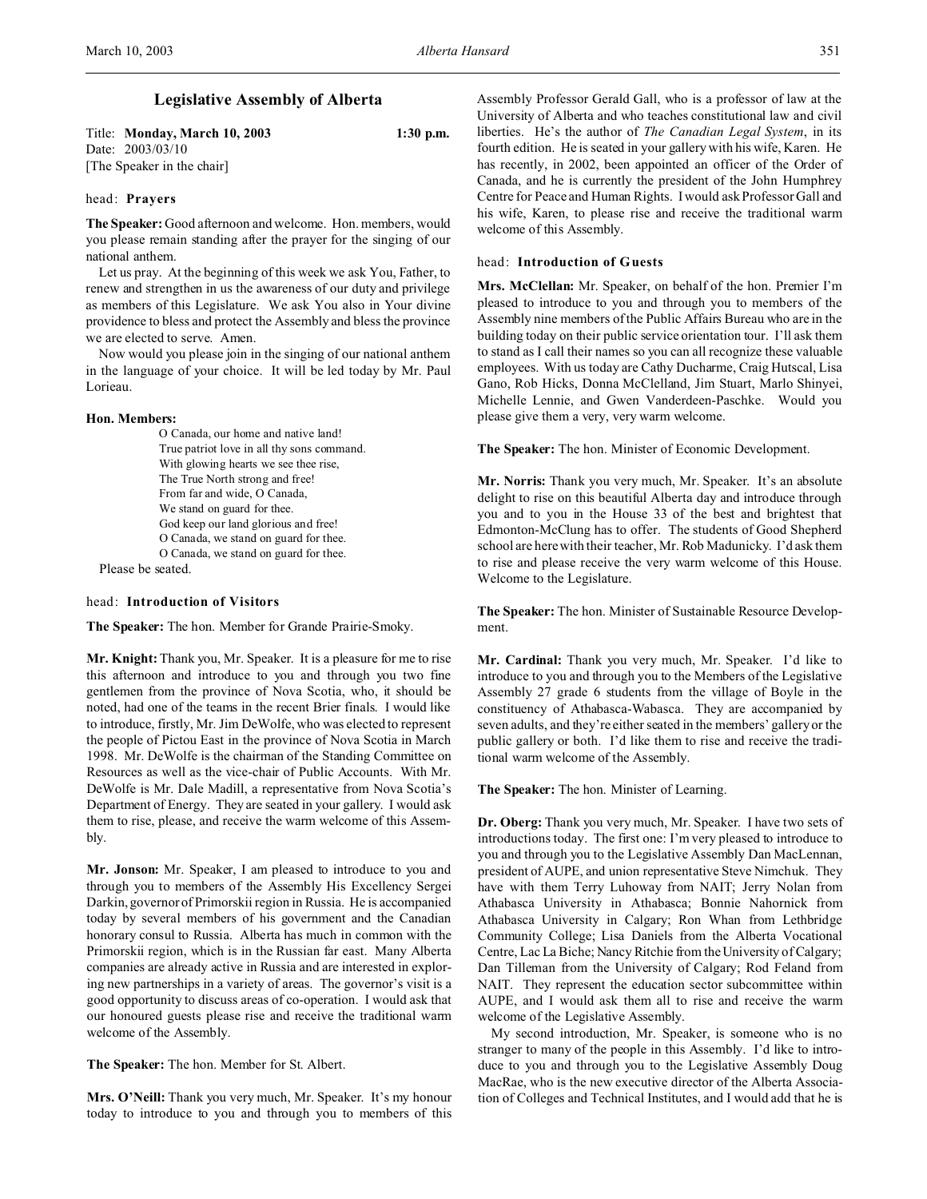# Legislative Assembly of Alberta

Title: **Monday, March 10, 2003** 1:30 p.m.
Date: 2003/03/10
[The Speaker in the chair]

head: **Prayers**

**The Speaker:** Good afternoon and welcome. Hon. members, would you please remain standing after the prayer for the singing of our national anthem.

Let us pray. At the beginning of this week we ask You, Father, to renew and strengthen in us the awareness of our duty and privilege as members of this Legislature. We ask You also in Your divine providence to bless and protect the Assembly and bless the province we are elected to serve. Amen.

Now would you please join in the singing of our national anthem in the language of your choice. It will be led today by Mr. Paul Lorieau.

**Hon. Members:**

> O Canada, our home and native land!
> True patriot love in all thy sons command.
> With glowing hearts we see thee rise,
> The True North strong and free!
> From far and wide, O Canada,
> We stand on guard for thee.
> God keep our land glorious and free!
> O Canada, we stand on guard for thee.
> O Canada, we stand on guard for thee.

Please be seated.

head: **Introduction of Visitors**

**The Speaker:** The hon. Member for Grande Prairie-Smoky.

**Mr. Knight:** Thank you, Mr. Speaker. It is a pleasure for me to rise this afternoon and introduce to you and through you two fine gentlemen from the province of Nova Scotia, who, it should be noted, had one of the teams in the recent Brier finals. I would like to introduce, firstly, Mr. Jim DeWolfe, who was elected to represent the people of Pictou East in the province of Nova Scotia in March 1998. Mr. DeWolfe is the chairman of the Standing Committee on Resources as well as the vice-chair of Public Accounts. With Mr. DeWolfe is Mr. Dale Madill, a representative from Nova Scotia's Department of Energy. They are seated in your gallery. I would ask them to rise, please, and receive the warm welcome of this Assembly.

**Mr. Jonson:** Mr. Speaker, I am pleased to introduce to you and through you to members of the Assembly His Excellency Sergei Darkin, governor of Primorskii region in Russia. He is accompanied today by several members of his government and the Canadian honorary consul to Russia. Alberta has much in common with the Primorskii region, which is in the Russian far east. Many Alberta companies are already active in Russia and are interested in exploring new partnerships in a variety of areas. The governor's visit is a good opportunity to discuss areas of co-operation. I would ask that our honoured guests please rise and receive the traditional warm welcome of the Assembly.

**The Speaker:** The hon. Member for St. Albert.

**Mrs. O'Neill:** Thank you very much, Mr. Speaker. It's my honour today to introduce to you and through you to members of this Assembly Professor Gerald Gall, who is a professor of law at the University of Alberta and who teaches constitutional law and civil liberties. He's the author of *The Canadian Legal System*, in its fourth edition. He is seated in your gallery with his wife, Karen. He has recently, in 2002, been appointed an officer of the Order of Canada, and he is currently the president of the John Humphrey Centre for Peace and Human Rights. I would ask Professor Gall and his wife, Karen, to please rise and receive the traditional warm welcome of this Assembly.

head: **Introduction of Guests**

**Mrs. McClellan:** Mr. Speaker, on behalf of the hon. Premier I'm pleased to introduce to you and through you to members of the Assembly nine members of the Public Affairs Bureau who are in the building today on their public service orientation tour. I'll ask them to stand as I call their names so you can all recognize these valuable employees. With us today are Cathy Ducharme, Craig Hutscal, Lisa Gano, Rob Hicks, Donna McClelland, Jim Stuart, Marlo Shinyei, Michelle Lennie, and Gwen Vanderdeen-Paschke. Would you please give them a very, very warm welcome.

**The Speaker:** The hon. Minister of Economic Development.

**Mr. Norris:** Thank you very much, Mr. Speaker. It's an absolute delight to rise on this beautiful Alberta day and introduce through you and to you in the House 33 of the best and brightest that Edmonton-McClung has to offer. The students of Good Shepherd school are here with their teacher, Mr. Rob Madunicky. I'd ask them to rise and please receive the very warm welcome of this House. Welcome to the Legislature.

**The Speaker:** The hon. Minister of Sustainable Resource Development.

**Mr. Cardinal:** Thank you very much, Mr. Speaker. I'd like to introduce to you and through you to the Members of the Legislative Assembly 27 grade 6 students from the village of Boyle in the constituency of Athabasca-Wabasca. They are accompanied by seven adults, and they're either seated in the members' gallery or the public gallery or both. I'd like them to rise and receive the traditional warm welcome of the Assembly.

**The Speaker:** The hon. Minister of Learning.

**Dr. Oberg:** Thank you very much, Mr. Speaker. I have two sets of introductions today. The first one: I'm very pleased to introduce to you and through you to the Legislative Assembly Dan MacLennan, president of AUPE, and union representative Steve Nimchuk. They have with them Terry Luhoway from NAIT; Jerry Nolan from Athabasca University in Athabasca; Bonnie Nahornick from Athabasca University in Calgary; Ron Whan from Lethbridge Community College; Lisa Daniels from the Alberta Vocational Centre, Lac La Biche; Nancy Ritchie from the University of Calgary; Dan Tilleman from the University of Calgary; Rod Feland from NAIT. They represent the education sector subcommittee within AUPE, and I would ask them all to rise and receive the warm welcome of the Legislative Assembly.

My second introduction, Mr. Speaker, is someone who is no stranger to many of the people in this Assembly. I'd like to introduce to you and through you to the Legislative Assembly Doug MacRae, who is the new executive director of the Alberta Association of Colleges and Technical Institutes, and I would add that he is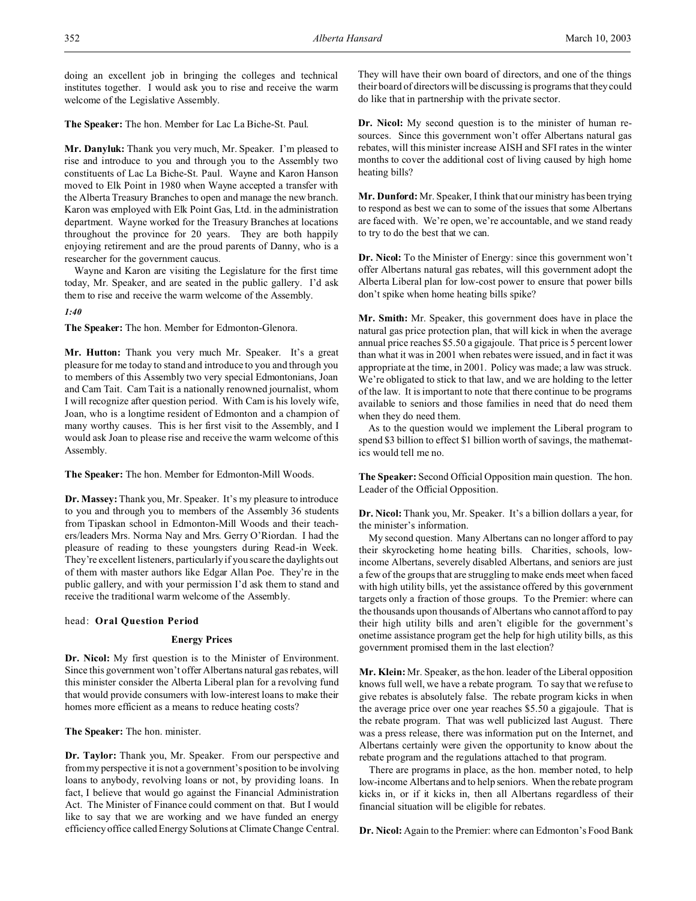doing an excellent job in bringing the colleges and technical institutes together. I would ask you to rise and receive the warm welcome of the Legislative Assembly.

**The Speaker:** The hon. Member for Lac La Biche-St. Paul.

**Mr. Danyluk:** Thank you very much, Mr. Speaker. I'm pleased to rise and introduce to you and through you to the Assembly two constituents of Lac La Biche-St. Paul. Wayne and Karon Hanson moved to Elk Point in 1980 when Wayne accepted a transfer with the Alberta Treasury Branches to open and manage the new branch. Karon was employed with Elk Point Gas, Ltd. in the administration department. Wayne worked for the Treasury Branches at locations throughout the province for 20 years. They are both happily enjoying retirement and are the proud parents of Danny, who is a researcher for the government caucus.

Wayne and Karon are visiting the Legislature for the first time today, Mr. Speaker, and are seated in the public gallery. I'd ask them to rise and receive the warm welcome of the Assembly.

*1:40*

**The Speaker:** The hon. Member for Edmonton-Glenora.

**Mr. Hutton:** Thank you very much Mr. Speaker. It's a great pleasure for me today to stand and introduce to you and through you to members of this Assembly two very special Edmontonians, Joan and Cam Tait. Cam Tait is a nationally renowned journalist, whom I will recognize after question period. With Cam is his lovely wife, Joan, who is a longtime resident of Edmonton and a champion of many worthy causes. This is her first visit to the Assembly, and I would ask Joan to please rise and receive the warm welcome of this Assembly.

**The Speaker:** The hon. Member for Edmonton-Mill Woods.

**Dr. Massey:** Thank you, Mr. Speaker. It's my pleasure to introduce to you and through you to members of the Assembly 36 students from Tipaskan school in Edmonton-Mill Woods and their teachers/leaders Mrs. Norma Nay and Mrs. Gerry O'Riordan. I had the pleasure of reading to these youngsters during Read-in Week. They're excellent listeners, particularly if you scare the daylights out of them with master authors like Edgar Allan Poe. They're in the public gallery, and with your permission I'd ask them to stand and receive the traditional warm welcome of the Assembly.

head: **Oral Question Period**

### Energy Prices

**Dr. Nicol:** My first question is to the Minister of Environment. Since this government won't offer Albertans natural gas rebates, will this minister consider the Alberta Liberal plan for a revolving fund that would provide consumers with low-interest loans to make their homes more efficient as a means to reduce heating costs?

**The Speaker:** The hon. minister.

**Dr. Taylor:** Thank you, Mr. Speaker. From our perspective and from my perspective it is not a government's position to be involving loans to anybody, revolving loans or not, by providing loans. In fact, I believe that would go against the Financial Administration Act. The Minister of Finance could comment on that. But I would like to say that we are working and we have funded an energy efficiency office called Energy Solutions at Climate Change Central. They will have their own board of directors, and one of the things their board of directors will be discussing is programs that they could do like that in partnership with the private sector.

**Dr. Nicol:** My second question is to the minister of human resources. Since this government won't offer Albertans natural gas rebates, will this minister increase AISH and SFI rates in the winter months to cover the additional cost of living caused by high home heating bills?

**Mr. Dunford:** Mr. Speaker, I think that our ministry has been trying to respond as best we can to some of the issues that some Albertans are faced with. We're open, we're accountable, and we stand ready to try to do the best that we can.

**Dr. Nicol:** To the Minister of Energy: since this government won't offer Albertans natural gas rebates, will this government adopt the Alberta Liberal plan for low-cost power to ensure that power bills don't spike when home heating bills spike?

**Mr. Smith:** Mr. Speaker, this government does have in place the natural gas price protection plan, that will kick in when the average annual price reaches $5.50 a gigajoule. That price is 5 percent lower than what it was in 2001 when rebates were issued, and in fact it was appropriate at the time, in 2001. Policy was made; a law was struck. We're obligated to stick to that law, and we are holding to the letter of the law. It is important to note that there continue to be programs available to seniors and those families in need that do need them when they do need them.

As to the question would we implement the Liberal program to spend $3 billion to effect $1 billion worth of savings, the mathematics would tell me no.

**The Speaker:** Second Official Opposition main question. The hon. Leader of the Official Opposition.

**Dr. Nicol:** Thank you, Mr. Speaker. It's a billion dollars a year, for the minister's information.

My second question. Many Albertans can no longer afford to pay their skyrocketing home heating bills. Charities, schools, low-income Albertans, severely disabled Albertans, and seniors are just a few of the groups that are struggling to make ends meet when faced with high utility bills, yet the assistance offered by this government targets only a fraction of those groups. To the Premier: where can the thousands upon thousands of Albertans who cannot afford to pay their high utility bills and aren't eligible for the government's onetime assistance program get the help for high utility bills, as this government promised them in the last election?

**Mr. Klein:** Mr. Speaker, as the hon. leader of the Liberal opposition knows full well, we have a rebate program. To say that we refuse to give rebates is absolutely false. The rebate program kicks in when the average price over one year reaches $5.50 a gigajoule. That is the rebate program. That was well publicized last August. There was a press release, there was information put on the Internet, and Albertans certainly were given the opportunity to know about the rebate program and the regulations attached to that program.

There are programs in place, as the hon. member noted, to help low-income Albertans and to help seniors. When the rebate program kicks in, or if it kicks in, then all Albertans regardless of their financial situation will be eligible for rebates.

**Dr. Nicol:** Again to the Premier: where can Edmonton's Food Bank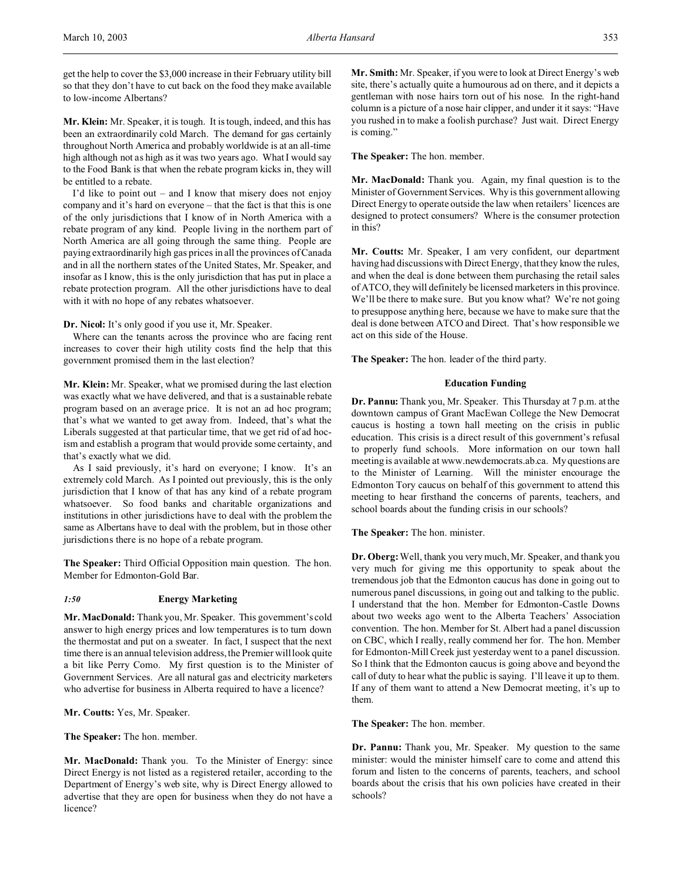get the help to cover the $3,000 increase in their February utility bill so that they don't have to cut back on the food they make available to low-income Albertans?

**Mr. Klein:** Mr. Speaker, it is tough. It is tough, indeed, and this has been an extraordinarily cold March. The demand for gas certainly throughout North America and probably worldwide is at an all-time high although not as high as it was two years ago. What I would say to the Food Bank is that when the rebate program kicks in, they will be entitled to a rebate.

I'd like to point out – and I know that misery does not enjoy company and it's hard on everyone – that the fact is that this is one of the only jurisdictions that I know of in North America with a rebate program of any kind. People living in the northern part of North America are all going through the same thing. People are paying extraordinarily high gas prices in all the provinces of Canada and in all the northern states of the United States, Mr. Speaker, and insofar as I know, this is the only jurisdiction that has put in place a rebate protection program. All the other jurisdictions have to deal with it with no hope of any rebates whatsoever.

**Dr. Nicol:** It's only good if you use it, Mr. Speaker.

Where can the tenants across the province who are facing rent increases to cover their high utility costs find the help that this government promised them in the last election?

**Mr. Klein:** Mr. Speaker, what we promised during the last election was exactly what we have delivered, and that is a sustainable rebate program based on an average price. It is not an ad hoc program; that's what we wanted to get away from. Indeed, that's what the Liberals suggested at that particular time, that we get rid of ad hocism and establish a program that would provide some certainty, and that's exactly what we did.

As I said previously, it's hard on everyone; I know. It's an extremely cold March. As I pointed out previously, this is the only jurisdiction that I know of that has any kind of a rebate program whatsoever. So food banks and charitable organizations and institutions in other jurisdictions have to deal with the problem the same as Albertans have to deal with the problem, but in those other jurisdictions there is no hope of a rebate program.

**The Speaker:** Third Official Opposition main question. The hon. Member for Edmonton-Gold Bar.

### *1:50* Energy Marketing

**Mr. MacDonald:** Thank you, Mr. Speaker. This government's cold answer to high energy prices and low temperatures is to turn down the thermostat and put on a sweater. In fact, I suspect that the next time there is an annual television address, the Premier will look quite a bit like Perry Como. My first question is to the Minister of Government Services. Are all natural gas and electricity marketers who advertise for business in Alberta required to have a licence?

**Mr. Coutts:** Yes, Mr. Speaker.

**The Speaker:** The hon. member.

**Mr. MacDonald:** Thank you. To the Minister of Energy: since Direct Energy is not listed as a registered retailer, according to the Department of Energy's web site, why is Direct Energy allowed to advertise that they are open for business when they do not have a licence?

**Mr. Smith:** Mr. Speaker, if you were to look at Direct Energy's web site, there's actually quite a humourous ad on there, and it depicts a gentleman with nose hairs torn out of his nose. In the right-hand column is a picture of a nose hair clipper, and under it it says: "Have you rushed in to make a foolish purchase? Just wait. Direct Energy is coming."

**The Speaker:** The hon. member.

**Mr. MacDonald:** Thank you. Again, my final question is to the Minister of Government Services. Why is this government allowing Direct Energy to operate outside the law when retailers' licences are designed to protect consumers? Where is the consumer protection in this?

**Mr. Coutts:** Mr. Speaker, I am very confident, our department having had discussions with Direct Energy, that they know the rules, and when the deal is done between them purchasing the retail sales of ATCO, they will definitely be licensed marketers in this province. We'll be there to make sure. But you know what? We're not going to presuppose anything here, because we have to make sure that the deal is done between ATCO and Direct. That's how responsible we act on this side of the House.

**The Speaker:** The hon. leader of the third party.

### Education Funding

**Dr. Pannu:** Thank you, Mr. Speaker. This Thursday at 7 p.m. at the downtown campus of Grant MacEwan College the New Democrat caucus is hosting a town hall meeting on the crisis in public education. This crisis is a direct result of this government's refusal to properly fund schools. More information on our town hall meeting is available at www.newdemocrats.ab.ca. My questions are to the Minister of Learning. Will the minister encourage the Edmonton Tory caucus on behalf of this government to attend this meeting to hear firsthand the concerns of parents, teachers, and school boards about the funding crisis in our schools?

**The Speaker:** The hon. minister.

**Dr. Oberg:** Well, thank you very much, Mr. Speaker, and thank you very much for giving me this opportunity to speak about the tremendous job that the Edmonton caucus has done in going out to numerous panel discussions, in going out and talking to the public. I understand that the hon. Member for Edmonton-Castle Downs about two weeks ago went to the Alberta Teachers' Association convention. The hon. Member for St. Albert had a panel discussion on CBC, which I really, really commend her for. The hon. Member for Edmonton-Mill Creek just yesterday went to a panel discussion. So I think that the Edmonton caucus is going above and beyond the call of duty to hear what the public is saying. I'll leave it up to them. If any of them want to attend a New Democrat meeting, it's up to them.

**The Speaker:** The hon. member.

**Dr. Pannu:** Thank you, Mr. Speaker. My question to the same minister: would the minister himself care to come and attend this forum and listen to the concerns of parents, teachers, and school boards about the crisis that his own policies have created in their schools?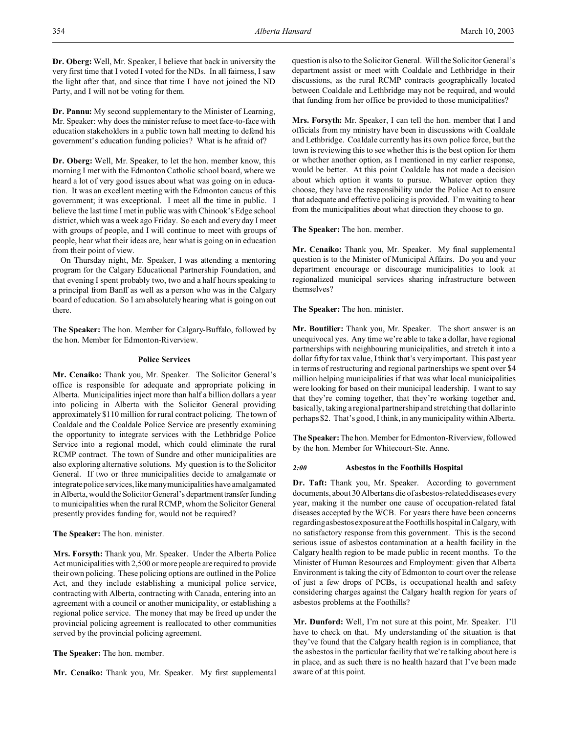**Dr. Oberg:** Well, Mr. Speaker, I believe that back in university the very first time that I voted I voted for the NDs. In all fairness, I saw the light after that, and since that time I have not joined the ND Party, and I will not be voting for them.

**Dr. Pannu:** My second supplementary to the Minister of Learning, Mr. Speaker: why does the minister refuse to meet face-to-face with education stakeholders in a public town hall meeting to defend his government's education funding policies? What is he afraid of?

**Dr. Oberg:** Well, Mr. Speaker, to let the hon. member know, this morning I met with the Edmonton Catholic school board, where we heard a lot of very good issues about what was going on in education. It was an excellent meeting with the Edmonton caucus of this government; it was exceptional. I meet all the time in public. I believe the last time I met in public was with Chinook's Edge school district, which was a week ago Friday. So each and every day I meet with groups of people, and I will continue to meet with groups of people, hear what their ideas are, hear what is going on in education from their point of view.

On Thursday night, Mr. Speaker, I was attending a mentoring program for the Calgary Educational Partnership Foundation, and that evening I spent probably two, two and a half hours speaking to a principal from Banff as well as a person who was in the Calgary board of education. So I am absolutely hearing what is going on out there.

**The Speaker:** The hon. Member for Calgary-Buffalo, followed by the hon. Member for Edmonton-Riverview.

### Police Services

**Mr. Cenaiko:** Thank you, Mr. Speaker. The Solicitor General's office is responsible for adequate and appropriate policing in Alberta. Municipalities inject more than half a billion dollars a year into policing in Alberta with the Solicitor General providing approximately $110 million for rural contract policing. The town of Coaldale and the Coaldale Police Service are presently examining the opportunity to integrate services with the Lethbridge Police Service into a regional model, which could eliminate the rural RCMP contract. The town of Sundre and other municipalities are also exploring alternative solutions. My question is to the Solicitor General. If two or three municipalities decide to amalgamate or integrate police services, like many municipalities have amalgamated in Alberta, would the Solicitor General's department transfer funding to municipalities when the rural RCMP, whom the Solicitor General presently provides funding for, would not be required?

**The Speaker:** The hon. minister.

**Mrs. Forsyth:** Thank you, Mr. Speaker. Under the Alberta Police Act municipalities with 2,500 or more people are required to provide their own policing. These policing options are outlined in the Police Act, and they include establishing a municipal police service, contracting with Alberta, contracting with Canada, entering into an agreement with a council or another municipality, or establishing a regional police service. The money that may be freed up under the provincial policing agreement is reallocated to other communities served by the provincial policing agreement.

**The Speaker:** The hon. member.

**Mr. Cenaiko:** Thank you, Mr. Speaker. My first supplemental question is also to the Solicitor General. Will the Solicitor General's department assist or meet with Coaldale and Lethbridge in their discussions, as the rural RCMP contracts geographically located between Coaldale and Lethbridge may not be required, and would that funding from her office be provided to those municipalities?

**Mrs. Forsyth:** Mr. Speaker, I can tell the hon. member that I and officials from my ministry have been in discussions with Coaldale and Lethbridge. Coaldale currently has its own police force, but the town is reviewing this to see whether this is the best option for them or whether another option, as I mentioned in my earlier response, would be better. At this point Coaldale has not made a decision about which option it wants to pursue. Whatever option they choose, they have the responsibility under the Police Act to ensure that adequate and effective policing is provided. I'm waiting to hear from the municipalities about what direction they choose to go.

**The Speaker:** The hon. member.

**Mr. Cenaiko:** Thank you, Mr. Speaker. My final supplemental question is to the Minister of Municipal Affairs. Do you and your department encourage or discourage municipalities to look at regionalized municipal services sharing infrastructure between themselves?

**The Speaker:** The hon. minister.

**Mr. Boutilier:** Thank you, Mr. Speaker. The short answer is an unequivocal yes. Any time we're able to take a dollar, have regional partnerships with neighbouring municipalities, and stretch it into a dollar fifty for tax value, I think that's very important. This past year in terms of restructuring and regional partnerships we spent over $4 million helping municipalities if that was what local municipalities were looking for based on their municipal leadership. I want to say that they're coming together, that they're working together and, basically, taking a regional partnership and stretching that dollar into perhaps $2. That's good, I think, in any municipality within Alberta.

**The Speaker:** The hon. Member for Edmonton-Riverview, followed by the hon. Member for Whitecourt-Ste. Anne.

### *2:00* Asbestos in the Foothills Hospital

**Dr. Taft:** Thank you, Mr. Speaker. According to government documents, about 30 Albertans die of asbestos-related diseases every year, making it the number one cause of occupation-related fatal diseases accepted by the WCB. For years there have been concerns regarding asbestos exposure at the Foothills hospital in Calgary, with no satisfactory response from this government. This is the second serious issue of asbestos contamination at a health facility in the Calgary health region to be made public in recent months. To the Minister of Human Resources and Employment: given that Alberta Environment is taking the city of Edmonton to court over the release of just a few drops of PCBs, is occupational health and safety considering charges against the Calgary health region for years of asbestos problems at the Foothills?

**Mr. Dunford:** Well, I'm not sure at this point, Mr. Speaker. I'll have to check on that. My understanding of the situation is that they've found that the Calgary health region is in compliance, that the asbestos in the particular facility that we're talking about here is in place, and as such there is no health hazard that I've been made aware of at this point.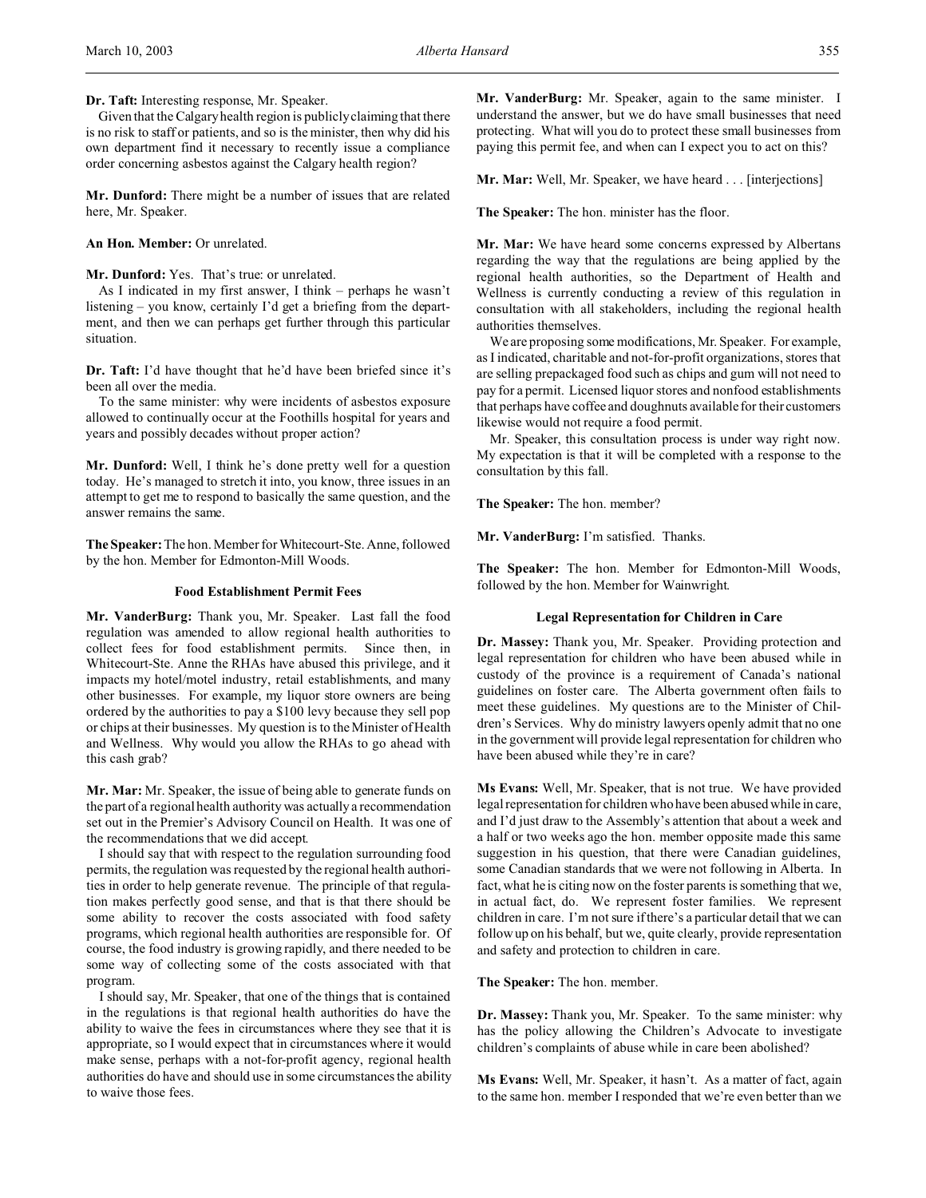**Dr. Taft:** Interesting response, Mr. Speaker.

Given that the Calgary health region is publicly claiming that there is no risk to staff or patients, and so is the minister, then why did his own department find it necessary to recently issue a compliance order concerning asbestos against the Calgary health region?

**Mr. Dunford:** There might be a number of issues that are related here, Mr. Speaker.

**An Hon. Member:** Or unrelated.

**Mr. Dunford:** Yes. That's true: or unrelated.

As I indicated in my first answer, I think – perhaps he wasn't listening – you know, certainly I'd get a briefing from the department, and then we can perhaps get further through this particular situation.

**Dr. Taft:** I'd have thought that he'd have been briefed since it's been all over the media.

To the same minister: why were incidents of asbestos exposure allowed to continually occur at the Foothills hospital for years and years and possibly decades without proper action?

**Mr. Dunford:** Well, I think he's done pretty well for a question today. He's managed to stretch it into, you know, three issues in an attempt to get me to respond to basically the same question, and the answer remains the same.

**The Speaker:** The hon. Member for Whitecourt-Ste. Anne, followed by the hon. Member for Edmonton-Mill Woods.

### Food Establishment Permit Fees

**Mr. VanderBurg:** Thank you, Mr. Speaker. Last fall the food regulation was amended to allow regional health authorities to collect fees for food establishment permits. Since then, in Whitecourt-Ste. Anne the RHAs have abused this privilege, and it impacts my hotel/motel industry, retail establishments, and many other businesses. For example, my liquor store owners are being ordered by the authorities to pay a $100 levy because they sell pop or chips at their businesses. My question is to the Minister of Health and Wellness. Why would you allow the RHAs to go ahead with this cash grab?

**Mr. Mar:** Mr. Speaker, the issue of being able to generate funds on the part of a regional health authority was actually a recommendation set out in the Premier's Advisory Council on Health. It was one of the recommendations that we did accept.

I should say that with respect to the regulation surrounding food permits, the regulation was requested by the regional health authorities in order to help generate revenue. The principle of that regulation makes perfectly good sense, and that is that there should be some ability to recover the costs associated with food safety programs, which regional health authorities are responsible for. Of course, the food industry is growing rapidly, and there needed to be some way of collecting some of the costs associated with that program.

I should say, Mr. Speaker, that one of the things that is contained in the regulations is that regional health authorities do have the ability to waive the fees in circumstances where they see that it is appropriate, so I would expect that in circumstances where it would make sense, perhaps with a not-for-profit agency, regional health authorities do have and should use in some circumstances the ability to waive those fees.

**Mr. VanderBurg:** Mr. Speaker, again to the same minister. I understand the answer, but we do have small businesses that need protecting. What will you do to protect these small businesses from paying this permit fee, and when can I expect you to act on this?

**Mr. Mar:** Well, Mr. Speaker, we have heard . . . [interjections]

**The Speaker:** The hon. minister has the floor.

**Mr. Mar:** We have heard some concerns expressed by Albertans regarding the way that the regulations are being applied by the regional health authorities, so the Department of Health and Wellness is currently conducting a review of this regulation in consultation with all stakeholders, including the regional health authorities themselves.

We are proposing some modifications, Mr. Speaker. For example, as I indicated, charitable and not-for-profit organizations, stores that are selling prepackaged food such as chips and gum will not need to pay for a permit. Licensed liquor stores and nonfood establishments that perhaps have coffee and doughnuts available for their customers likewise would not require a food permit.

Mr. Speaker, this consultation process is under way right now. My expectation is that it will be completed with a response to the consultation by this fall.

**The Speaker:** The hon. member?

**Mr. VanderBurg:** I'm satisfied. Thanks.

**The Speaker:** The hon. Member for Edmonton-Mill Woods, followed by the hon. Member for Wainwright.

### Legal Representation for Children in Care

**Dr. Massey:** Thank you, Mr. Speaker. Providing protection and legal representation for children who have been abused while in custody of the province is a requirement of Canada's national guidelines on foster care. The Alberta government often fails to meet these guidelines. My questions are to the Minister of Children's Services. Why do ministry lawyers openly admit that no one in the government will provide legal representation for children who have been abused while they're in care?

**Ms Evans:** Well, Mr. Speaker, that is not true. We have provided legal representation for children who have been abused while in care, and I'd just draw to the Assembly's attention that about a week and a half or two weeks ago the hon. member opposite made this same suggestion in his question, that there were Canadian guidelines, some Canadian standards that we were not following in Alberta. In fact, what he is citing now on the foster parents is something that we, in actual fact, do. We represent foster families. We represent children in care. I'm not sure if there's a particular detail that we can follow up on his behalf, but we, quite clearly, provide representation and safety and protection to children in care.

**The Speaker:** The hon. member.

**Dr. Massey:** Thank you, Mr. Speaker. To the same minister: why has the policy allowing the Children's Advocate to investigate children's complaints of abuse while in care been abolished?

**Ms Evans:** Well, Mr. Speaker, it hasn't. As a matter of fact, again to the same hon. member I responded that we're even better than we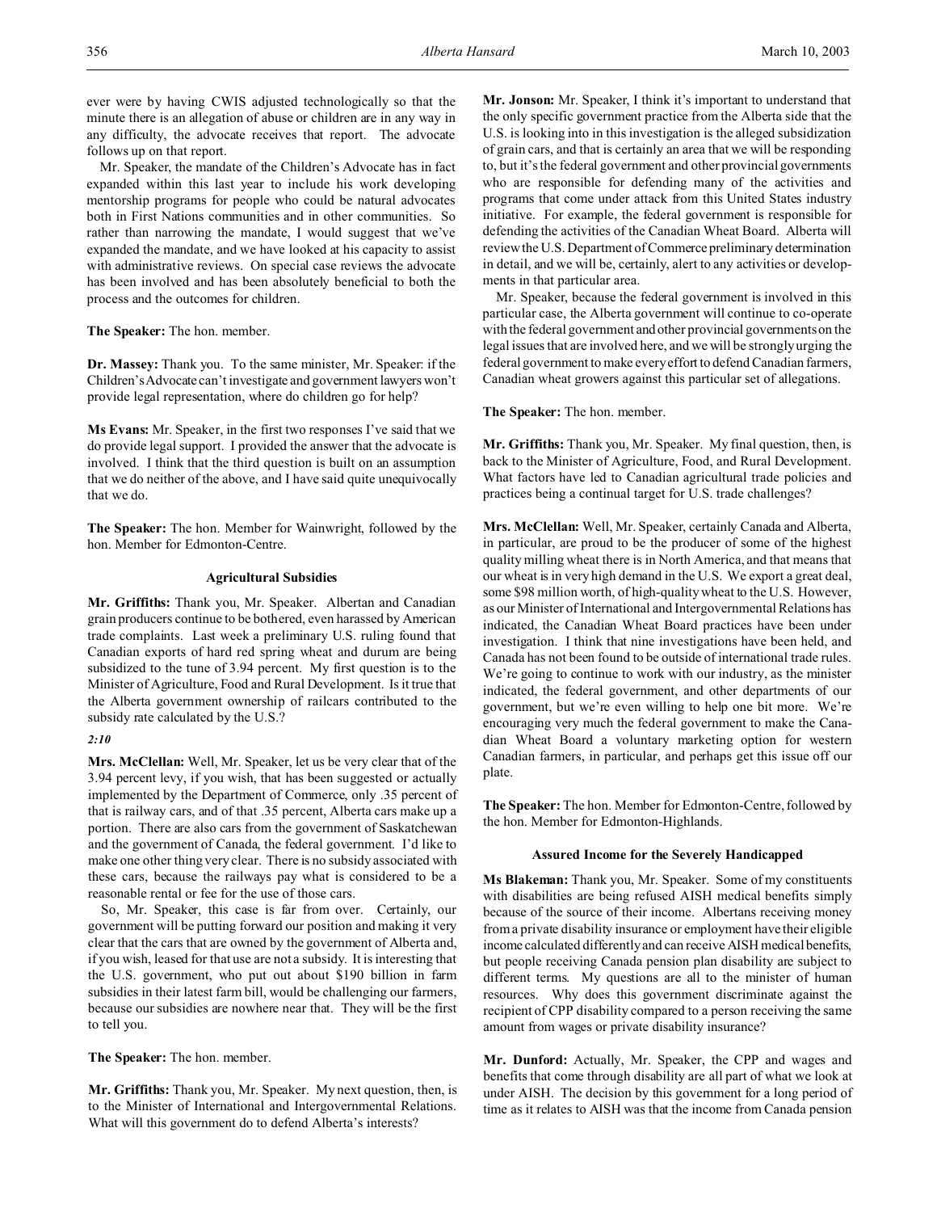ever were by having CWIS adjusted technologically so that the minute there is an allegation of abuse or children are in any way in any difficulty, the advocate receives that report. The advocate follows up on that report.

Mr. Speaker, the mandate of the Children's Advocate has in fact expanded within this last year to include his work developing mentorship programs for people who could be natural advocates both in First Nations communities and in other communities. So rather than narrowing the mandate, I would suggest that we've expanded the mandate, and we have looked at his capacity to assist with administrative reviews. On special case reviews the advocate has been involved and has been absolutely beneficial to both the process and the outcomes for children.

**The Speaker:** The hon. member.

**Dr. Massey:** Thank you. To the same minister, Mr. Speaker: if the Children's Advocate can't investigate and government lawyers won't provide legal representation, where do children go for help?

**Ms Evans:** Mr. Speaker, in the first two responses I've said that we do provide legal support. I provided the answer that the advocate is involved. I think that the third question is built on an assumption that we do neither of the above, and I have said quite unequivocally that we do.

**The Speaker:** The hon. Member for Wainwright, followed by the hon. Member for Edmonton-Centre.

### Agricultural Subsidies

**Mr. Griffiths:** Thank you, Mr. Speaker. Albertan and Canadian grain producers continue to be bothered, even harassed by American trade complaints. Last week a preliminary U.S. ruling found that Canadian exports of hard red spring wheat and durum are being subsidized to the tune of 3.94 percent. My first question is to the Minister of Agriculture, Food and Rural Development. Is it true that the Alberta government ownership of railcars contributed to the subsidy rate calculated by the U.S.?

*2:10*

**Mrs. McClellan:** Well, Mr. Speaker, let us be very clear that of the 3.94 percent levy, if you wish, that has been suggested or actually implemented by the Department of Commerce, only .35 percent of that is railway cars, and of that .35 percent, Alberta cars make up a portion. There are also cars from the government of Saskatchewan and the government of Canada, the federal government. I'd like to make one other thing very clear. There is no subsidy associated with these cars, because the railways pay what is considered to be a reasonable rental or fee for the use of those cars.

So, Mr. Speaker, this case is far from over. Certainly, our government will be putting forward our position and making it very clear that the cars that are owned by the government of Alberta and, if you wish, leased for that use are not a subsidy. It is interesting that the U.S. government, who put out about $190 billion in farm subsidies in their latest farm bill, would be challenging our farmers, because our subsidies are nowhere near that. They will be the first to tell you.

**The Speaker:** The hon. member.

**Mr. Griffiths:** Thank you, Mr. Speaker. My next question, then, is to the Minister of International and Intergovernmental Relations. What will this government do to defend Alberta's interests?

**Mr. Jonson:** Mr. Speaker, I think it's important to understand that the only specific government practice from the Alberta side that the U.S. is looking into in this investigation is the alleged subsidization of grain cars, and that is certainly an area that we will be responding to, but it's the federal government and other provincial governments who are responsible for defending many of the activities and programs that come under attack from this United States industry initiative. For example, the federal government is responsible for defending the activities of the Canadian Wheat Board. Alberta will review the U.S. Department of Commerce preliminary determination in detail, and we will be, certainly, alert to any activities or developments in that particular area.

Mr. Speaker, because the federal government is involved in this particular case, the Alberta government will continue to co-operate with the federal government and other provincial governments on the legal issues that are involved here, and we will be strongly urging the federal government to make every effort to defend Canadian farmers, Canadian wheat growers against this particular set of allegations.

**The Speaker:** The hon. member.

**Mr. Griffiths:** Thank you, Mr. Speaker. My final question, then, is back to the Minister of Agriculture, Food, and Rural Development. What factors have led to Canadian agricultural trade policies and practices being a continual target for U.S. trade challenges?

**Mrs. McClellan:** Well, Mr. Speaker, certainly Canada and Alberta, in particular, are proud to be the producer of some of the highest quality milling wheat there is in North America, and that means that our wheat is in very high demand in the U.S. We export a great deal, some $98 million worth, of high-quality wheat to the U.S. However, as our Minister of International and Intergovernmental Relations has indicated, the Canadian Wheat Board practices have been under investigation. I think that nine investigations have been held, and Canada has not been found to be outside of international trade rules. We're going to continue to work with our industry, as the minister indicated, the federal government, and other departments of our government, but we're even willing to help one bit more. We're encouraging very much the federal government to make the Canadian Wheat Board a voluntary marketing option for western Canadian farmers, in particular, and perhaps get this issue off our plate.

**The Speaker:** The hon. Member for Edmonton-Centre, followed by the hon. Member for Edmonton-Highlands.

### Assured Income for the Severely Handicapped

**Ms Blakeman:** Thank you, Mr. Speaker. Some of my constituents with disabilities are being refused AISH medical benefits simply because of the source of their income. Albertans receiving money from a private disability insurance or employment have their eligible income calculated differently and can receive AISH medical benefits, but people receiving Canada pension plan disability are subject to different terms. My questions are all to the minister of human resources. Why does this government discriminate against the recipient of CPP disability compared to a person receiving the same amount from wages or private disability insurance?

**Mr. Dunford:** Actually, Mr. Speaker, the CPP and wages and benefits that come through disability are all part of what we look at under AISH. The decision by this government for a long period of time as it relates to AISH was that the income from Canada pension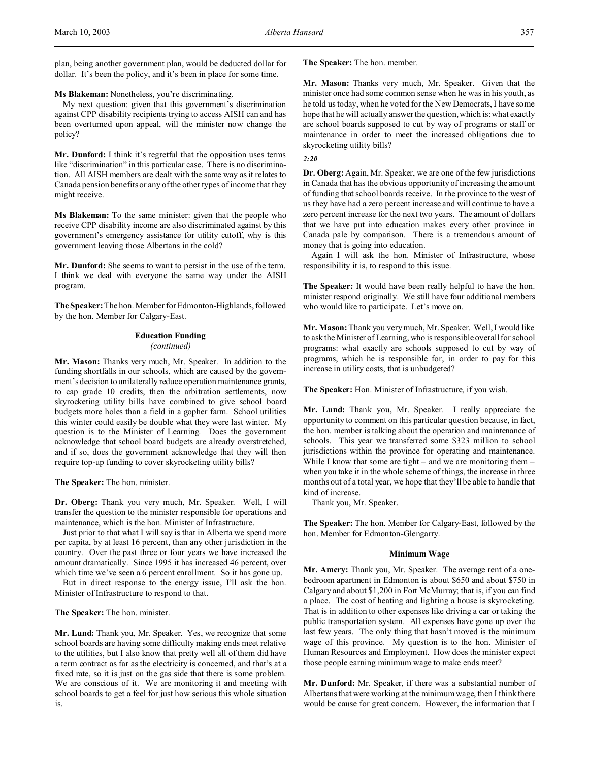plan, being another government plan, would be deducted dollar for dollar. It's been the policy, and it's been in place for some time.

**Ms Blakeman:** Nonetheless, you're discriminating.

My next question: given that this government's discrimination against CPP disability recipients trying to access AISH can and has been overturned upon appeal, will the minister now change the policy?

**Mr. Dunford:** I think it's regretful that the opposition uses terms like "discrimination" in this particular case. There is no discrimination. All AISH members are dealt with the same way as it relates to Canada pension benefits or any of the other types of income that they might receive.

**Ms Blakeman:** To the same minister: given that the people who receive CPP disability income are also discriminated against by this government's emergency assistance for utility cutoff, why is this government leaving those Albertans in the cold?

**Mr. Dunford:** She seems to want to persist in the use of the term. I think we deal with everyone the same way under the AISH program.

**The Speaker:** The hon. Member for Edmonton-Highlands, followed by the hon. Member for Calgary-East.

### Education Funding
*(continued)*

**Mr. Mason:** Thanks very much, Mr. Speaker. In addition to the funding shortfalls in our schools, which are caused by the government's decision to unilaterally reduce operation maintenance grants, to cap grade 10 credits, then the arbitration settlements, now skyrocketing utility bills have combined to give school board budgets more holes than a field in a gopher farm. School utilities this winter could easily be double what they were last winter. My question is to the Minister of Learning. Does the government acknowledge that school board budgets are already overstretched, and if so, does the government acknowledge that they will then require top-up funding to cover skyrocketing utility bills?

**The Speaker:** The hon. minister.

**Dr. Oberg:** Thank you very much, Mr. Speaker. Well, I will transfer the question to the minister responsible for operations and maintenance, which is the hon. Minister of Infrastructure.

Just prior to that what I will say is that in Alberta we spend more per capita, by at least 16 percent, than any other jurisdiction in the country. Over the past three or four years we have increased the amount dramatically. Since 1995 it has increased 46 percent, over which time we've seen a 6 percent enrollment. So it has gone up.

But in direct response to the energy issue, I'll ask the hon. Minister of Infrastructure to respond to that.

**The Speaker:** The hon. minister.

**Mr. Lund:** Thank you, Mr. Speaker. Yes, we recognize that some school boards are having some difficulty making ends meet relative to the utilities, but I also know that pretty well all of them did have a term contract as far as the electricity is concerned, and that's at a fixed rate, so it is just on the gas side that there is some problem. We are conscious of it. We are monitoring it and meeting with school boards to get a feel for just how serious this whole situation is.

**The Speaker:** The hon. member.

**Mr. Mason:** Thanks very much, Mr. Speaker. Given that the minister once had some common sense when he was in his youth, as he told us today, when he voted for the New Democrats, I have some hope that he will actually answer the question, which is: what exactly are school boards supposed to cut by way of programs or staff or maintenance in order to meet the increased obligations due to skyrocketing utility bills?

*2:20*

**Dr. Oberg:** Again, Mr. Speaker, we are one of the few jurisdictions in Canada that has the obvious opportunity of increasing the amount of funding that school boards receive. In the province to the west of us they have had a zero percent increase and will continue to have a zero percent increase for the next two years. The amount of dollars that we have put into education makes every other province in Canada pale by comparison. There is a tremendous amount of money that is going into education.

Again I will ask the hon. Minister of Infrastructure, whose responsibility it is, to respond to this issue.

**The Speaker:** It would have been really helpful to have the hon. minister respond originally. We still have four additional members who would like to participate. Let's move on.

**Mr. Mason:** Thank you very much, Mr. Speaker. Well, I would like to ask the Minister of Learning, who is responsible overall for school programs: what exactly are schools supposed to cut by way of programs, which he is responsible for, in order to pay for this increase in utility costs, that is unbudgeted?

**The Speaker:** Hon. Minister of Infrastructure, if you wish.

**Mr. Lund:** Thank you, Mr. Speaker. I really appreciate the opportunity to comment on this particular question because, in fact, the hon. member is talking about the operation and maintenance of schools. This year we transferred some $323 million to school jurisdictions within the province for operating and maintenance. While I know that some are tight – and we are monitoring them – when you take it in the whole scheme of things, the increase in three months out of a total year, we hope that they'll be able to handle that kind of increase.

Thank you, Mr. Speaker.

**The Speaker:** The hon. Member for Calgary-East, followed by the hon. Member for Edmonton-Glengarry.

### Minimum Wage

**Mr. Amery:** Thank you, Mr. Speaker. The average rent of a one-bedroom apartment in Edmonton is about $650 and about $750 in Calgary and about $1,200 in Fort McMurray; that is, if you can find a place. The cost of heating and lighting a house is skyrocketing. That is in addition to other expenses like driving a car or taking the public transportation system. All expenses have gone up over the last few years. The only thing that hasn't moved is the minimum wage of this province. My question is to the hon. Minister of Human Resources and Employment. How does the minister expect those people earning minimum wage to make ends meet?

**Mr. Dunford:** Mr. Speaker, if there was a substantial number of Albertans that were working at the minimum wage, then I think there would be cause for great concern. However, the information that I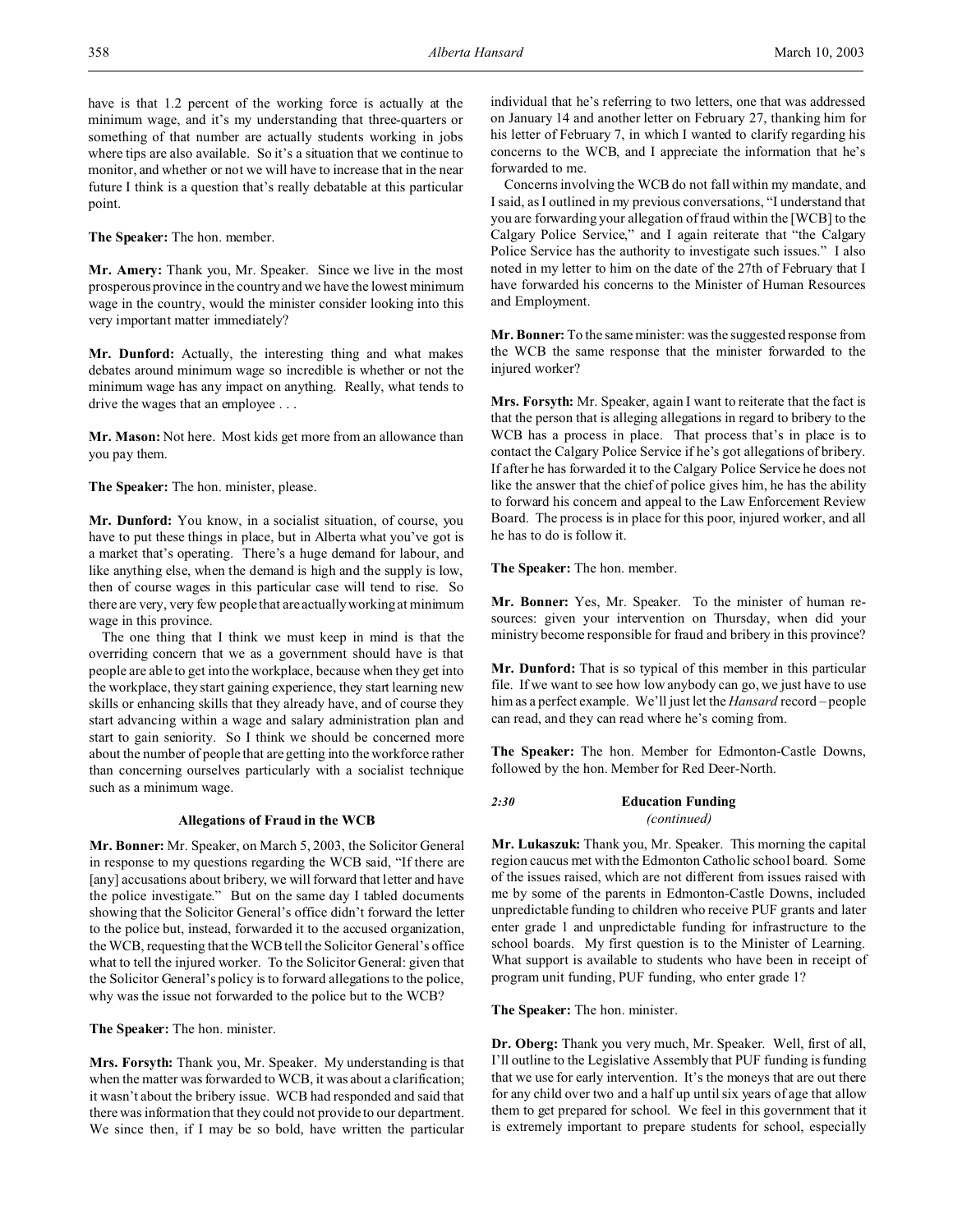have is that 1.2 percent of the working force is actually at the minimum wage, and it's my understanding that three-quarters or something of that number are actually students working in jobs where tips are also available. So it's a situation that we continue to monitor, and whether or not we will have to increase that in the near future I think is a question that's really debatable at this particular point.

**The Speaker:** The hon. member.

**Mr. Amery:** Thank you, Mr. Speaker. Since we live in the most prosperous province in the country and we have the lowest minimum wage in the country, would the minister consider looking into this very important matter immediately?

**Mr. Dunford:** Actually, the interesting thing and what makes debates around minimum wage so incredible is whether or not the minimum wage has any impact on anything. Really, what tends to drive the wages that an employee . . .

**Mr. Mason:** Not here. Most kids get more from an allowance than you pay them.

**The Speaker:** The hon. minister, please.

**Mr. Dunford:** You know, in a socialist situation, of course, you have to put these things in place, but in Alberta what you've got is a market that's operating. There's a huge demand for labour, and like anything else, when the demand is high and the supply is low, then of course wages in this particular case will tend to rise. So there are very, very few people that are actually working at minimum wage in this province.

The one thing that I think we must keep in mind is that the overriding concern that we as a government should have is that people are able to get into the workplace, because when they get into the workplace, they start gaining experience, they start learning new skills or enhancing skills that they already have, and of course they start advancing within a wage and salary administration plan and start to gain seniority. So I think we should be concerned more about the number of people that are getting into the workforce rather than concerning ourselves particularly with a socialist technique such as a minimum wage.

### Allegations of Fraud in the WCB

**Mr. Bonner:** Mr. Speaker, on March 5, 2003, the Solicitor General in response to my questions regarding the WCB said, "If there are [any] accusations about bribery, we will forward that letter and have the police investigate." But on the same day I tabled documents showing that the Solicitor General's office didn't forward the letter to the police but, instead, forwarded it to the accused organization, the WCB, requesting that the WCB tell the Solicitor General's office what to tell the injured worker. To the Solicitor General: given that the Solicitor General's policy is to forward allegations to the police, why was the issue not forwarded to the police but to the WCB?

**The Speaker:** The hon. minister.

**Mrs. Forsyth:** Thank you, Mr. Speaker. My understanding is that when the matter was forwarded to WCB, it was about a clarification; it wasn't about the bribery issue. WCB had responded and said that there was information that they could not provide to our department. We since then, if I may be so bold, have written the particular individual that he's referring to two letters, one that was addressed on January 14 and another letter on February 27, thanking him for his letter of February 7, in which I wanted to clarify regarding his concerns to the WCB, and I appreciate the information that he's forwarded to me.

Concerns involving the WCB do not fall within my mandate, and I said, as I outlined in my previous conversations, "I understand that you are forwarding your allegation of fraud within the [WCB] to the Calgary Police Service," and I again reiterate that "the Calgary Police Service has the authority to investigate such issues." I also noted in my letter to him on the date of the 27th of February that I have forwarded his concerns to the Minister of Human Resources and Employment.

**Mr. Bonner:** To the same minister: was the suggested response from the WCB the same response that the minister forwarded to the injured worker?

**Mrs. Forsyth:** Mr. Speaker, again I want to reiterate that the fact is that the person that is alleging allegations in regard to bribery to the WCB has a process in place. That process that's in place is to contact the Calgary Police Service if he's got allegations of bribery. If after he has forwarded it to the Calgary Police Service he does not like the answer that the chief of police gives him, he has the ability to forward his concern and appeal to the Law Enforcement Review Board. The process is in place for this poor, injured worker, and all he has to do is follow it.

**The Speaker:** The hon. member.

**Mr. Bonner:** Yes, Mr. Speaker. To the minister of human resources: given your intervention on Thursday, when did your ministry become responsible for fraud and bribery in this province?

**Mr. Dunford:** That is so typical of this member in this particular file. If we want to see how low anybody can go, we just have to use him as a perfect example. We'll just let the *Hansard* record – people can read, and they can read where he's coming from.

**The Speaker:** The hon. Member for Edmonton-Castle Downs, followed by the hon. Member for Red Deer-North.

*2:30*

### Education Funding
*(continued)*

**Mr. Lukaszuk:** Thank you, Mr. Speaker. This morning the capital region caucus met with the Edmonton Catholic school board. Some of the issues raised, which are not different from issues raised with me by some of the parents in Edmonton-Castle Downs, included unpredictable funding to children who receive PUF grants and later enter grade 1 and unpredictable funding for infrastructure to the school boards. My first question is to the Minister of Learning. What support is available to students who have been in receipt of program unit funding, PUF funding, who enter grade 1?

**The Speaker:** The hon. minister.

**Dr. Oberg:** Thank you very much, Mr. Speaker. Well, first of all, I'll outline to the Legislative Assembly that PUF funding is funding that we use for early intervention. It's the moneys that are out there for any child over two and a half up until six years of age that allow them to get prepared for school. We feel in this government that it is extremely important to prepare students for school, especially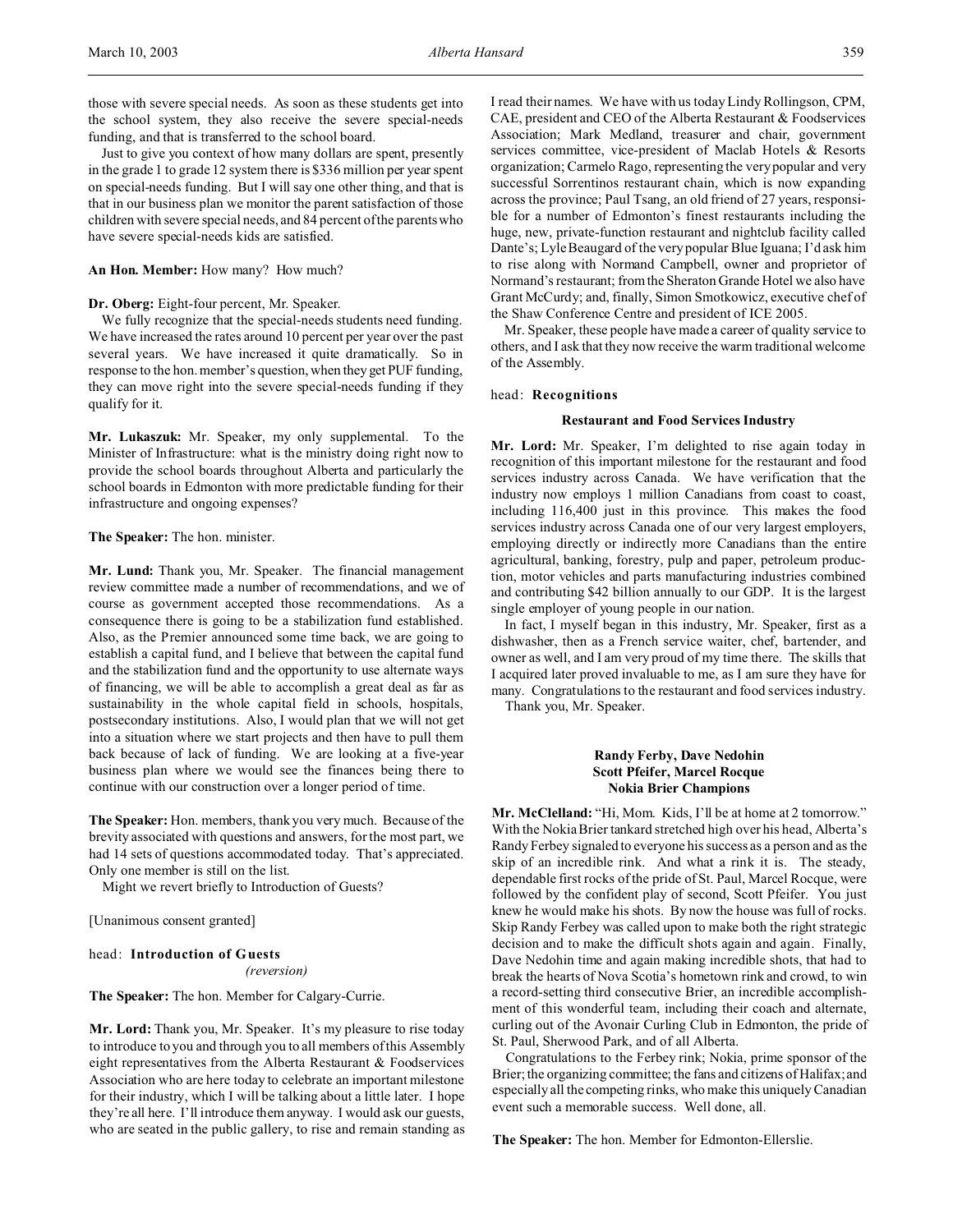those with severe special needs. As soon as these students get into the school system, they also receive the severe special-needs funding, and that is transferred to the school board.

Just to give you context of how many dollars are spent, presently in the grade 1 to grade 12 system there is $336 million per year spent on special-needs funding. But I will say one other thing, and that is that in our business plan we monitor the parent satisfaction of those children with severe special needs, and 84 percent of the parents who have severe special-needs kids are satisfied.

**An Hon. Member:** How many? How much?

**Dr. Oberg:** Eight-four percent, Mr. Speaker.

We fully recognize that the special-needs students need funding. We have increased the rates around 10 percent per year over the past several years. We have increased it quite dramatically. So in response to the hon. member's question, when they get PUF funding, they can move right into the severe special-needs funding if they qualify for it.

**Mr. Lukaszuk:** Mr. Speaker, my only supplemental. To the Minister of Infrastructure: what is the ministry doing right now to provide the school boards throughout Alberta and particularly the school boards in Edmonton with more predictable funding for their infrastructure and ongoing expenses?

**The Speaker:** The hon. minister.

**Mr. Lund:** Thank you, Mr. Speaker. The financial management review committee made a number of recommendations, and we of course as government accepted those recommendations. As a consequence there is going to be a stabilization fund established. Also, as the Premier announced some time back, we are going to establish a capital fund, and I believe that between the capital fund and the stabilization fund and the opportunity to use alternate ways of financing, we will be able to accomplish a great deal as far as sustainability in the whole capital field in schools, hospitals, postsecondary institutions. Also, I would plan that we will not get into a situation where we start projects and then have to pull them back because of lack of funding. We are looking at a five-year business plan where we would see the finances being there to continue with our construction over a longer period of time.

**The Speaker:** Hon. members, thank you very much. Because of the brevity associated with questions and answers, for the most part, we had 14 sets of questions accommodated today. That's appreciated. Only one member is still on the list.

Might we revert briefly to Introduction of Guests?

[Unanimous consent granted]

head: **Introduction of Guests**
*(reversion)*

**The Speaker:** The hon. Member for Calgary-Currie.

**Mr. Lord:** Thank you, Mr. Speaker. It's my pleasure to rise today to introduce to you and through you to all members of this Assembly eight representatives from the Alberta Restaurant & Foodservices Association who are here today to celebrate an important milestone for their industry, which I will be talking about a little later. I hope they're all here. I'll introduce them anyway. I would ask our guests, who are seated in the public gallery, to rise and remain standing as I read their names. We have with us today Lindy Rollingson, CPM, CAE, president and CEO of the Alberta Restaurant & Foodservices Association; Mark Medland, treasurer and chair, government services committee, vice-president of Maclab Hotels & Resorts organization; Carmelo Rago, representing the very popular and very successful Sorrentinos restaurant chain, which is now expanding across the province; Paul Tsang, an old friend of 27 years, responsible for a number of Edmonton's finest restaurants including the huge, new, private-function restaurant and nightclub facility called Dante's; Lyle Beaugard of the very popular Blue Iguana; I'd ask him to rise along with Normand Campbell, owner and proprietor of Normand's restaurant; from the Sheraton Grande Hotel we also have Grant McCurdy; and, finally, Simon Smotkowicz, executive chef of the Shaw Conference Centre and president of ICE 2005.

Mr. Speaker, these people have made a career of quality service to others, and I ask that they now receive the warm traditional welcome of the Assembly.

head: **Recognitions**

### Restaurant and Food Services Industry

**Mr. Lord:** Mr. Speaker, I'm delighted to rise again today in recognition of this important milestone for the restaurant and food services industry across Canada. We have verification that the industry now employs 1 million Canadians from coast to coast, including 116,400 just in this province. This makes the food services industry across Canada one of our very largest employers, employing directly or indirectly more Canadians than the entire agricultural, banking, forestry, pulp and paper, petroleum production, motor vehicles and parts manufacturing industries combined and contributing $42 billion annually to our GDP. It is the largest single employer of young people in our nation.

In fact, I myself began in this industry, Mr. Speaker, first as a dishwasher, then as a French service waiter, chef, bartender, and owner as well, and I am very proud of my time there. The skills that I acquired later proved invaluable to me, as I am sure they have for many. Congratulations to the restaurant and food services industry.

Thank you, Mr. Speaker.

### Randy Ferby, Dave Nedohin
### Scott Pfeifer, Marcel Rocque
### Nokia Brier Champions

**Mr. McClelland:** "Hi, Mom. Kids, I'll be at home at 2 tomorrow." With the Nokia Brier tankard stretched high over his head, Alberta's Randy Ferbey signaled to everyone his success as a person and as the skip of an incredible rink. And what a rink it is. The steady, dependable first rocks of the pride of St. Paul, Marcel Rocque, were followed by the confident play of second, Scott Pfeifer. You just knew he would make his shots. By now the house was full of rocks. Skip Randy Ferbey was called upon to make both the right strategic decision and to make the difficult shots again and again. Finally, Dave Nedohin time and again making incredible shots, that had to break the hearts of Nova Scotia's hometown rink and crowd, to win a record-setting third consecutive Brier, an incredible accomplishment of this wonderful team, including their coach and alternate, curling out of the Avonair Curling Club in Edmonton, the pride of St. Paul, Sherwood Park, and of all Alberta.

Congratulations to the Ferbey rink; Nokia, prime sponsor of the Brier; the organizing committee; the fans and citizens of Halifax; and especially all the competing rinks, who make this uniquely Canadian event such a memorable success. Well done, all.

**The Speaker:** The hon. Member for Edmonton-Ellerslie.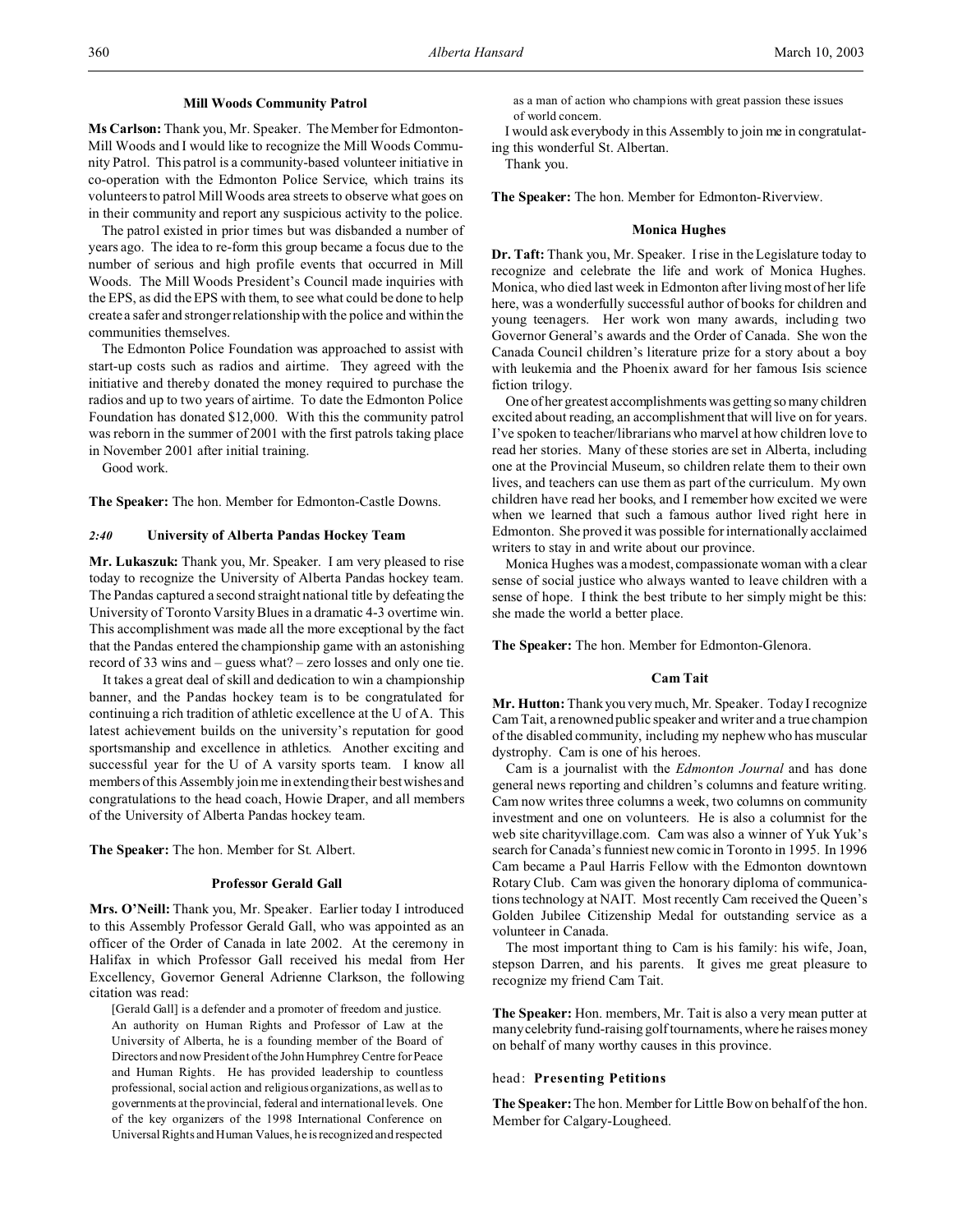### Mill Woods Community Patrol

**Ms Carlson:** Thank you, Mr. Speaker. The Member for Edmonton-Mill Woods and I would like to recognize the Mill Woods Community Patrol. This patrol is a community-based volunteer initiative in co-operation with the Edmonton Police Service, which trains its volunteers to patrol Mill Woods area streets to observe what goes on in their community and report any suspicious activity to the police.

The patrol existed in prior times but was disbanded a number of years ago. The idea to re-form this group became a focus due to the number of serious and high profile events that occurred in Mill Woods. The Mill Woods President's Council made inquiries with the EPS, as did the EPS with them, to see what could be done to help create a safer and stronger relationship with the police and within the communities themselves.

The Edmonton Police Foundation was approached to assist with start-up costs such as radios and airtime. They agreed with the initiative and thereby donated the money required to purchase the radios and up to two years of airtime. To date the Edmonton Police Foundation has donated $12,000. With this the community patrol was reborn in the summer of 2001 with the first patrols taking place in November 2001 after initial training.

Good work.

**The Speaker:** The hon. Member for Edmonton-Castle Downs.

### *2:40* University of Alberta Pandas Hockey Team

**Mr. Lukaszuk:** Thank you, Mr. Speaker. I am very pleased to rise today to recognize the University of Alberta Pandas hockey team. The Pandas captured a second straight national title by defeating the University of Toronto Varsity Blues in a dramatic 4-3 overtime win. This accomplishment was made all the more exceptional by the fact that the Pandas entered the championship game with an astonishing record of 33 wins and – guess what? – zero losses and only one tie.

It takes a great deal of skill and dedication to win a championship banner, and the Pandas hockey team is to be congratulated for continuing a rich tradition of athletic excellence at the U of A. This latest achievement builds on the university's reputation for good sportsmanship and excellence in athletics. Another exciting and successful year for the U of A varsity sports team. I know all members of this Assembly join me in extending their best wishes and congratulations to the head coach, Howie Draper, and all members of the University of Alberta Pandas hockey team.

**The Speaker:** The hon. Member for St. Albert.

### Professor Gerald Gall

**Mrs. O'Neill:** Thank you, Mr. Speaker. Earlier today I introduced to this Assembly Professor Gerald Gall, who was appointed as an officer of the Order of Canada in late 2002. At the ceremony in Halifax in which Professor Gall received his medal from Her Excellency, Governor General Adrienne Clarkson, the following citation was read:

> [Gerald Gall] is a defender and a promoter of freedom and justice. An authority on Human Rights and Professor of Law at the University of Alberta, he is a founding member of the Board of Directors and now President of the John Humphrey Centre for Peace and Human Rights. He has provided leadership to countless professional, social action and religious organizations, as well as to governments at the provincial, federal and international levels. One of the key organizers of the 1998 International Conference on Universal Rights and Human Values, he is recognized and respected as a man of action who champions with great passion these issues of world concern.

I would ask everybody in this Assembly to join me in congratulating this wonderful St. Albertan.

Thank you.

**The Speaker:** The hon. Member for Edmonton-Riverview.

### Monica Hughes

**Dr. Taft:** Thank you, Mr. Speaker. I rise in the Legislature today to recognize and celebrate the life and work of Monica Hughes. Monica, who died last week in Edmonton after living most of her life here, was a wonderfully successful author of books for children and young teenagers. Her work won many awards, including two Governor General's awards and the Order of Canada. She won the Canada Council children's literature prize for a story about a boy with leukemia and the Phoenix award for her famous Isis science fiction trilogy.

One of her greatest accomplishments was getting so many children excited about reading, an accomplishment that will live on for years. I've spoken to teacher/librarians who marvel at how children love to read her stories. Many of these stories are set in Alberta, including one at the Provincial Museum, so children relate them to their own lives, and teachers can use them as part of the curriculum. My own children have read her books, and I remember how excited we were when we learned that such a famous author lived right here in Edmonton. She proved it was possible for internationally acclaimed writers to stay in and write about our province.

Monica Hughes was a modest, compassionate woman with a clear sense of social justice who always wanted to leave children with a sense of hope. I think the best tribute to her simply might be this: she made the world a better place.

**The Speaker:** The hon. Member for Edmonton-Glenora.

### Cam Tait

**Mr. Hutton:** Thank you very much, Mr. Speaker. Today I recognize Cam Tait, a renowned public speaker and writer and a true champion of the disabled community, including my nephew who has muscular dystrophy. Cam is one of his heroes.

Cam is a journalist with the *Edmonton Journal* and has done general news reporting and children's columns and feature writing. Cam now writes three columns a week, two columns on community investment and one on volunteers. He is also a columnist for the web site charityvillage.com. Cam was also a winner of Yuk Yuk's search for Canada's funniest new comic in Toronto in 1995. In 1996 Cam became a Paul Harris Fellow with the Edmonton downtown Rotary Club. Cam was given the honorary diploma of communications technology at NAIT. Most recently Cam received the Queen's Golden Jubilee Citizenship Medal for outstanding service as a volunteer in Canada.

The most important thing to Cam is his family: his wife, Joan, stepson Darren, and his parents. It gives me great pleasure to recognize my friend Cam Tait.

**The Speaker:** Hon. members, Mr. Tait is also a very mean putter at many celebrity fund-raising golf tournaments, where he raises money on behalf of many worthy causes in this province.

## head: Presenting Petitions

**The Speaker:** The hon. Member for Little Bow on behalf of the hon. Member for Calgary-Lougheed.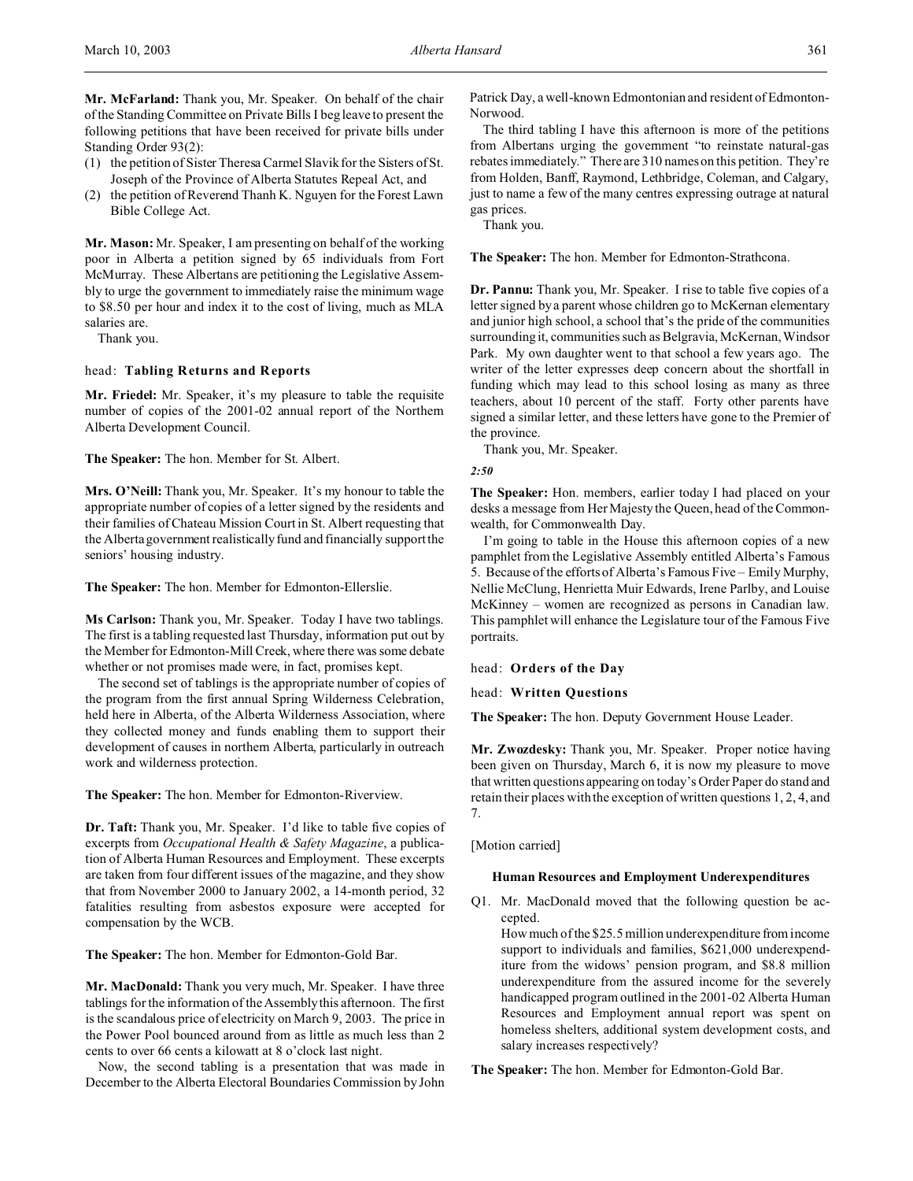**Mr. McFarland:** Thank you, Mr. Speaker. On behalf of the chair of the Standing Committee on Private Bills I beg leave to present the following petitions that have been received for private bills under Standing Order 93(2):

(1) the petition of Sister Theresa Carmel Slavik for the Sisters of St. Joseph of the Province of Alberta Statutes Repeal Act, and
(2) the petition of Reverend Thanh K. Nguyen for the Forest Lawn Bible College Act.

**Mr. Mason:** Mr. Speaker, I am presenting on behalf of the working poor in Alberta a petition signed by 65 individuals from Fort McMurray. These Albertans are petitioning the Legislative Assembly to urge the government to immediately raise the minimum wage to $8.50 per hour and index it to the cost of living, much as MLA salaries are.

Thank you.

head: **Tabling Returns and Reports**

**Mr. Friedel:** Mr. Speaker, it's my pleasure to table the requisite number of copies of the 2001-02 annual report of the Northern Alberta Development Council.

**The Speaker:** The hon. Member for St. Albert.

**Mrs. O'Neill:** Thank you, Mr. Speaker. It's my honour to table the appropriate number of copies of a letter signed by the residents and their families of Chateau Mission Court in St. Albert requesting that the Alberta government realistically fund and financially support the seniors' housing industry.

**The Speaker:** The hon. Member for Edmonton-Ellerslie.

**Ms Carlson:** Thank you, Mr. Speaker. Today I have two tablings. The first is a tabling requested last Thursday, information put out by the Member for Edmonton-Mill Creek, where there was some debate whether or not promises made were, in fact, promises kept.

The second set of tablings is the appropriate number of copies of the program from the first annual Spring Wilderness Celebration, held here in Alberta, of the Alberta Wilderness Association, where they collected money and funds enabling them to support their development of causes in northern Alberta, particularly in outreach work and wilderness protection.

**The Speaker:** The hon. Member for Edmonton-Riverview.

**Dr. Taft:** Thank you, Mr. Speaker. I'd like to table five copies of excerpts from *Occupational Health & Safety Magazine*, a publication of Alberta Human Resources and Employment. These excerpts are taken from four different issues of the magazine, and they show that from November 2000 to January 2002, a 14-month period, 32 fatalities resulting from asbestos exposure were accepted for compensation by the WCB.

**The Speaker:** The hon. Member for Edmonton-Gold Bar.

**Mr. MacDonald:** Thank you very much, Mr. Speaker. I have three tablings for the information of the Assembly this afternoon. The first is the scandalous price of electricity on March 9, 2003. The price in the Power Pool bounced around from as little as much less than 2 cents to over 66 cents a kilowatt at 8 o'clock last night.

Now, the second tabling is a presentation that was made in December to the Alberta Electoral Boundaries Commission by John Patrick Day, a well-known Edmontonian and resident of Edmonton-Norwood.

The third tabling I have this afternoon is more of the petitions from Albertans urging the government "to reinstate natural-gas rebates immediately." There are 310 names on this petition. They're from Holden, Banff, Raymond, Lethbridge, Coleman, and Calgary, just to name a few of the many centres expressing outrage at natural gas prices.

Thank you.

**The Speaker:** The hon. Member for Edmonton-Strathcona.

**Dr. Pannu:** Thank you, Mr. Speaker. I rise to table five copies of a letter signed by a parent whose children go to McKernan elementary and junior high school, a school that's the pride of the communities surrounding it, communities such as Belgravia, McKernan, Windsor Park. My own daughter went to that school a few years ago. The writer of the letter expresses deep concern about the shortfall in funding which may lead to this school losing as many as three teachers, about 10 percent of the staff. Forty other parents have signed a similar letter, and these letters have gone to the Premier of the province.

Thank you, Mr. Speaker.

*2:50*

**The Speaker:** Hon. members, earlier today I had placed on your desks a message from Her Majesty the Queen, head of the Commonwealth, for Commonwealth Day.

I'm going to table in the House this afternoon copies of a new pamphlet from the Legislative Assembly entitled Alberta's Famous 5. Because of the efforts of Alberta's Famous Five – Emily Murphy, Nellie McClung, Henrietta Muir Edwards, Irene Parlby, and Louise McKinney – women are recognized as persons in Canadian law. This pamphlet will enhance the Legislature tour of the Famous Five portraits.

head: **Orders of the Day**

head: **Written Questions**

**The Speaker:** The hon. Deputy Government House Leader.

**Mr. Zwozdesky:** Thank you, Mr. Speaker. Proper notice having been given on Thursday, March 6, it is now my pleasure to move that written questions appearing on today's Order Paper do stand and retain their places with the exception of written questions 1, 2, 4, and 7.

[Motion carried]

### Human Resources and Employment Underexpenditures

Q1. Mr. MacDonald moved that the following question be accepted.

How much of the $25.5 million underexpenditure from income support to individuals and families, $621,000 underexpenditure from the widows' pension program, and $8.8 million underexpenditure from the assured income for the severely handicapped program outlined in the 2001-02 Alberta Human Resources and Employment annual report was spent on homeless shelters, additional system development costs, and salary increases respectively?

**The Speaker:** The hon. Member for Edmonton-Gold Bar.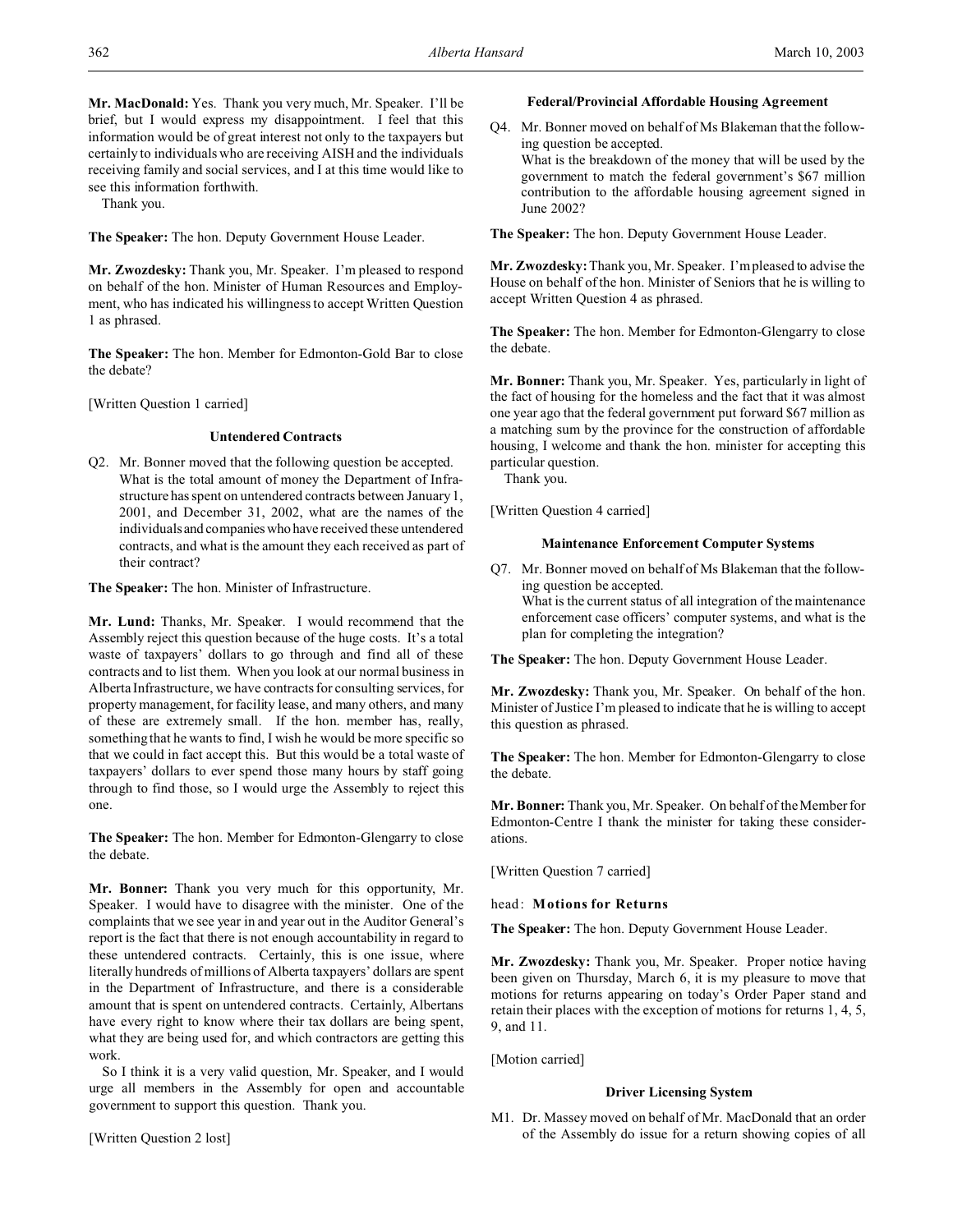**Mr. MacDonald:** Yes. Thank you very much, Mr. Speaker. I'll be brief, but I would express my disappointment. I feel that this information would be of great interest not only to the taxpayers but certainly to individuals who are receiving AISH and the individuals receiving family and social services, and I at this time would like to see this information forthwith.

Thank you.

**The Speaker:** The hon. Deputy Government House Leader.

**Mr. Zwozdesky:** Thank you, Mr. Speaker. I'm pleased to respond on behalf of the hon. Minister of Human Resources and Employment, who has indicated his willingness to accept Written Question 1 as phrased.

**The Speaker:** The hon. Member for Edmonton-Gold Bar to close the debate?

[Written Question 1 carried]

### Untendered Contracts

Q2. Mr. Bonner moved that the following question be accepted.
What is the total amount of money the Department of Infrastructure has spent on untendered contracts between January 1, 2001, and December 31, 2002, what are the names of the individuals and companies who have received these untendered contracts, and what is the amount they each received as part of their contract?

**The Speaker:** The hon. Minister of Infrastructure.

**Mr. Lund:** Thanks, Mr. Speaker. I would recommend that the Assembly reject this question because of the huge costs. It's a total waste of taxpayers' dollars to go through and find all of these contracts and to list them. When you look at our normal business in Alberta Infrastructure, we have contracts for consulting services, for property management, for facility lease, and many others, and many of these are extremely small. If the hon. member has, really, something that he wants to find, I wish he would be more specific so that we could in fact accept this. But this would be a total waste of taxpayers' dollars to ever spend those many hours by staff going through to find those, so I would urge the Assembly to reject this one.

**The Speaker:** The hon. Member for Edmonton-Glengarry to close the debate.

**Mr. Bonner:** Thank you very much for this opportunity, Mr. Speaker. I would have to disagree with the minister. One of the complaints that we see year in and year out in the Auditor General's report is the fact that there is not enough accountability in regard to these untendered contracts. Certainly, this is one issue, where literally hundreds of millions of Alberta taxpayers' dollars are spent in the Department of Infrastructure, and there is a considerable amount that is spent on untendered contracts. Certainly, Albertans have every right to know where their tax dollars are being spent, what they are being used for, and which contractors are getting this work.

So I think it is a very valid question, Mr. Speaker, and I would urge all members in the Assembly for open and accountable government to support this question. Thank you.

[Written Question 2 lost]

### Federal/Provincial Affordable Housing Agreement

Q4. Mr. Bonner moved on behalf of Ms Blakeman that the following question be accepted.
What is the breakdown of the money that will be used by the government to match the federal government's $67 million contribution to the affordable housing agreement signed in June 2002?

**The Speaker:** The hon. Deputy Government House Leader.

**Mr. Zwozdesky:** Thank you, Mr. Speaker. I'm pleased to advise the House on behalf of the hon. Minister of Seniors that he is willing to accept Written Question 4 as phrased.

**The Speaker:** The hon. Member for Edmonton-Glengarry to close the debate.

**Mr. Bonner:** Thank you, Mr. Speaker. Yes, particularly in light of the fact of housing for the homeless and the fact that it was almost one year ago that the federal government put forward $67 million as a matching sum by the province for the construction of affordable housing, I welcome and thank the hon. minister for accepting this particular question.

Thank you.

[Written Question 4 carried]

### Maintenance Enforcement Computer Systems

Q7. Mr. Bonner moved on behalf of Ms Blakeman that the following question be accepted.
What is the current status of all integration of the maintenance enforcement case officers' computer systems, and what is the plan for completing the integration?

**The Speaker:** The hon. Deputy Government House Leader.

**Mr. Zwozdesky:** Thank you, Mr. Speaker. On behalf of the hon. Minister of Justice I'm pleased to indicate that he is willing to accept this question as phrased.

**The Speaker:** The hon. Member for Edmonton-Glengarry to close the debate.

**Mr. Bonner:** Thank you, Mr. Speaker. On behalf of the Member for Edmonton-Centre I thank the minister for taking these considerations.

[Written Question 7 carried]

## head: **Motions for Returns**

**The Speaker:** The hon. Deputy Government House Leader.

**Mr. Zwozdesky:** Thank you, Mr. Speaker. Proper notice having been given on Thursday, March 6, it is my pleasure to move that motions for returns appearing on today's Order Paper stand and retain their places with the exception of motions for returns 1, 4, 5, 9, and 11.

[Motion carried]

### Driver Licensing System

M1. Dr. Massey moved on behalf of Mr. MacDonald that an order of the Assembly do issue for a return showing copies of all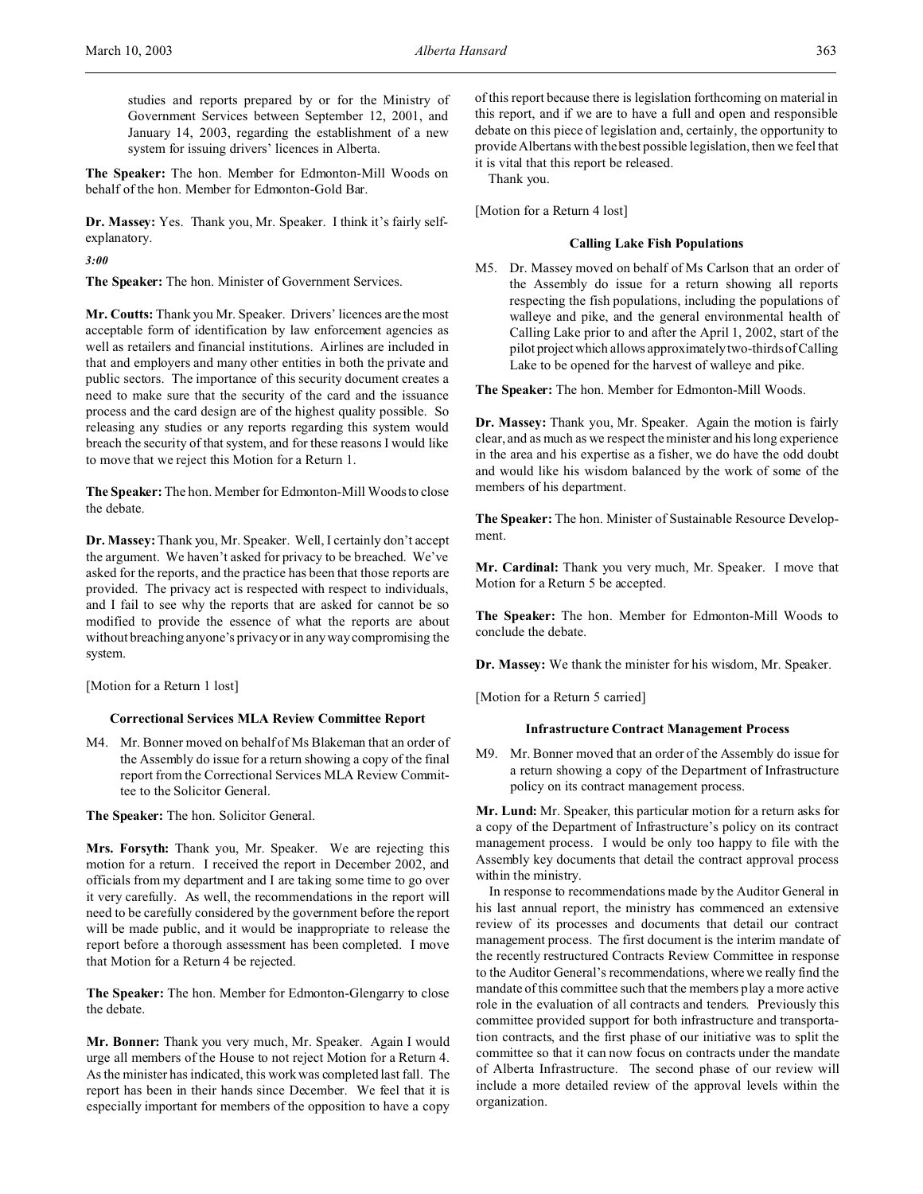studies and reports prepared by or for the Ministry of Government Services between September 12, 2001, and January 14, 2003, regarding the establishment of a new system for issuing drivers' licences in Alberta.

**The Speaker:** The hon. Member for Edmonton-Mill Woods on behalf of the hon. Member for Edmonton-Gold Bar.

**Dr. Massey:** Yes. Thank you, Mr. Speaker. I think it's fairly self-explanatory.

*3:00*

**The Speaker:** The hon. Minister of Government Services.

**Mr. Coutts:** Thank you Mr. Speaker. Drivers' licences are the most acceptable form of identification by law enforcement agencies as well as retailers and financial institutions. Airlines are included in that and employers and many other entities in both the private and public sectors. The importance of this security document creates a need to make sure that the security of the card and the issuance process and the card design are of the highest quality possible. So releasing any studies or any reports regarding this system would breach the security of that system, and for these reasons I would like to move that we reject this Motion for a Return 1.

**The Speaker:** The hon. Member for Edmonton-Mill Woods to close the debate.

**Dr. Massey:** Thank you, Mr. Speaker. Well, I certainly don't accept the argument. We haven't asked for privacy to be breached. We've asked for the reports, and the practice has been that those reports are provided. The privacy act is respected with respect to individuals, and I fail to see why the reports that are asked for cannot be so modified to provide the essence of what the reports are about without breaching anyone's privacy or in any way compromising the system.

[Motion for a Return 1 lost]

### Correctional Services MLA Review Committee Report

M4. Mr. Bonner moved on behalf of Ms Blakeman that an order of the Assembly do issue for a return showing a copy of the final report from the Correctional Services MLA Review Committee to the Solicitor General.

**The Speaker:** The hon. Solicitor General.

**Mrs. Forsyth:** Thank you, Mr. Speaker. We are rejecting this motion for a return. I received the report in December 2002, and officials from my department and I are taking some time to go over it very carefully. As well, the recommendations in the report will need to be carefully considered by the government before the report will be made public, and it would be inappropriate to release the report before a thorough assessment has been completed. I move that Motion for a Return 4 be rejected.

**The Speaker:** The hon. Member for Edmonton-Glengarry to close the debate.

**Mr. Bonner:** Thank you very much, Mr. Speaker. Again I would urge all members of the House to not reject Motion for a Return 4. As the minister has indicated, this work was completed last fall. The report has been in their hands since December. We feel that it is especially important for members of the opposition to have a copy of this report because there is legislation forthcoming on material in this report, and if we are to have a full and open and responsible debate on this piece of legislation and, certainly, the opportunity to provide Albertans with the best possible legislation, then we feel that it is vital that this report be released.

Thank you.

[Motion for a Return 4 lost]

### Calling Lake Fish Populations

M5. Dr. Massey moved on behalf of Ms Carlson that an order of the Assembly do issue for a return showing all reports respecting the fish populations, including the populations of walleye and pike, and the general environmental health of Calling Lake prior to and after the April 1, 2002, start of the pilot project which allows approximately two-thirds of Calling Lake to be opened for the harvest of walleye and pike.

**The Speaker:** The hon. Member for Edmonton-Mill Woods.

**Dr. Massey:** Thank you, Mr. Speaker. Again the motion is fairly clear, and as much as we respect the minister and his long experience in the area and his expertise as a fisher, we do have the odd doubt and would like his wisdom balanced by the work of some of the members of his department.

**The Speaker:** The hon. Minister of Sustainable Resource Development.

**Mr. Cardinal:** Thank you very much, Mr. Speaker. I move that Motion for a Return 5 be accepted.

**The Speaker:** The hon. Member for Edmonton-Mill Woods to conclude the debate.

**Dr. Massey:** We thank the minister for his wisdom, Mr. Speaker.

[Motion for a Return 5 carried]

### Infrastructure Contract Management Process

M9. Mr. Bonner moved that an order of the Assembly do issue for a return showing a copy of the Department of Infrastructure policy on its contract management process.

**Mr. Lund:** Mr. Speaker, this particular motion for a return asks for a copy of the Department of Infrastructure's policy on its contract management process. I would be only too happy to file with the Assembly key documents that detail the contract approval process within the ministry.

In response to recommendations made by the Auditor General in his last annual report, the ministry has commenced an extensive review of its processes and documents that detail our contract management process. The first document is the interim mandate of the recently restructured Contracts Review Committee in response to the Auditor General's recommendations, where we really find the mandate of this committee such that the members play a more active role in the evaluation of all contracts and tenders. Previously this committee provided support for both infrastructure and transportation contracts, and the first phase of our initiative was to split the committee so that it can now focus on contracts under the mandate of Alberta Infrastructure. The second phase of our review will include a more detailed review of the approval levels within the organization.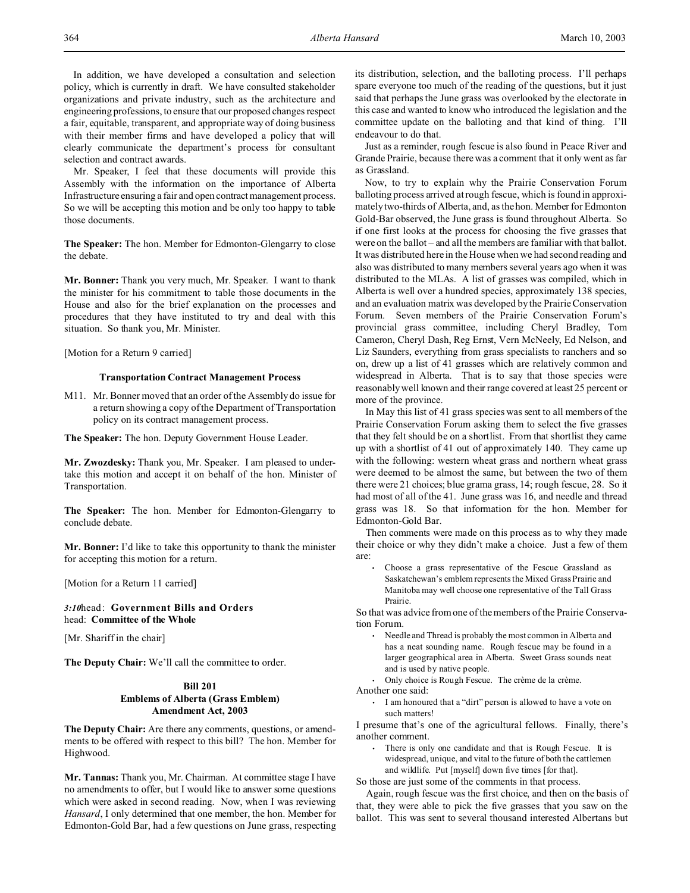In addition, we have developed a consultation and selection policy, which is currently in draft. We have consulted stakeholder organizations and private industry, such as the architecture and engineering professions, to ensure that our proposed changes respect a fair, equitable, transparent, and appropriate way of doing business with their member firms and have developed a policy that will clearly communicate the department's process for consultant selection and contract awards.

Mr. Speaker, I feel that these documents will provide this Assembly with the information on the importance of Alberta Infrastructure ensuring a fair and open contract management process. So we will be accepting this motion and be only too happy to table those documents.

**The Speaker:** The hon. Member for Edmonton-Glengarry to close the debate.

**Mr. Bonner:** Thank you very much, Mr. Speaker. I want to thank the minister for his commitment to table those documents in the House and also for the brief explanation on the processes and procedures that they have instituted to try and deal with this situation. So thank you, Mr. Minister.

[Motion for a Return 9 carried]

### Transportation Contract Management Process

M11. Mr. Bonner moved that an order of the Assembly do issue for a return showing a copy of the Department of Transportation policy on its contract management process.

**The Speaker:** The hon. Deputy Government House Leader.

**Mr. Zwozdesky:** Thank you, Mr. Speaker. I am pleased to undertake this motion and accept it on behalf of the hon. Minister of Transportation.

**The Speaker:** The hon. Member for Edmonton-Glengarry to conclude debate.

**Mr. Bonner:** I'd like to take this opportunity to thank the minister for accepting this motion for a return.

[Motion for a Return 11 carried]

*3:10* head: **Government Bills and Orders**
head: **Committee of the Whole**

[Mr. Shariff in the chair]

**The Deputy Chair:** We'll call the committee to order.

### Bill 201
### Emblems of Alberta (Grass Emblem) Amendment Act, 2003

**The Deputy Chair:** Are there any comments, questions, or amendments to be offered with respect to this bill? The hon. Member for Highwood.

**Mr. Tannas:** Thank you, Mr. Chairman. At committee stage I have no amendments to offer, but I would like to answer some questions which were asked in second reading. Now, when I was reviewing *Hansard*, I only determined that one member, the hon. Member for Edmonton-Gold Bar, had a few questions on June grass, respecting its distribution, selection, and the balloting process. I'll perhaps spare everyone too much of the reading of the questions, but it just said that perhaps the June grass was overlooked by the electorate in this case and wanted to know who introduced the legislation and the committee update on the balloting and that kind of thing. I'll endeavour to do that.

Just as a reminder, rough fescue is also found in Peace River and Grande Prairie, because there was a comment that it only went as far as Grassland.

Now, to try to explain why the Prairie Conservation Forum balloting process arrived at rough fescue, which is found in approximately two-thirds of Alberta, and, as the hon. Member for Edmonton Gold-Bar observed, the June grass is found throughout Alberta. So if one first looks at the process for choosing the five grasses that were on the ballot – and all the members are familiar with that ballot. It was distributed here in the House when we had second reading and also was distributed to many members several years ago when it was distributed to the MLAs. A list of grasses was compiled, which in Alberta is well over a hundred species, approximately 138 species, and an evaluation matrix was developed by the Prairie Conservation Forum. Seven members of the Prairie Conservation Forum's provincial grass committee, including Cheryl Bradley, Tom Cameron, Cheryl Dash, Reg Ernst, Vern McNeely, Ed Nelson, and Liz Saunders, everything from grass specialists to ranchers and so on, drew up a list of 41 grasses which are relatively common and widespread in Alberta. That is to say that those species were reasonably well known and their range covered at least 25 percent or more of the province.

In May this list of 41 grass species was sent to all members of the Prairie Conservation Forum asking them to select the five grasses that they felt should be on a shortlist. From that shortlist they came up with a shortlist of 41 out of approximately 140. They came up with the following: western wheat grass and northern wheat grass were deemed to be almost the same, but between the two of them there were 21 choices; blue grama grass, 14; rough fescue, 28. So it had most of all of the 41. June grass was 16, and needle and thread grass was 18. So that information for the hon. Member for Edmonton-Gold Bar.

Then comments were made on this process as to why they made their choice or why they didn't make a choice. Just a few of them are:

- Choose a grass representative of the Fescue Grassland as Saskatchewan's emblem represents the Mixed Grass Prairie and Manitoba may well choose one representative of the Tall Grass Prairie.

So that was advice from one of the members of the Prairie Conservation Forum.

- Needle and Thread is probably the most common in Alberta and has a neat sounding name. Rough fescue may be found in a larger geographical area in Alberta. Sweet Grass sounds neat and is used by native people.
- Only choice is Rough Fescue. The crème de la crème.

Another one said:

- I am honoured that a "dirt" person is allowed to have a vote on such matters!

I presume that's one of the agricultural fellows. Finally, there's another comment.

- There is only one candidate and that is Rough Fescue. It is widespread, unique, and vital to the future of both the cattlemen and wildlife. Put [myself] down five times [for that].

So those are just some of the comments in that process.

Again, rough fescue was the first choice, and then on the basis of that, they were able to pick the five grasses that you saw on the ballot. This was sent to several thousand interested Albertans but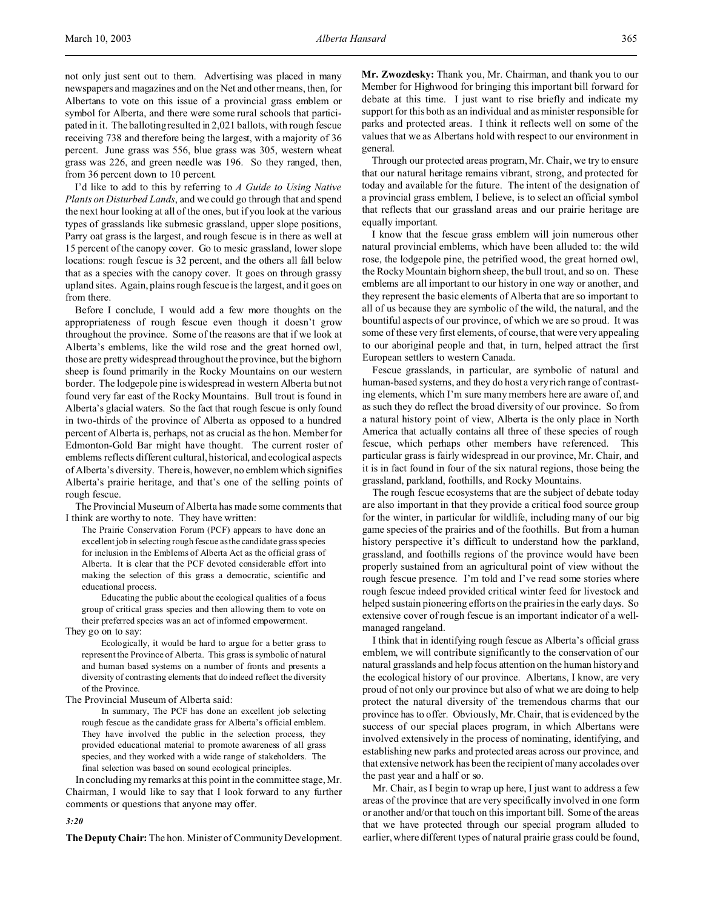not only just sent out to them. Advertising was placed in many newspapers and magazines and on the Net and other means, then, for Albertans to vote on this issue of a provincial grass emblem or symbol for Alberta, and there were some rural schools that participated in it. The balloting resulted in 2,021 ballots, with rough fescue receiving 738 and therefore being the largest, with a majority of 36 percent. June grass was 556, blue grass was 305, western wheat grass was 226, and green needle was 196. So they ranged, then, from 36 percent down to 10 percent.

I'd like to add to this by referring to *A Guide to Using Native Plants on Disturbed Lands*, and we could go through that and spend the next hour looking at all of the ones, but if you look at the various types of grasslands like submesic grassland, upper slope positions, Parry oat grass is the largest, and rough fescue is in there as well at 15 percent of the canopy cover. Go to mesic grassland, lower slope locations: rough fescue is 32 percent, and the others all fall below that as a species with the canopy cover. It goes on through grassy upland sites. Again, plains rough fescue is the largest, and it goes on from there.

Before I conclude, I would add a few more thoughts on the appropriateness of rough fescue even though it doesn't grow throughout the province. Some of the reasons are that if we look at Alberta's emblems, like the wild rose and the great horned owl, those are pretty widespread throughout the province, but the bighorn sheep is found primarily in the Rocky Mountains on our western border. The lodgepole pine is widespread in western Alberta but not found very far east of the Rocky Mountains. Bull trout is found in Alberta's glacial waters. So the fact that rough fescue is only found in two-thirds of the province of Alberta as opposed to a hundred percent of Alberta is, perhaps, not as crucial as the hon. Member for Edmonton-Gold Bar might have thought. The current roster of emblems reflects different cultural, historical, and ecological aspects of Alberta's diversity. There is, however, no emblem which signifies Alberta's prairie heritage, and that's one of the selling points of rough fescue.

The Provincial Museum of Alberta has made some comments that I think are worthy to note. They have written:

> The Prairie Conservation Forum (PCF) appears to have done an excellent job in selecting rough fescue as the candidate grass species for inclusion in the Emblems of Alberta Act as the official grass of Alberta. It is clear that the PCF devoted considerable effort into making the selection of this grass a democratic, scientific and educational process.
>
> Educating the public about the ecological qualities of a focus group of critical grass species and then allowing them to vote on their preferred species was an act of informed empowerment.

They go on to say:

> Ecologically, it would be hard to argue for a better grass to represent the Province of Alberta. This grass is symbolic of natural and human based systems on a number of fronts and presents a diversity of contrasting elements that do indeed reflect the diversity of the Province.

The Provincial Museum of Alberta said:

> In summary, The PCF has done an excellent job selecting rough fescue as the candidate grass for Alberta's official emblem. They have involved the public in the selection process, they provided educational material to promote awareness of all grass species, and they worked with a wide range of stakeholders. The final selection was based on sound ecological principles.

In concluding my remarks at this point in the committee stage, Mr. Chairman, I would like to say that I look forward to any further comments or questions that anyone may offer.

*3:20*

**The Deputy Chair:** The hon. Minister of Community Development.

**Mr. Zwozdesky:** Thank you, Mr. Chairman, and thank you to our Member for Highwood for bringing this important bill forward for debate at this time. I just want to rise briefly and indicate my support for this both as an individual and as minister responsible for parks and protected areas. I think it reflects well on some of the values that we as Albertans hold with respect to our environment in general.

Through our protected areas program, Mr. Chair, we try to ensure that our natural heritage remains vibrant, strong, and protected for today and available for the future. The intent of the designation of a provincial grass emblem, I believe, is to select an official symbol that reflects that our grassland areas and our prairie heritage are equally important.

I know that the fescue grass emblem will join numerous other natural provincial emblems, which have been alluded to: the wild rose, the lodgepole pine, the petrified wood, the great horned owl, the Rocky Mountain bighorn sheep, the bull trout, and so on. These emblems are all important to our history in one way or another, and they represent the basic elements of Alberta that are so important to all of us because they are symbolic of the wild, the natural, and the bountiful aspects of our province, of which we are so proud. It was some of these very first elements, of course, that were very appealing to our aboriginal people and that, in turn, helped attract the first European settlers to western Canada.

Fescue grasslands, in particular, are symbolic of natural and human-based systems, and they do host a very rich range of contrasting elements, which I'm sure many members here are aware of, and as such they do reflect the broad diversity of our province. So from a natural history point of view, Alberta is the only place in North America that actually contains all three of these species of rough fescue, which perhaps other members have referenced. This particular grass is fairly widespread in our province, Mr. Chair, and it is in fact found in four of the six natural regions, those being the grassland, parkland, foothills, and Rocky Mountains.

The rough fescue ecosystems that are the subject of debate today are also important in that they provide a critical food source group for the winter, in particular for wildlife, including many of our big game species of the prairies and of the foothills. But from a human history perspective it's difficult to understand how the parkland, grassland, and foothills regions of the province would have been properly sustained from an agricultural point of view without the rough fescue presence. I'm told and I've read some stories where rough fescue indeed provided critical winter feed for livestock and helped sustain pioneering efforts on the prairies in the early days. So extensive cover of rough fescue is an important indicator of a well-managed rangeland.

I think that in identifying rough fescue as Alberta's official grass emblem, we will contribute significantly to the conservation of our natural grasslands and help focus attention on the human history and the ecological history of our province. Albertans, I know, are very proud of not only our province but also of what we are doing to help protect the natural diversity of the tremendous charms that our province has to offer. Obviously, Mr. Chair, that is evidenced by the success of our special places program, in which Albertans were involved extensively in the process of nominating, identifying, and establishing new parks and protected areas across our province, and that extensive network has been the recipient of many accolades over the past year and a half or so.

Mr. Chair, as I begin to wrap up here, I just want to address a few areas of the province that are very specifically involved in one form or another and/or that touch on this important bill. Some of the areas that we have protected through our special program alluded to earlier, where different types of natural prairie grass could be found,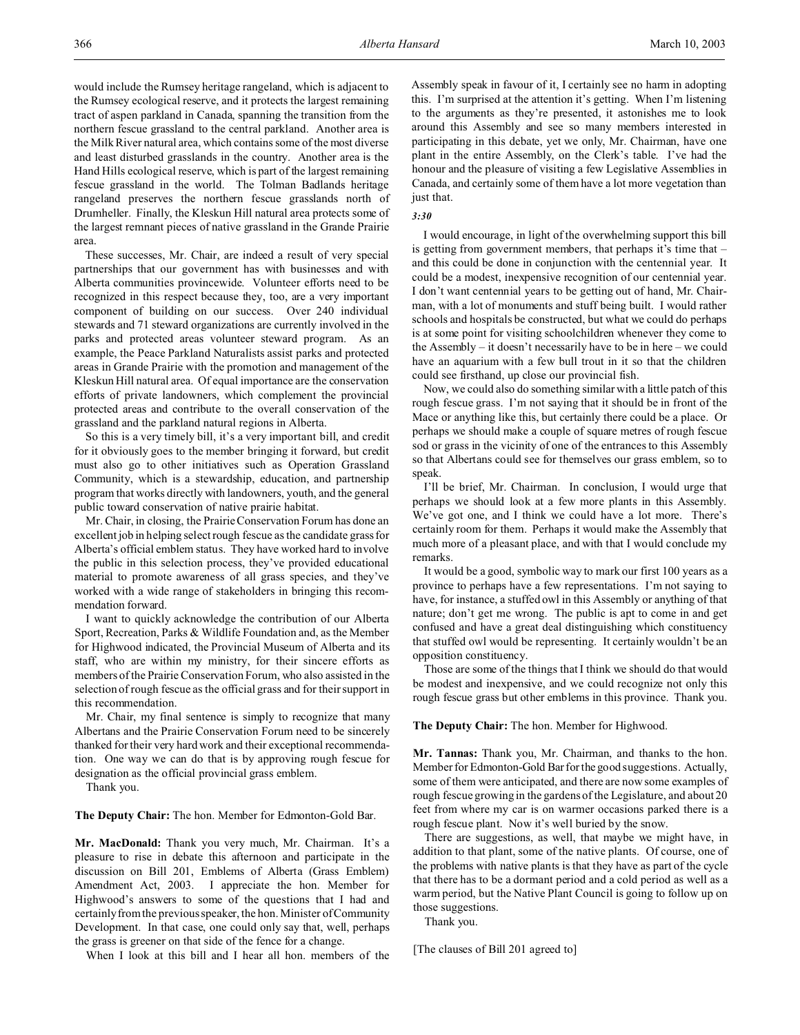would include the Rumsey heritage rangeland, which is adjacent to the Rumsey ecological reserve, and it protects the largest remaining tract of aspen parkland in Canada, spanning the transition from the northern fescue grassland to the central parkland. Another area is the Milk River natural area, which contains some of the most diverse and least disturbed grasslands in the country. Another area is the Hand Hills ecological reserve, which is part of the largest remaining fescue grassland in the world. The Tolman Badlands heritage rangeland preserves the northern fescue grasslands north of Drumheller. Finally, the Kleskun Hill natural area protects some of the largest remnant pieces of native grassland in the Grande Prairie area.

These successes, Mr. Chair, are indeed a result of very special partnerships that our government has with businesses and with Alberta communities provincewide. Volunteer efforts need to be recognized in this respect because they, too, are a very important component of building on our success. Over 240 individual stewards and 71 steward organizations are currently involved in the parks and protected areas volunteer steward program. As an example, the Peace Parkland Naturalists assist parks and protected areas in Grande Prairie with the promotion and management of the Kleskun Hill natural area. Of equal importance are the conservation efforts of private landowners, which complement the provincial protected areas and contribute to the overall conservation of the grassland and the parkland natural regions in Alberta.

So this is a very timely bill, it's a very important bill, and credit for it obviously goes to the member bringing it forward, but credit must also go to other initiatives such as Operation Grassland Community, which is a stewardship, education, and partnership program that works directly with landowners, youth, and the general public toward conservation of native prairie habitat.

Mr. Chair, in closing, the Prairie Conservation Forum has done an excellent job in helping select rough fescue as the candidate grass for Alberta's official emblem status. They have worked hard to involve the public in this selection process, they've provided educational material to promote awareness of all grass species, and they've worked with a wide range of stakeholders in bringing this recommendation forward.

I want to quickly acknowledge the contribution of our Alberta Sport, Recreation, Parks & Wildlife Foundation and, as the Member for Highwood indicated, the Provincial Museum of Alberta and its staff, who are within my ministry, for their sincere efforts as members of the Prairie Conservation Forum, who also assisted in the selection of rough fescue as the official grass and for their support in this recommendation.

Mr. Chair, my final sentence is simply to recognize that many Albertans and the Prairie Conservation Forum need to be sincerely thanked for their very hard work and their exceptional recommendation. One way we can do that is by approving rough fescue for designation as the official provincial grass emblem.

Thank you.

**The Deputy Chair:** The hon. Member for Edmonton-Gold Bar.

**Mr. MacDonald:** Thank you very much, Mr. Chairman. It's a pleasure to rise in debate this afternoon and participate in the discussion on Bill 201, Emblems of Alberta (Grass Emblem) Amendment Act, 2003. I appreciate the hon. Member for Highwood's answers to some of the questions that I had and certainly from the previous speaker, the hon. Minister of Community Development. In that case, one could only say that, well, perhaps the grass is greener on that side of the fence for a change.

When I look at this bill and I hear all hon. members of the Assembly speak in favour of it, I certainly see no harm in adopting this. I'm surprised at the attention it's getting. When I'm listening to the arguments as they're presented, it astonishes me to look around this Assembly and see so many members interested in participating in this debate, yet we only, Mr. Chairman, have one plant in the entire Assembly, on the Clerk's table. I've had the honour and the pleasure of visiting a few Legislative Assemblies in Canada, and certainly some of them have a lot more vegetation than just that.

*3:30*

I would encourage, in light of the overwhelming support this bill is getting from government members, that perhaps it's time that – and this could be done in conjunction with the centennial year. It could be a modest, inexpensive recognition of our centennial year. I don't want centennial years to be getting out of hand, Mr. Chairman, with a lot of monuments and stuff being built. I would rather schools and hospitals be constructed, but what we could do perhaps is at some point for visiting schoolchildren whenever they come to the Assembly – it doesn't necessarily have to be in here – we could have an aquarium with a few bull trout in it so that the children could see firsthand, up close our provincial fish.

Now, we could also do something similar with a little patch of this rough fescue grass. I'm not saying that it should be in front of the Mace or anything like this, but certainly there could be a place. Or perhaps we should make a couple of square metres of rough fescue sod or grass in the vicinity of one of the entrances to this Assembly so that Albertans could see for themselves our grass emblem, so to speak.

I'll be brief, Mr. Chairman. In conclusion, I would urge that perhaps we should look at a few more plants in this Assembly. We've got one, and I think we could have a lot more. There's certainly room for them. Perhaps it would make the Assembly that much more of a pleasant place, and with that I would conclude my remarks.

It would be a good, symbolic way to mark our first 100 years as a province to perhaps have a few representations. I'm not saying to have, for instance, a stuffed owl in this Assembly or anything of that nature; don't get me wrong. The public is apt to come in and get confused and have a great deal distinguishing which constituency that stuffed owl would be representing. It certainly wouldn't be an opposition constituency.

Those are some of the things that I think we should do that would be modest and inexpensive, and we could recognize not only this rough fescue grass but other emblems in this province. Thank you.

**The Deputy Chair:** The hon. Member for Highwood.

**Mr. Tannas:** Thank you, Mr. Chairman, and thanks to the hon. Member for Edmonton-Gold Bar for the good suggestions. Actually, some of them were anticipated, and there are now some examples of rough fescue growing in the gardens of the Legislature, and about 20 feet from where my car is on warmer occasions parked there is a rough fescue plant. Now it's well buried by the snow.

There are suggestions, as well, that maybe we might have, in addition to that plant, some of the native plants. Of course, one of the problems with native plants is that they have as part of the cycle that there has to be a dormant period and a cold period as well as a warm period, but the Native Plant Council is going to follow up on those suggestions.

Thank you.

[The clauses of Bill 201 agreed to]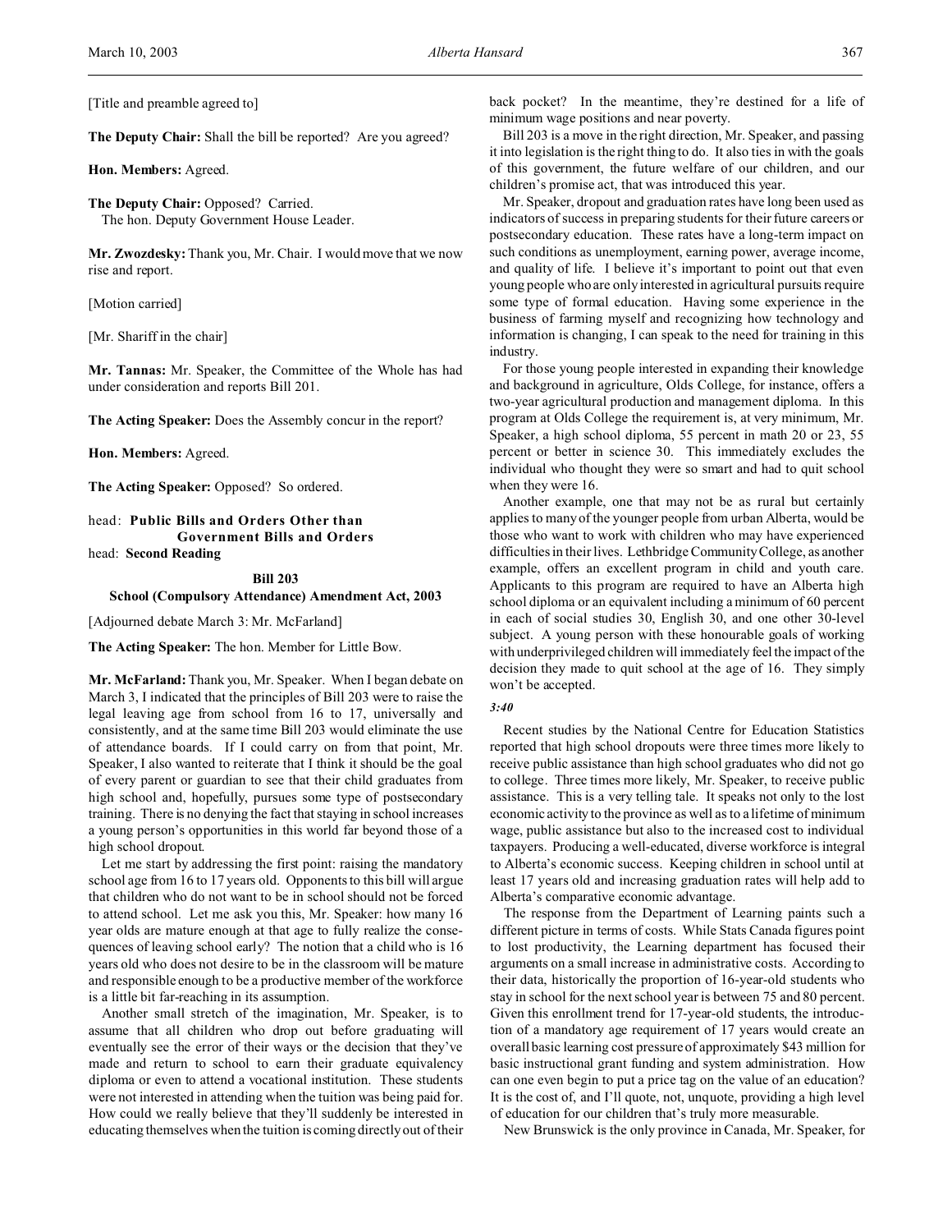[Title and preamble agreed to]

**The Deputy Chair:** Shall the bill be reported? Are you agreed?

**Hon. Members:** Agreed.

**The Deputy Chair:** Opposed? Carried.

The hon. Deputy Government House Leader.

**Mr. Zwozdesky:** Thank you, Mr. Chair. I would move that we now rise and report.

[Motion carried]

[Mr. Shariff in the chair]

**Mr. Tannas:** Mr. Speaker, the Committee of the Whole has had under consideration and reports Bill 201.

**The Acting Speaker:** Does the Assembly concur in the report?

**Hon. Members:** Agreed.

**The Acting Speaker:** Opposed? So ordered.

head: **Public Bills and Orders Other than Government Bills and Orders**

head: **Second Reading**

## Bill 203
### School (Compulsory Attendance) Amendment Act, 2003

[Adjourned debate March 3: Mr. McFarland]

**The Acting Speaker:** The hon. Member for Little Bow.

**Mr. McFarland:** Thank you, Mr. Speaker. When I began debate on March 3, I indicated that the principles of Bill 203 were to raise the legal leaving age from school from 16 to 17, universally and consistently, and at the same time Bill 203 would eliminate the use of attendance boards. If I could carry on from that point, Mr. Speaker, I also wanted to reiterate that I think it should be the goal of every parent or guardian to see that their child graduates from high school and, hopefully, pursues some type of postsecondary training. There is no denying the fact that staying in school increases a young person's opportunities in this world far beyond those of a high school dropout.

Let me start by addressing the first point: raising the mandatory school age from 16 to 17 years old. Opponents to this bill will argue that children who do not want to be in school should not be forced to attend school. Let me ask you this, Mr. Speaker: how many 16 year olds are mature enough at that age to fully realize the consequences of leaving school early? The notion that a child who is 16 years old who does not desire to be in the classroom will be mature and responsible enough to be a productive member of the workforce is a little bit far-reaching in its assumption.

Another small stretch of the imagination, Mr. Speaker, is to assume that all children who drop out before graduating will eventually see the error of their ways or the decision that they've made and return to school to earn their graduate equivalency diploma or even to attend a vocational institution. These students were not interested in attending when the tuition was being paid for. How could we really believe that they'll suddenly be interested in educating themselves when the tuition is coming directly out of their back pocket? In the meantime, they're destined for a life of minimum wage positions and near poverty.

Bill 203 is a move in the right direction, Mr. Speaker, and passing it into legislation is the right thing to do. It also ties in with the goals of this government, the future welfare of our children, and our children's promise act, that was introduced this year.

Mr. Speaker, dropout and graduation rates have long been used as indicators of success in preparing students for their future careers or postsecondary education. These rates have a long-term impact on such conditions as unemployment, earning power, average income, and quality of life. I believe it's important to point out that even young people who are only interested in agricultural pursuits require some type of formal education. Having some experience in the business of farming myself and recognizing how technology and information is changing, I can speak to the need for training in this industry.

For those young people interested in expanding their knowledge and background in agriculture, Olds College, for instance, offers a two-year agricultural production and management diploma. In this program at Olds College the requirement is, at very minimum, Mr. Speaker, a high school diploma, 55 percent in math 20 or 23, 55 percent or better in science 30. This immediately excludes the individual who thought they were so smart and had to quit school when they were 16.

Another example, one that may not be as rural but certainly applies to many of the younger people from urban Alberta, would be those who want to work with children who may have experienced difficulties in their lives. Lethbridge Community College, as another example, offers an excellent program in child and youth care. Applicants to this program are required to have an Alberta high school diploma or an equivalent including a minimum of 60 percent in each of social studies 30, English 30, and one other 30-level subject. A young person with these honourable goals of working with underprivileged children will immediately feel the impact of the decision they made to quit school at the age of 16. They simply won't be accepted.

*3:40*

Recent studies by the National Centre for Education Statistics reported that high school dropouts were three times more likely to receive public assistance than high school graduates who did not go to college. Three times more likely, Mr. Speaker, to receive public assistance. This is a very telling tale. It speaks not only to the lost economic activity to the province as well as to a lifetime of minimum wage, public assistance but also to the increased cost to individual taxpayers. Producing a well-educated, diverse workforce is integral to Alberta's economic success. Keeping children in school until at least 17 years old and increasing graduation rates will help add to Alberta's comparative economic advantage.

The response from the Department of Learning paints such a different picture in terms of costs. While Stats Canada figures point to lost productivity, the Learning department has focused their arguments on a small increase in administrative costs. According to their data, historically the proportion of 16-year-old students who stay in school for the next school year is between 75 and 80 percent. Given this enrollment trend for 17-year-old students, the introduction of a mandatory age requirement of 17 years would create an overall basic learning cost pressure of approximately $43 million for basic instructional grant funding and system administration. How can one even begin to put a price tag on the value of an education? It is the cost of, and I'll quote, not, unquote, providing a high level of education for our children that's truly more measurable.

New Brunswick is the only province in Canada, Mr. Speaker, for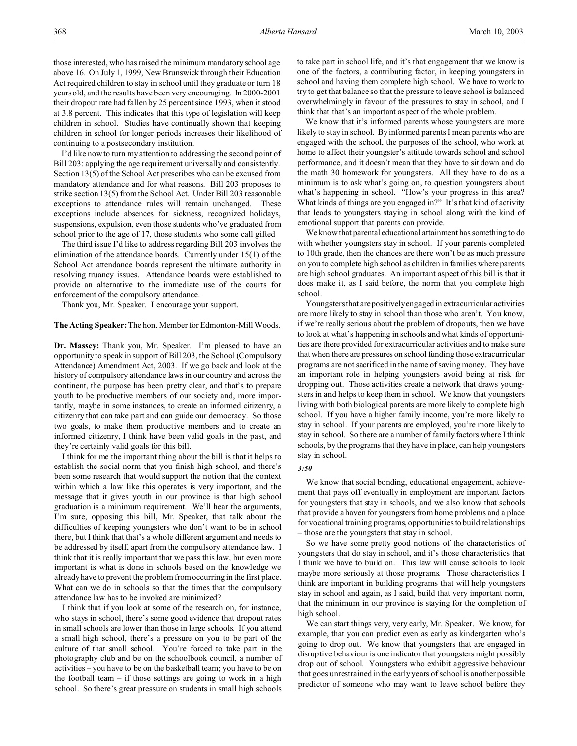those interested, who has raised the minimum mandatory school age above 16. On July 1, 1999, New Brunswick through their Education Act required children to stay in school until they graduate or turn 18 years old, and the results have been very encouraging. In 2000-2001 their dropout rate had fallen by 25 percent since 1993, when it stood at 3.8 percent. This indicates that this type of legislation will keep children in school. Studies have continually shown that keeping children in school for longer periods increases their likelihood of continuing to a postsecondary institution.

I'd like now to turn my attention to addressing the second point of Bill 203: applying the age requirement universally and consistently. Section 13(5) of the School Act prescribes who can be excused from mandatory attendance and for what reasons. Bill 203 proposes to strike section 13(5) from the School Act. Under Bill 203 reasonable exceptions to attendance rules will remain unchanged. These exceptions include absences for sickness, recognized holidays, suspensions, expulsion, even those students who've graduated from school prior to the age of 17, those students who some call gifted

The third issue I'd like to address regarding Bill 203 involves the elimination of the attendance boards. Currently under 15(1) of the School Act attendance boards represent the ultimate authority in resolving truancy issues. Attendance boards were established to provide an alternative to the immediate use of the courts for enforcement of the compulsory attendance.

Thank you, Mr. Speaker. I encourage your support.

**The Acting Speaker:** The hon. Member for Edmonton-Mill Woods.

**Dr. Massey:** Thank you, Mr. Speaker. I'm pleased to have an opportunity to speak in support of Bill 203, the School (Compulsory Attendance) Amendment Act, 2003. If we go back and look at the history of compulsory attendance laws in our country and across the continent, the purpose has been pretty clear, and that's to prepare youth to be productive members of our society and, more importantly, maybe in some instances, to create an informed citizenry, a citizenry that can take part and can guide our democracy. So those two goals, to make them productive members and to create an informed citizenry, I think have been valid goals in the past, and they're certainly valid goals for this bill.

I think for me the important thing about the bill is that it helps to establish the social norm that you finish high school, and there's been some research that would support the notion that the context within which a law like this operates is very important, and the message that it gives youth in our province is that high school graduation is a minimum requirement. We'll hear the arguments, I'm sure, opposing this bill, Mr. Speaker, that talk about the difficulties of keeping youngsters who don't want to be in school there, but I think that that's a whole different argument and needs to be addressed by itself, apart from the compulsory attendance law. I think that it is really important that we pass this law, but even more important is what is done in schools based on the knowledge we already have to prevent the problem from occurring in the first place. What can we do in schools so that the times that the compulsory attendance law has to be invoked are minimized?

I think that if you look at some of the research on, for instance, who stays in school, there's some good evidence that dropout rates in small schools are lower than those in large schools. If you attend a small high school, there's a pressure on you to be part of the culture of that small school. You're forced to take part in the photography club and be on the schoolbook council, a number of activities – you have to be on the basketball team; you have to be on the football team – if those settings are going to work in a high school. So there's great pressure on students in small high schools to take part in school life, and it's that engagement that we know is one of the factors, a contributing factor, in keeping youngsters in school and having them complete high school. We have to work to try to get that balance so that the pressure to leave school is balanced overwhelmingly in favour of the pressures to stay in school, and I think that that's an important aspect of the whole problem.

We know that it's informed parents whose youngsters are more likely to stay in school. By informed parents I mean parents who are engaged with the school, the purposes of the school, who work at home to affect their youngster's attitude towards school and school performance, and it doesn't mean that they have to sit down and do the math 30 homework for youngsters. All they have to do as a minimum is to ask what's going on, to question youngsters about what's happening in school. "How's your progress in this area? What kinds of things are you engaged in?" It's that kind of activity that leads to youngsters staying in school along with the kind of emotional support that parents can provide.

We know that parental educational attainment has something to do with whether youngsters stay in school. If your parents completed to 10th grade, then the chances are there won't be as much pressure on you to complete high school as children in families where parents are high school graduates. An important aspect of this bill is that it does make it, as I said before, the norm that you complete high school.

Youngsters that are positively engaged in extracurricular activities are more likely to stay in school than those who aren't. You know, if we're really serious about the problem of dropouts, then we have to look at what's happening in schools and what kinds of opportunities are there provided for extracurricular activities and to make sure that when there are pressures on school funding those extracurricular programs are not sacrificed in the name of saving money. They have an important role in helping youngsters avoid being at risk for dropping out. Those activities create a network that draws youngsters in and helps to keep them in school. We know that youngsters living with both biological parents are more likely to complete high school. If you have a higher family income, you're more likely to stay in school. If your parents are employed, you're more likely to stay in school. So there are a number of family factors where I think schools, by the programs that they have in place, can help youngsters stay in school.

*3:50*

We know that social bonding, educational engagement, achievement that pays off eventually in employment are important factors for youngsters that stay in schools, and we also know that schools that provide a haven for youngsters from home problems and a place for vocational training programs, opportunities to build relationships – those are the youngsters that stay in school.

So we have some pretty good notions of the characteristics of youngsters that do stay in school, and it's those characteristics that I think we have to build on. This law will cause schools to look maybe more seriously at those programs. Those characteristics I think are important in building programs that will help youngsters stay in school and again, as I said, build that very important norm, that the minimum in our province is staying for the completion of high school.

We can start things very, very early, Mr. Speaker. We know, for example, that you can predict even as early as kindergarten who's going to drop out. We know that youngsters that are engaged in disruptive behaviour is one indicator that youngsters might possibly drop out of school. Youngsters who exhibit aggressive behaviour that goes unrestrained in the early years of school is another possible predictor of someone who may want to leave school before they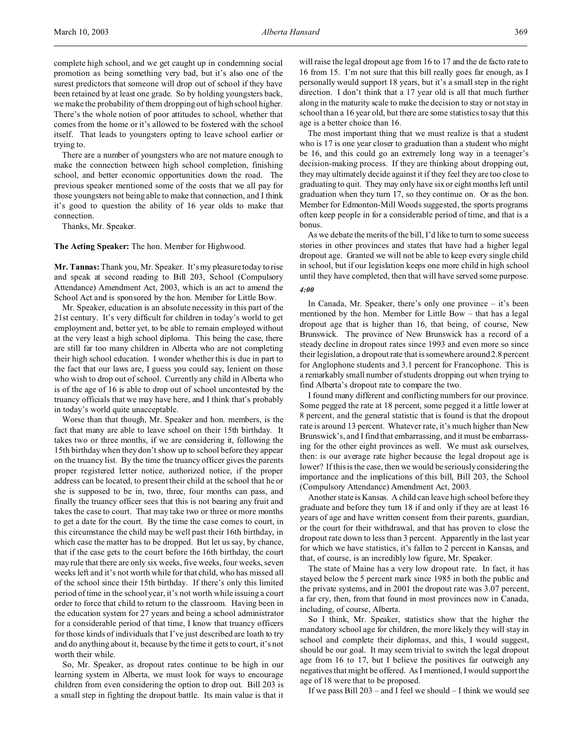complete high school, and we get caught up in condemning social promotion as being something very bad, but it's also one of the surest predictors that someone will drop out of school if they have been retained by at least one grade. So by holding youngsters back, we make the probability of them dropping out of high school higher. There's the whole notion of poor attitudes to school, whether that comes from the home or it's allowed to be fostered with the school itself. That leads to youngsters opting to leave school earlier or trying to.

There are a number of youngsters who are not mature enough to make the connection between high school completion, finishing school, and better economic opportunities down the road. The previous speaker mentioned some of the costs that we all pay for those youngsters not being able to make that connection, and I think it's good to question the ability of 16 year olds to make that connection.

Thanks, Mr. Speaker.

**The Acting Speaker:** The hon. Member for Highwood.

**Mr. Tannas:** Thank you, Mr. Speaker. It's my pleasure today to rise and speak at second reading to Bill 203, School (Compulsory Attendance) Amendment Act, 2003, which is an act to amend the School Act and is sponsored by the hon. Member for Little Bow.

Mr. Speaker, education is an absolute necessity in this part of the 21st century. It's very difficult for children in today's world to get employment and, better yet, to be able to remain employed without at the very least a high school diploma. This being the case, there are still far too many children in Alberta who are not completing their high school education. I wonder whether this is due in part to the fact that our laws are, I guess you could say, lenient on those who wish to drop out of school. Currently any child in Alberta who is of the age of 16 is able to drop out of school uncontested by the truancy officials that we may have here, and I think that's probably in today's world quite unacceptable.

Worse than that though, Mr. Speaker and hon. members, is the fact that many are able to leave school on their 15th birthday. It takes two or three months, if we are considering it, following the 15th birthday when they don't show up to school before they appear on the truancy list. By the time the truancy officer gives the parents proper registered letter notice, authorized notice, if the proper address can be located, to present their child at the school that he or she is supposed to be in, two, three, four months can pass, and finally the truancy officer sees that this is not bearing any fruit and takes the case to court. That may take two or three or more months to get a date for the court. By the time the case comes to court, in this circumstance the child may be well past their 16th birthday, in which case the matter has to be dropped. But let us say, by chance, that if the case gets to the court before the 16th birthday, the court may rule that there are only six weeks, five weeks, four weeks, seven weeks left and it's not worth while for that child, who has missed all of the school since their 15th birthday. If there's only this limited period of time in the school year, it's not worth while issuing a court order to force that child to return to the classroom. Having been in the education system for 27 years and being a school administrator for a considerable period of that time, I know that truancy officers for those kinds of individuals that I've just described are loath to try and do anything about it, because by the time it gets to court, it's not worth their while.

So, Mr. Speaker, as dropout rates continue to be high in our learning system in Alberta, we must look for ways to encourage children from even considering the option to drop out. Bill 203 is a small step in fighting the dropout battle. Its main value is that it will raise the legal dropout age from 16 to 17 and the de facto rate to 16 from 15. I'm not sure that this bill really goes far enough, as I personally would support 18 years, but it's a small step in the right direction. I don't think that a 17 year old is all that much further along in the maturity scale to make the decision to stay or not stay in school than a 16 year old, but there are some statistics to say that this age is a better choice than 16.

The most important thing that we must realize is that a student who is 17 is one year closer to graduation than a student who might be 16, and this could go an extremely long way in a teenager's decision-making process. If they are thinking about dropping out, they may ultimately decide against it if they feel they are too close to graduating to quit. They may only have six or eight months left until graduation when they turn 17, so they continue on. Or as the hon. Member for Edmonton-Mill Woods suggested, the sports programs often keep people in for a considerable period of time, and that is a bonus.

As we debate the merits of the bill, I'd like to turn to some success stories in other provinces and states that have had a higher legal dropout age. Granted we will not be able to keep every single child in school, but if our legislation keeps one more child in high school until they have completed, then that will have served some purpose.

*4:00*

In Canada, Mr. Speaker, there's only one province – it's been mentioned by the hon. Member for Little Bow – that has a legal dropout age that is higher than 16, that being, of course, New Brunswick. The province of New Brunswick has a record of a steady decline in dropout rates since 1993 and even more so since their legislation, a dropout rate that is somewhere around 2.8 percent for Anglophone students and 3.1 percent for Francophone. This is a remarkably small number of students dropping out when trying to find Alberta's dropout rate to compare the two.

I found many different and conflicting numbers for our province. Some pegged the rate at 18 percent, some pegged it a little lower at 8 percent, and the general statistic that is found is that the dropout rate is around 13 percent. Whatever rate, it's much higher than New Brunswick's, and I find that embarrassing, and it must be embarrassing for the other eight provinces as well. We must ask ourselves, then: is our average rate higher because the legal dropout age is lower? If this is the case, then we would be seriously considering the importance and the implications of this bill, Bill 203, the School (Compulsory Attendance) Amendment Act, 2003.

Another state is Kansas. A child can leave high school before they graduate and before they turn 18 if and only if they are at least 16 years of age and have written consent from their parents, guardian, or the court for their withdrawal, and that has proven to close the dropout rate down to less than 3 percent. Apparently in the last year for which we have statistics, it's fallen to 2 percent in Kansas, and that, of course, is an incredibly low figure, Mr. Speaker.

The state of Maine has a very low dropout rate. In fact, it has stayed below the 5 percent mark since 1985 in both the public and the private systems, and in 2001 the dropout rate was 3.07 percent, a far cry, then, from that found in most provinces now in Canada, including, of course, Alberta.

So I think, Mr. Speaker, statistics show that the higher the mandatory school age for children, the more likely they will stay in school and complete their diplomas, and this, I would suggest, should be our goal. It may seem trivial to switch the legal dropout age from 16 to 17, but I believe the positives far outweigh any negatives that might be offered. As I mentioned, I would support the age of 18 were that to be proposed.

If we pass Bill 203 – and I feel we should – I think we would see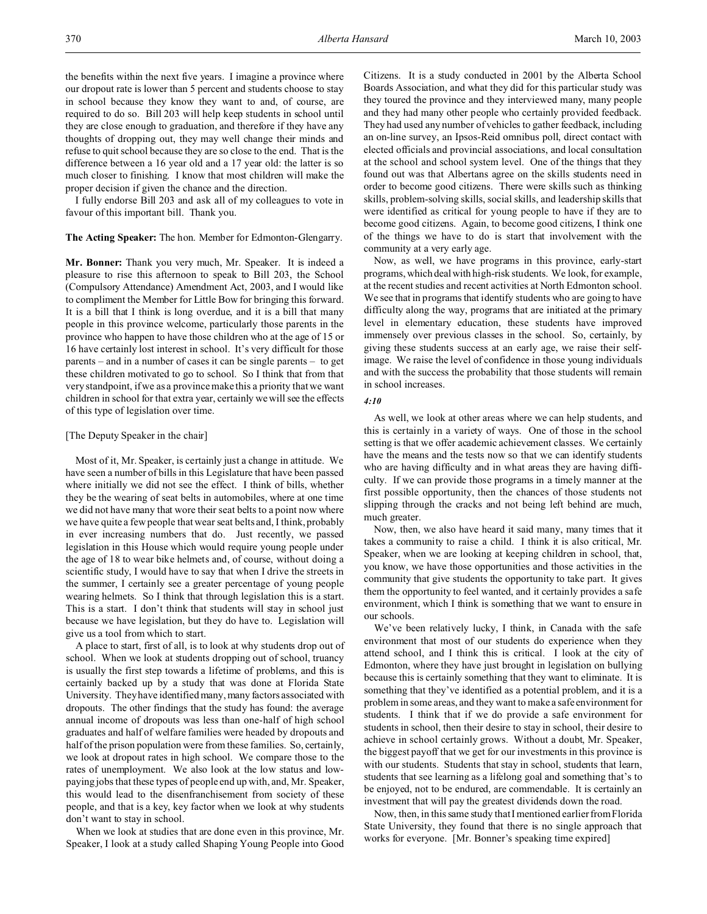the benefits within the next five years. I imagine a province where our dropout rate is lower than 5 percent and students choose to stay in school because they know they want to and, of course, are required to do so. Bill 203 will help keep students in school until they are close enough to graduation, and therefore if they have any thoughts of dropping out, they may well change their minds and refuse to quit school because they are so close to the end. That is the difference between a 16 year old and a 17 year old: the latter is so much closer to finishing. I know that most children will make the proper decision if given the chance and the direction.

I fully endorse Bill 203 and ask all of my colleagues to vote in favour of this important bill. Thank you.

**The Acting Speaker:** The hon. Member for Edmonton-Glengarry.

**Mr. Bonner:** Thank you very much, Mr. Speaker. It is indeed a pleasure to rise this afternoon to speak to Bill 203, the School (Compulsory Attendance) Amendment Act, 2003, and I would like to compliment the Member for Little Bow for bringing this forward. It is a bill that I think is long overdue, and it is a bill that many people in this province welcome, particularly those parents in the province who happen to have those children who at the age of 15 or 16 have certainly lost interest in school. It's very difficult for those parents – and in a number of cases it can be single parents – to get these children motivated to go to school. So I think that from that very standpoint, if we as a province make this a priority that we want children in school for that extra year, certainly we will see the effects of this type of legislation over time.

[The Deputy Speaker in the chair]

Most of it, Mr. Speaker, is certainly just a change in attitude. We have seen a number of bills in this Legislature that have been passed where initially we did not see the effect. I think of bills, whether they be the wearing of seat belts in automobiles, where at one time we did not have many that wore their seat belts to a point now where we have quite a few people that wear seat belts and, I think, probably in ever increasing numbers that do. Just recently, we passed legislation in this House which would require young people under the age of 18 to wear bike helmets and, of course, without doing a scientific study, I would have to say that when I drive the streets in the summer, I certainly see a greater percentage of young people wearing helmets. So I think that through legislation this is a start. This is a start. I don't think that students will stay in school just because we have legislation, but they do have to. Legislation will give us a tool from which to start.

A place to start, first of all, is to look at why students drop out of school. When we look at students dropping out of school, truancy is usually the first step towards a lifetime of problems, and this is certainly backed up by a study that was done at Florida State University. They have identified many, many factors associated with dropouts. The other findings that the study has found: the average annual income of dropouts was less than one-half of high school graduates and half of welfare families were headed by dropouts and half of the prison population were from these families. So, certainly, we look at dropout rates in high school. We compare those to the rates of unemployment. We also look at the low status and low-paying jobs that these types of people end up with, and, Mr. Speaker, this would lead to the disenfranchisement from society of these people, and that is a key, key factor when we look at why students don't want to stay in school.

When we look at studies that are done even in this province, Mr. Speaker, I look at a study called Shaping Young People into Good Citizens. It is a study conducted in 2001 by the Alberta School Boards Association, and what they did for this particular study was they toured the province and they interviewed many, many people and they had many other people who certainly provided feedback. They had used any number of vehicles to gather feedback, including an on-line survey, an Ipsos-Reid omnibus poll, direct contact with elected officials and provincial associations, and local consultation at the school and school system level. One of the things that they found out was that Albertans agree on the skills students need in order to become good citizens. There were skills such as thinking skills, problem-solving skills, social skills, and leadership skills that were identified as critical for young people to have if they are to become good citizens. Again, to become good citizens, I think one of the things we have to do is start that involvement with the community at a very early age.

Now, as well, we have programs in this province, early-start programs, which deal with high-risk students. We look, for example, at the recent studies and recent activities at North Edmonton school. We see that in programs that identify students who are going to have difficulty along the way, programs that are initiated at the primary level in elementary education, these students have improved immensely over previous classes in the school. So, certainly, by giving these students success at an early age, we raise their self-image. We raise the level of confidence in those young individuals and with the success the probability that those students will remain in school increases.

*4:10*

As well, we look at other areas where we can help students, and this is certainly in a variety of ways. One of those in the school setting is that we offer academic achievement classes. We certainly have the means and the tests now so that we can identify students who are having difficulty and in what areas they are having difficulty. If we can provide those programs in a timely manner at the first possible opportunity, then the chances of those students not slipping through the cracks and not being left behind are much, much greater.

Now, then, we also have heard it said many, many times that it takes a community to raise a child. I think it is also critical, Mr. Speaker, when we are looking at keeping children in school, that, you know, we have those opportunities and those activities in the community that give students the opportunity to take part. It gives them the opportunity to feel wanted, and it certainly provides a safe environment, which I think is something that we want to ensure in our schools.

We've been relatively lucky, I think, in Canada with the safe environment that most of our students do experience when they attend school, and I think this is critical. I look at the city of Edmonton, where they have just brought in legislation on bullying because this is certainly something that they want to eliminate. It is something that they've identified as a potential problem, and it is a problem in some areas, and they want to make a safe environment for students. I think that if we do provide a safe environment for students in school, then their desire to stay in school, their desire to achieve in school certainly grows. Without a doubt, Mr. Speaker, the biggest payoff that we get for our investments in this province is with our students. Students that stay in school, students that learn, students that see learning as a lifelong goal and something that's to be enjoyed, not to be endured, are commendable. It is certainly an investment that will pay the greatest dividends down the road.

Now, then, in this same study that I mentioned earlier from Florida State University, they found that there is no single approach that works for everyone. [Mr. Bonner's speaking time expired]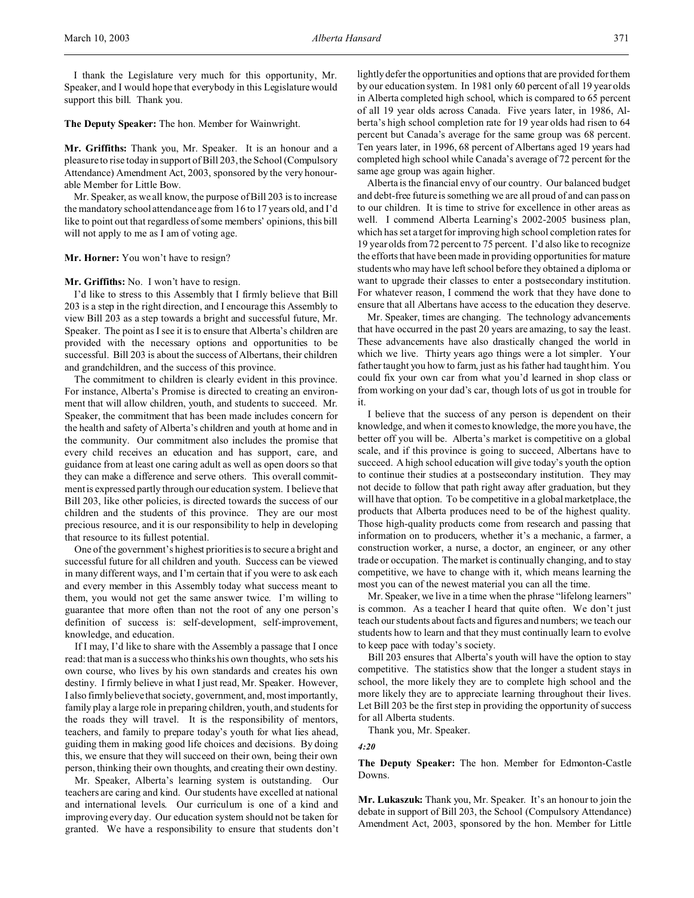I thank the Legislature very much for this opportunity, Mr. Speaker, and I would hope that everybody in this Legislature would support this bill. Thank you.

**The Deputy Speaker:** The hon. Member for Wainwright.

**Mr. Griffiths:** Thank you, Mr. Speaker. It is an honour and a pleasure to rise today in support of Bill 203, the School (Compulsory Attendance) Amendment Act, 2003, sponsored by the very honourable Member for Little Bow.

Mr. Speaker, as we all know, the purpose of Bill 203 is to increase the mandatory school attendance age from 16 to 17 years old, and I'd like to point out that regardless of some members' opinions, this bill will not apply to me as I am of voting age.

**Mr. Horner:** You won't have to resign?

**Mr. Griffiths:** No. I won't have to resign.

I'd like to stress to this Assembly that I firmly believe that Bill 203 is a step in the right direction, and I encourage this Assembly to view Bill 203 as a step towards a bright and successful future, Mr. Speaker. The point as I see it is to ensure that Alberta's children are provided with the necessary options and opportunities to be successful. Bill 203 is about the success of Albertans, their children and grandchildren, and the success of this province.

The commitment to children is clearly evident in this province. For instance, Alberta's Promise is directed to creating an environment that will allow children, youth, and students to succeed. Mr. Speaker, the commitment that has been made includes concern for the health and safety of Alberta's children and youth at home and in the community. Our commitment also includes the promise that every child receives an education and has support, care, and guidance from at least one caring adult as well as open doors so that they can make a difference and serve others. This overall commitment is expressed partly through our education system. I believe that Bill 203, like other policies, is directed towards the success of our children and the students of this province. They are our most precious resource, and it is our responsibility to help in developing that resource to its fullest potential.

One of the government's highest priorities is to secure a bright and successful future for all children and youth. Success can be viewed in many different ways, and I'm certain that if you were to ask each and every member in this Assembly today what success meant to them, you would not get the same answer twice. I'm willing to guarantee that more often than not the root of any one person's definition of success is: self-development, self-improvement, knowledge, and education.

If I may, I'd like to share with the Assembly a passage that I once read: that man is a success who thinks his own thoughts, who sets his own course, who lives by his own standards and creates his own destiny. I firmly believe in what I just read, Mr. Speaker. However, I also firmly believe that society, government, and, most importantly, family play a large role in preparing children, youth, and students for the roads they will travel. It is the responsibility of mentors, teachers, and family to prepare today's youth for what lies ahead, guiding them in making good life choices and decisions. By doing this, we ensure that they will succeed on their own, being their own person, thinking their own thoughts, and creating their own destiny.

Mr. Speaker, Alberta's learning system is outstanding. Our teachers are caring and kind. Our students have excelled at national and international levels. Our curriculum is one of a kind and improving every day. Our education system should not be taken for granted. We have a responsibility to ensure that students don't lightly defer the opportunities and options that are provided for them by our education system. In 1981 only 60 percent of all 19 year olds in Alberta completed high school, which is compared to 65 percent of all 19 year olds across Canada. Five years later, in 1986, Alberta's high school completion rate for 19 year olds had risen to 64 percent but Canada's average for the same group was 68 percent. Ten years later, in 1996, 68 percent of Albertans aged 19 years had completed high school while Canada's average of 72 percent for the same age group was again higher.

Alberta is the financial envy of our country. Our balanced budget and debt-free future is something we are all proud of and can pass on to our children. It is time to strive for excellence in other areas as well. I commend Alberta Learning's 2002-2005 business plan, which has set a target for improving high school completion rates for 19 year olds from 72 percent to 75 percent. I'd also like to recognize the efforts that have been made in providing opportunities for mature students who may have left school before they obtained a diploma or want to upgrade their classes to enter a postsecondary institution. For whatever reason, I commend the work that they have done to ensure that all Albertans have access to the education they deserve.

Mr. Speaker, times are changing. The technology advancements that have occurred in the past 20 years are amazing, to say the least. These advancements have also drastically changed the world in which we live. Thirty years ago things were a lot simpler. Your father taught you how to farm, just as his father had taught him. You could fix your own car from what you'd learned in shop class or from working on your dad's car, though lots of us got in trouble for it.

I believe that the success of any person is dependent on their knowledge, and when it comes to knowledge, the more you have, the better off you will be. Alberta's market is competitive on a global scale, and if this province is going to succeed, Albertans have to succeed. A high school education will give today's youth the option to continue their studies at a postsecondary institution. They may not decide to follow that path right away after graduation, but they will have that option. To be competitive in a global marketplace, the products that Alberta produces need to be of the highest quality. Those high-quality products come from research and passing that information on to producers, whether it's a mechanic, a farmer, a construction worker, a nurse, a doctor, an engineer, or any other trade or occupation. The market is continually changing, and to stay competitive, we have to change with it, which means learning the most you can of the newest material you can all the time.

Mr. Speaker, we live in a time when the phrase "lifelong learners" is common. As a teacher I heard that quite often. We don't just teach our students about facts and figures and numbers; we teach our students how to learn and that they must continually learn to evolve to keep pace with today's society.

Bill 203 ensures that Alberta's youth will have the option to stay competitive. The statistics show that the longer a student stays in school, the more likely they are to complete high school and the more likely they are to appreciate learning throughout their lives. Let Bill 203 be the first step in providing the opportunity of success for all Alberta students.

Thank you, Mr. Speaker.

*4:20*

**The Deputy Speaker:** The hon. Member for Edmonton-Castle Downs.

**Mr. Lukaszuk:** Thank you, Mr. Speaker. It's an honour to join the debate in support of Bill 203, the School (Compulsory Attendance) Amendment Act, 2003, sponsored by the hon. Member for Little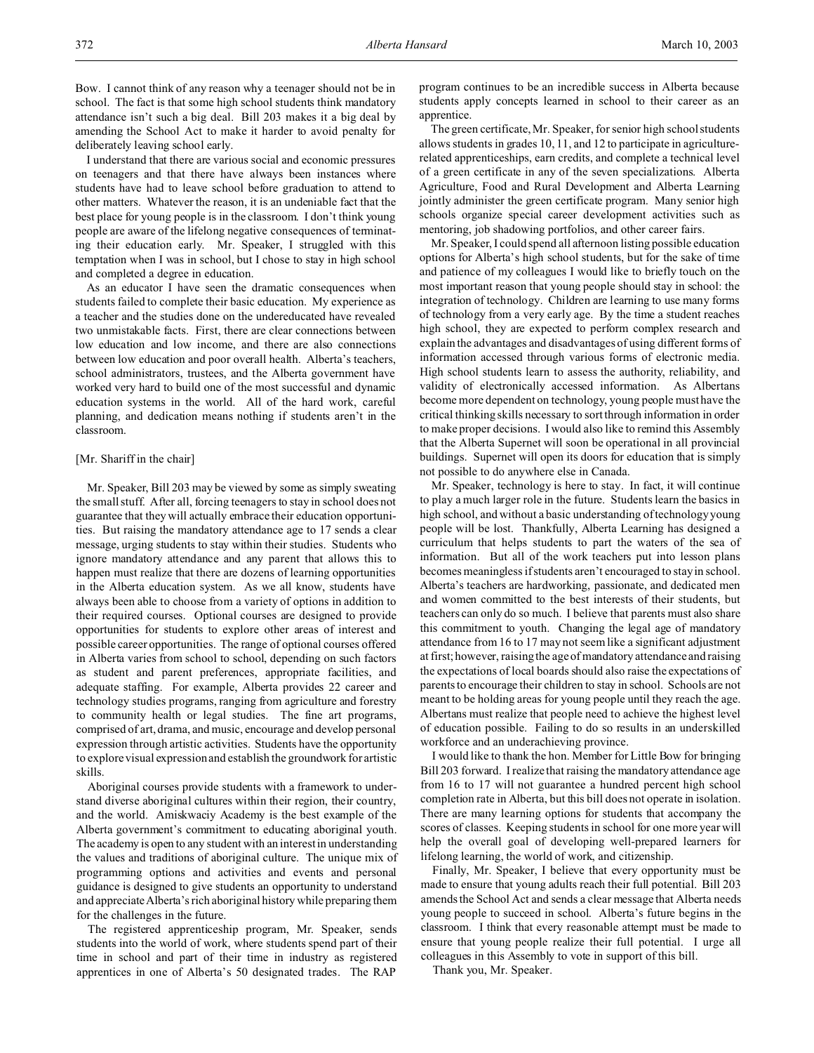Bow. I cannot think of any reason why a teenager should not be in school. The fact is that some high school students think mandatory attendance isn't such a big deal. Bill 203 makes it a big deal by amending the School Act to make it harder to avoid penalty for deliberately leaving school early.

I understand that there are various social and economic pressures on teenagers and that there have always been instances where students have had to leave school before graduation to attend to other matters. Whatever the reason, it is an undeniable fact that the best place for young people is in the classroom. I don't think young people are aware of the lifelong negative consequences of terminating their education early. Mr. Speaker, I struggled with this temptation when I was in school, but I chose to stay in high school and completed a degree in education.

As an educator I have seen the dramatic consequences when students failed to complete their basic education. My experience as a teacher and the studies done on the undereducated have revealed two unmistakable facts. First, there are clear connections between low education and low income, and there are also connections between low education and poor overall health. Alberta's teachers, school administrators, trustees, and the Alberta government have worked very hard to build one of the most successful and dynamic education systems in the world. All of the hard work, careful planning, and dedication means nothing if students aren't in the classroom.

[Mr. Shariff in the chair]

Mr. Speaker, Bill 203 may be viewed by some as simply sweating the small stuff. After all, forcing teenagers to stay in school does not guarantee that they will actually embrace their education opportunities. But raising the mandatory attendance age to 17 sends a clear message, urging students to stay within their studies. Students who ignore mandatory attendance and any parent that allows this to happen must realize that there are dozens of learning opportunities in the Alberta education system. As we all know, students have always been able to choose from a variety of options in addition to their required courses. Optional courses are designed to provide opportunities for students to explore other areas of interest and possible career opportunities. The range of optional courses offered in Alberta varies from school to school, depending on such factors as student and parent preferences, appropriate facilities, and adequate staffing. For example, Alberta provides 22 career and technology studies programs, ranging from agriculture and forestry to community health or legal studies. The fine art programs, comprised of art, drama, and music, encourage and develop personal expression through artistic activities. Students have the opportunity to explore visual expression and establish the groundwork for artistic skills.

Aboriginal courses provide students with a framework to understand diverse aboriginal cultures within their region, their country, and the world. Amiskwaciy Academy is the best example of the Alberta government's commitment to educating aboriginal youth. The academy is open to any student with an interest in understanding the values and traditions of aboriginal culture. The unique mix of programming options and activities and events and personal guidance is designed to give students an opportunity to understand and appreciate Alberta's rich aboriginal history while preparing them for the challenges in the future.

The registered apprenticeship program, Mr. Speaker, sends students into the world of work, where students spend part of their time in school and part of their time in industry as registered apprentices in one of Alberta's 50 designated trades. The RAP program continues to be an incredible success in Alberta because students apply concepts learned in school to their career as an apprentice.

The green certificate, Mr. Speaker, for senior high school students allows students in grades 10, 11, and 12 to participate in agriculture-related apprenticeships, earn credits, and complete a technical level of a green certificate in any of the seven specializations. Alberta Agriculture, Food and Rural Development and Alberta Learning jointly administer the green certificate program. Many senior high schools organize special career development activities such as mentoring, job shadowing portfolios, and other career fairs.

Mr. Speaker, I could spend all afternoon listing possible education options for Alberta's high school students, but for the sake of time and patience of my colleagues I would like to briefly touch on the most important reason that young people should stay in school: the integration of technology. Children are learning to use many forms of technology from a very early age. By the time a student reaches high school, they are expected to perform complex research and explain the advantages and disadvantages of using different forms of information accessed through various forms of electronic media. High school students learn to assess the authority, reliability, and validity of electronically accessed information. As Albertans become more dependent on technology, young people must have the critical thinking skills necessary to sort through information in order to make proper decisions. I would also like to remind this Assembly that the Alberta Supernet will soon be operational in all provincial buildings. Supernet will open its doors for education that is simply not possible to do anywhere else in Canada.

Mr. Speaker, technology is here to stay. In fact, it will continue to play a much larger role in the future. Students learn the basics in high school, and without a basic understanding of technology young people will be lost. Thankfully, Alberta Learning has designed a curriculum that helps students to part the waters of the sea of information. But all of the work teachers put into lesson plans becomes meaningless if students aren't encouraged to stay in school. Alberta's teachers are hardworking, passionate, and dedicated men and women committed to the best interests of their students, but teachers can only do so much. I believe that parents must also share this commitment to youth. Changing the legal age of mandatory attendance from 16 to 17 may not seem like a significant adjustment at first; however, raising the age of mandatory attendance and raising the expectations of local boards should also raise the expectations of parents to encourage their children to stay in school. Schools are not meant to be holding areas for young people until they reach the age. Albertans must realize that people need to achieve the highest level of education possible. Failing to do so results in an underskilled workforce and an underachieving province.

I would like to thank the hon. Member for Little Bow for bringing Bill 203 forward. I realize that raising the mandatory attendance age from 16 to 17 will not guarantee a hundred percent high school completion rate in Alberta, but this bill does not operate in isolation. There are many learning options for students that accompany the scores of classes. Keeping students in school for one more year will help the overall goal of developing well-prepared learners for lifelong learning, the world of work, and citizenship.

Finally, Mr. Speaker, I believe that every opportunity must be made to ensure that young adults reach their full potential. Bill 203 amends the School Act and sends a clear message that Alberta needs young people to succeed in school. Alberta's future begins in the classroom. I think that every reasonable attempt must be made to ensure that young people realize their full potential. I urge all colleagues in this Assembly to vote in support of this bill.

Thank you, Mr. Speaker.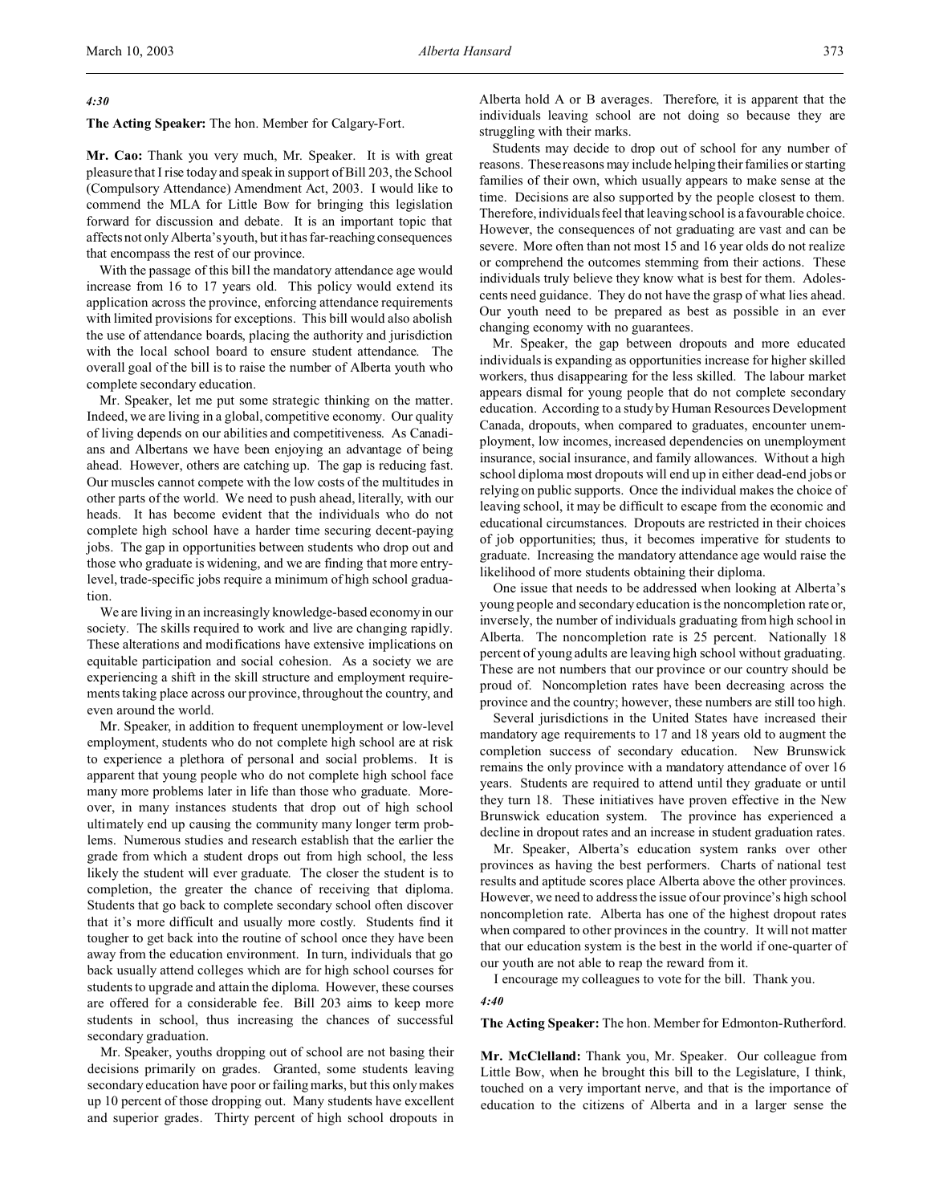*4:30*

**The Acting Speaker:** The hon. Member for Calgary-Fort.

**Mr. Cao:** Thank you very much, Mr. Speaker. It is with great pleasure that I rise today and speak in support of Bill 203, the School (Compulsory Attendance) Amendment Act, 2003. I would like to commend the MLA for Little Bow for bringing this legislation forward for discussion and debate. It is an important topic that affects not only Alberta's youth, but it has far-reaching consequences that encompass the rest of our province.

With the passage of this bill the mandatory attendance age would increase from 16 to 17 years old. This policy would extend its application across the province, enforcing attendance requirements with limited provisions for exceptions. This bill would also abolish the use of attendance boards, placing the authority and jurisdiction with the local school board to ensure student attendance. The overall goal of the bill is to raise the number of Alberta youth who complete secondary education.

Mr. Speaker, let me put some strategic thinking on the matter. Indeed, we are living in a global, competitive economy. Our quality of living depends on our abilities and competitiveness. As Canadians and Albertans we have been enjoying an advantage of being ahead. However, others are catching up. The gap is reducing fast. Our muscles cannot compete with the low costs of the multitudes in other parts of the world. We need to push ahead, literally, with our heads. It has become evident that the individuals who do not complete high school have a harder time securing decent-paying jobs. The gap in opportunities between students who drop out and those who graduate is widening, and we are finding that more entry-level, trade-specific jobs require a minimum of high school graduation.

We are living in an increasingly knowledge-based economy in our society. The skills required to work and live are changing rapidly. These alterations and modifications have extensive implications on equitable participation and social cohesion. As a society we are experiencing a shift in the skill structure and employment requirements taking place across our province, throughout the country, and even around the world.

Mr. Speaker, in addition to frequent unemployment or low-level employment, students who do not complete high school are at risk to experience a plethora of personal and social problems. It is apparent that young people who do not complete high school face many more problems later in life than those who graduate. Moreover, in many instances students that drop out of high school ultimately end up causing the community many longer term problems. Numerous studies and research establish that the earlier the grade from which a student drops out from high school, the less likely the student will ever graduate. The closer the student is to completion, the greater the chance of receiving that diploma. Students that go back to complete secondary school often discover that it's more difficult and usually more costly. Students find it tougher to get back into the routine of school once they have been away from the education environment. In turn, individuals that go back usually attend colleges which are for high school courses for students to upgrade and attain the diploma. However, these courses are offered for a considerable fee. Bill 203 aims to keep more students in school, thus increasing the chances of successful secondary graduation.

Mr. Speaker, youths dropping out of school are not basing their decisions primarily on grades. Granted, some students leaving secondary education have poor or failing marks, but this only makes up 10 percent of those dropping out. Many students have excellent and superior grades. Thirty percent of high school dropouts in Alberta hold A or B averages. Therefore, it is apparent that the individuals leaving school are not doing so because they are struggling with their marks.

Students may decide to drop out of school for any number of reasons. These reasons may include helping their families or starting families of their own, which usually appears to make sense at the time. Decisions are also supported by the people closest to them. Therefore, individuals feel that leaving school is a favourable choice. However, the consequences of not graduating are vast and can be severe. More often than not most 15 and 16 year olds do not realize or comprehend the outcomes stemming from their actions. These individuals truly believe they know what is best for them. Adolescents need guidance. They do not have the grasp of what lies ahead. Our youth need to be prepared as best as possible in an ever changing economy with no guarantees.

Mr. Speaker, the gap between dropouts and more educated individuals is expanding as opportunities increase for higher skilled workers, thus disappearing for the less skilled. The labour market appears dismal for young people that do not complete secondary education. According to a study by Human Resources Development Canada, dropouts, when compared to graduates, encounter unemployment, low incomes, increased dependencies on unemployment insurance, social insurance, and family allowances. Without a high school diploma most dropouts will end up in either dead-end jobs or relying on public supports. Once the individual makes the choice of leaving school, it may be difficult to escape from the economic and educational circumstances. Dropouts are restricted in their choices of job opportunities; thus, it becomes imperative for students to graduate. Increasing the mandatory attendance age would raise the likelihood of more students obtaining their diploma.

One issue that needs to be addressed when looking at Alberta's young people and secondary education is the noncompletion rate or, inversely, the number of individuals graduating from high school in Alberta. The noncompletion rate is 25 percent. Nationally 18 percent of young adults are leaving high school without graduating. These are not numbers that our province or our country should be proud of. Noncompletion rates have been decreasing across the province and the country; however, these numbers are still too high.

Several jurisdictions in the United States have increased their mandatory age requirements to 17 and 18 years old to augment the completion success of secondary education. New Brunswick remains the only province with a mandatory attendance of over 16 years. Students are required to attend until they graduate or until they turn 18. These initiatives have proven effective in the New Brunswick education system. The province has experienced a decline in dropout rates and an increase in student graduation rates.

Mr. Speaker, Alberta's education system ranks over other provinces as having the best performers. Charts of national test results and aptitude scores place Alberta above the other provinces. However, we need to address the issue of our province's high school noncompletion rate. Alberta has one of the highest dropout rates when compared to other provinces in the country. It will not matter that our education system is the best in the world if one-quarter of our youth are not able to reap the reward from it.

I encourage my colleagues to vote for the bill. Thank you.

*4:40*

**The Acting Speaker:** The hon. Member for Edmonton-Rutherford.

**Mr. McClelland:** Thank you, Mr. Speaker. Our colleague from Little Bow, when he brought this bill to the Legislature, I think, touched on a very important nerve, and that is the importance of education to the citizens of Alberta and in a larger sense the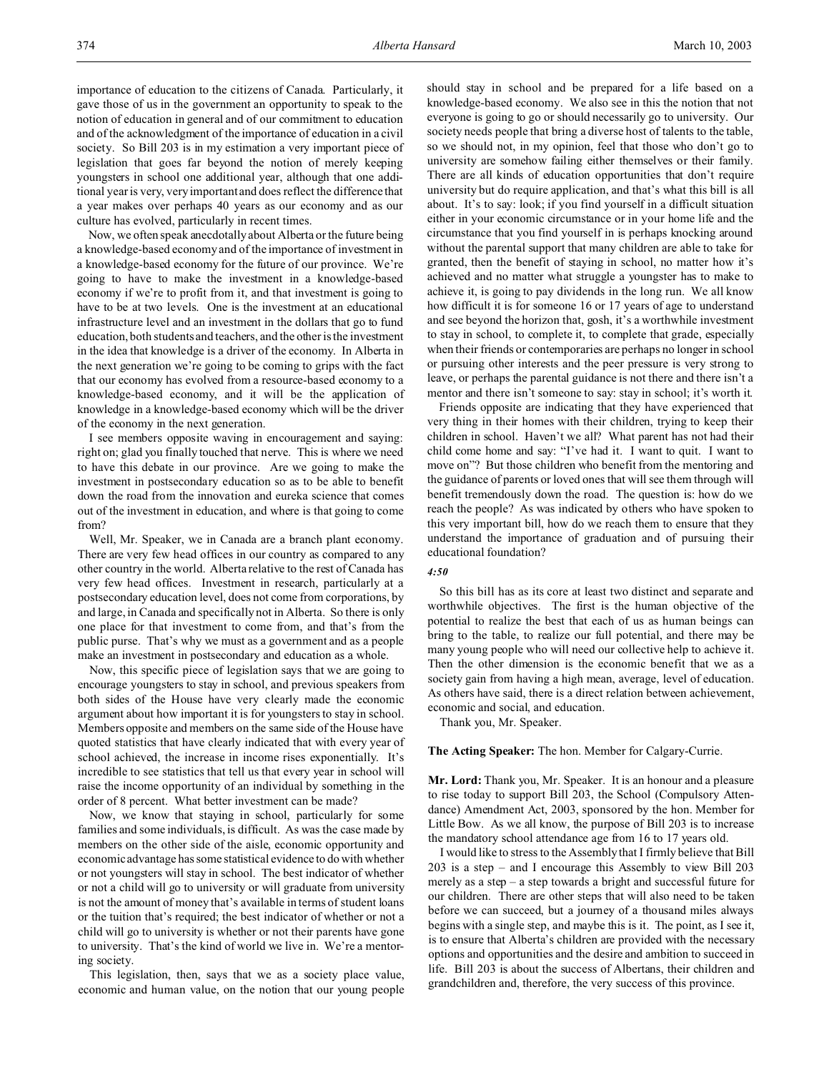importance of education to the citizens of Canada. Particularly, it gave those of us in the government an opportunity to speak to the notion of education in general and of our commitment to education and of the acknowledgment of the importance of education in a civil society. So Bill 203 is in my estimation a very important piece of legislation that goes far beyond the notion of merely keeping youngsters in school one additional year, although that one additional year is very, very important and does reflect the difference that a year makes over perhaps 40 years as our economy and as our culture has evolved, particularly in recent times.

Now, we often speak anecdotally about Alberta or the future being a knowledge-based economy and of the importance of investment in a knowledge-based economy for the future of our province. We're going to have to make the investment in a knowledge-based economy if we're to profit from it, and that investment is going to have to be at two levels. One is the investment at an educational infrastructure level and an investment in the dollars that go to fund education, both students and teachers, and the other is the investment in the idea that knowledge is a driver of the economy. In Alberta in the next generation we're going to be coming to grips with the fact that our economy has evolved from a resource-based economy to a knowledge-based economy, and it will be the application of knowledge in a knowledge-based economy which will be the driver of the economy in the next generation.

I see members opposite waving in encouragement and saying: right on; glad you finally touched that nerve. This is where we need to have this debate in our province. Are we going to make the investment in postsecondary education so as to be able to benefit down the road from the innovation and eureka science that comes out of the investment in education, and where is that going to come from?

Well, Mr. Speaker, we in Canada are a branch plant economy. There are very few head offices in our country as compared to any other country in the world. Alberta relative to the rest of Canada has very few head offices. Investment in research, particularly at a postsecondary education level, does not come from corporations, by and large, in Canada and specifically not in Alberta. So there is only one place for that investment to come from, and that's from the public purse. That's why we must as a government and as a people make an investment in postsecondary and education as a whole.

Now, this specific piece of legislation says that we are going to encourage youngsters to stay in school, and previous speakers from both sides of the House have very clearly made the economic argument about how important it is for youngsters to stay in school. Members opposite and members on the same side of the House have quoted statistics that have clearly indicated that with every year of school achieved, the increase in income rises exponentially. It's incredible to see statistics that tell us that every year in school will raise the income opportunity of an individual by something in the order of 8 percent. What better investment can be made?

Now, we know that staying in school, particularly for some families and some individuals, is difficult. As was the case made by members on the other side of the aisle, economic opportunity and economic advantage has some statistical evidence to do with whether or not youngsters will stay in school. The best indicator of whether or not a child will go to university or will graduate from university is not the amount of money that's available in terms of student loans or the tuition that's required; the best indicator of whether or not a child will go to university is whether or not their parents have gone to university. That's the kind of world we live in. We're a mentoring society.

This legislation, then, says that we as a society place value, economic and human value, on the notion that our young people should stay in school and be prepared for a life based on a knowledge-based economy. We also see in this the notion that not everyone is going to go or should necessarily go to university. Our society needs people that bring a diverse host of talents to the table, so we should not, in my opinion, feel that those who don't go to university are somehow failing either themselves or their family. There are all kinds of education opportunities that don't require university but do require application, and that's what this bill is all about. It's to say: look; if you find yourself in a difficult situation either in your economic circumstance or in your home life and the circumstance that you find yourself in is perhaps knocking around without the parental support that many children are able to take for granted, then the benefit of staying in school, no matter how it's achieved and no matter what struggle a youngster has to make to achieve it, is going to pay dividends in the long run. We all know how difficult it is for someone 16 or 17 years of age to understand and see beyond the horizon that, gosh, it's a worthwhile investment to stay in school, to complete it, to complete that grade, especially when their friends or contemporaries are perhaps no longer in school or pursuing other interests and the peer pressure is very strong to leave, or perhaps the parental guidance is not there and there isn't a mentor and there isn't someone to say: stay in school; it's worth it.

Friends opposite are indicating that they have experienced that very thing in their homes with their children, trying to keep their children in school. Haven't we all? What parent has not had their child come home and say: "I've had it. I want to quit. I want to move on"? But those children who benefit from the mentoring and the guidance of parents or loved ones that will see them through will benefit tremendously down the road. The question is: how do we reach the people? As was indicated by others who have spoken to this very important bill, how do we reach them to ensure that they understand the importance of graduation and of pursuing their educational foundation?

*4:50*

So this bill has as its core at least two distinct and separate and worthwhile objectives. The first is the human objective of the potential to realize the best that each of us as human beings can bring to the table, to realize our full potential, and there may be many young people who will need our collective help to achieve it. Then the other dimension is the economic benefit that we as a society gain from having a high mean, average, level of education. As others have said, there is a direct relation between achievement, economic and social, and education.

Thank you, Mr. Speaker.

**The Acting Speaker:** The hon. Member for Calgary-Currie.

**Mr. Lord:** Thank you, Mr. Speaker. It is an honour and a pleasure to rise today to support Bill 203, the School (Compulsory Attendance) Amendment Act, 2003, sponsored by the hon. Member for Little Bow. As we all know, the purpose of Bill 203 is to increase the mandatory school attendance age from 16 to 17 years old.

I would like to stress to the Assembly that I firmly believe that Bill 203 is a step – and I encourage this Assembly to view Bill 203 merely as a step – a step towards a bright and successful future for our children. There are other steps that will also need to be taken before we can succeed, but a journey of a thousand miles always begins with a single step, and maybe this is it. The point, as I see it, is to ensure that Alberta's children are provided with the necessary options and opportunities and the desire and ambition to succeed in life. Bill 203 is about the success of Albertans, their children and grandchildren and, therefore, the very success of this province.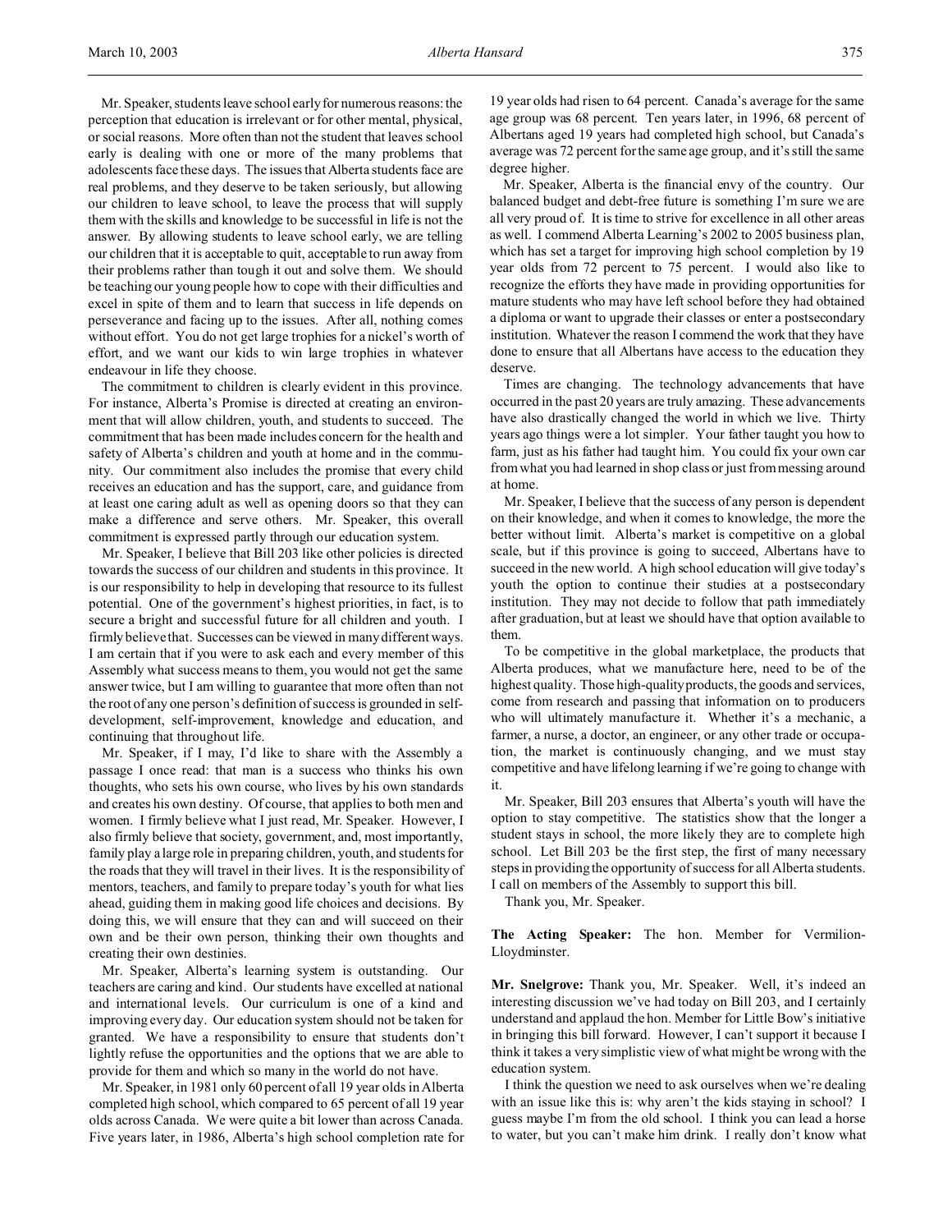Mr. Speaker, students leave school early for numerous reasons: the perception that education is irrelevant or for other mental, physical, or social reasons. More often than not the student that leaves school early is dealing with one or more of the many problems that adolescents face these days. The issues that Alberta students face are real problems, and they deserve to be taken seriously, but allowing our children to leave school, to leave the process that will supply them with the skills and knowledge to be successful in life is not the answer. By allowing students to leave school early, we are telling our children that it is acceptable to quit, acceptable to run away from their problems rather than tough it out and solve them. We should be teaching our young people how to cope with their difficulties and excel in spite of them and to learn that success in life depends on perseverance and facing up to the issues. After all, nothing comes without effort. You do not get large trophies for a nickel's worth of effort, and we want our kids to win large trophies in whatever endeavour in life they choose.

The commitment to children is clearly evident in this province. For instance, Alberta's Promise is directed at creating an environment that will allow children, youth, and students to succeed. The commitment that has been made includes concern for the health and safety of Alberta's children and youth at home and in the community. Our commitment also includes the promise that every child receives an education and has the support, care, and guidance from at least one caring adult as well as opening doors so that they can make a difference and serve others. Mr. Speaker, this overall commitment is expressed partly through our education system.

Mr. Speaker, I believe that Bill 203 like other policies is directed towards the success of our children and students in this province. It is our responsibility to help in developing that resource to its fullest potential. One of the government's highest priorities, in fact, is to secure a bright and successful future for all children and youth. I firmly believe that. Successes can be viewed in many different ways. I am certain that if you were to ask each and every member of this Assembly what success means to them, you would not get the same answer twice, but I am willing to guarantee that more often than not the root of any one person's definition of success is grounded in self-development, self-improvement, knowledge and education, and continuing that throughout life.

Mr. Speaker, if I may, I'd like to share with the Assembly a passage I once read: that man is a success who thinks his own thoughts, who sets his own course, who lives by his own standards and creates his own destiny. Of course, that applies to both men and women. I firmly believe what I just read, Mr. Speaker. However, I also firmly believe that society, government, and, most importantly, family play a large role in preparing children, youth, and students for the roads that they will travel in their lives. It is the responsibility of mentors, teachers, and family to prepare today's youth for what lies ahead, guiding them in making good life choices and decisions. By doing this, we will ensure that they can and will succeed on their own and be their own person, thinking their own thoughts and creating their own destinies.

Mr. Speaker, Alberta's learning system is outstanding. Our teachers are caring and kind. Our students have excelled at national and international levels. Our curriculum is one of a kind and improving every day. Our education system should not be taken for granted. We have a responsibility to ensure that students don't lightly refuse the opportunities and the options that we are able to provide for them and which so many in the world do not have.

Mr. Speaker, in 1981 only 60 percent of all 19 year olds in Alberta completed high school, which compared to 65 percent of all 19 year olds across Canada. We were quite a bit lower than across Canada. Five years later, in 1986, Alberta's high school completion rate for 19 year olds had risen to 64 percent. Canada's average for the same age group was 68 percent. Ten years later, in 1996, 68 percent of Albertans aged 19 years had completed high school, but Canada's average was 72 percent for the same age group, and it's still the same degree higher.

Mr. Speaker, Alberta is the financial envy of the country. Our balanced budget and debt-free future is something I'm sure we are all very proud of. It is time to strive for excellence in all other areas as well. I commend Alberta Learning's 2002 to 2005 business plan, which has set a target for improving high school completion by 19 year olds from 72 percent to 75 percent. I would also like to recognize the efforts they have made in providing opportunities for mature students who may have left school before they had obtained a diploma or want to upgrade their classes or enter a postsecondary institution. Whatever the reason I commend the work that they have done to ensure that all Albertans have access to the education they deserve.

Times are changing. The technology advancements that have occurred in the past 20 years are truly amazing. These advancements have also drastically changed the world in which we live. Thirty years ago things were a lot simpler. Your father taught you how to farm, just as his father had taught him. You could fix your own car from what you had learned in shop class or just from messing around at home.

Mr. Speaker, I believe that the success of any person is dependent on their knowledge, and when it comes to knowledge, the more the better without limit. Alberta's market is competitive on a global scale, but if this province is going to succeed, Albertans have to succeed in the new world. A high school education will give today's youth the option to continue their studies at a postsecondary institution. They may not decide to follow that path immediately after graduation, but at least we should have that option available to them.

To be competitive in the global marketplace, the products that Alberta produces, what we manufacture here, need to be of the highest quality. Those high-quality products, the goods and services, come from research and passing that information on to producers who will ultimately manufacture it. Whether it's a mechanic, a farmer, a nurse, a doctor, an engineer, or any other trade or occupation, the market is continuously changing, and we must stay competitive and have lifelong learning if we're going to change with it.

Mr. Speaker, Bill 203 ensures that Alberta's youth will have the option to stay competitive. The statistics show that the longer a student stays in school, the more likely they are to complete high school. Let Bill 203 be the first step, the first of many necessary steps in providing the opportunity of success for all Alberta students. I call on members of the Assembly to support this bill.

Thank you, Mr. Speaker.

**The Acting Speaker:** The hon. Member for Vermilion-Lloydminster.

**Mr. Snelgrove:** Thank you, Mr. Speaker. Well, it's indeed an interesting discussion we've had today on Bill 203, and I certainly understand and applaud the hon. Member for Little Bow's initiative in bringing this bill forward. However, I can't support it because I think it takes a very simplistic view of what might be wrong with the education system.

I think the question we need to ask ourselves when we're dealing with an issue like this is: why aren't the kids staying in school? I guess maybe I'm from the old school. I think you can lead a horse to water, but you can't make him drink. I really don't know what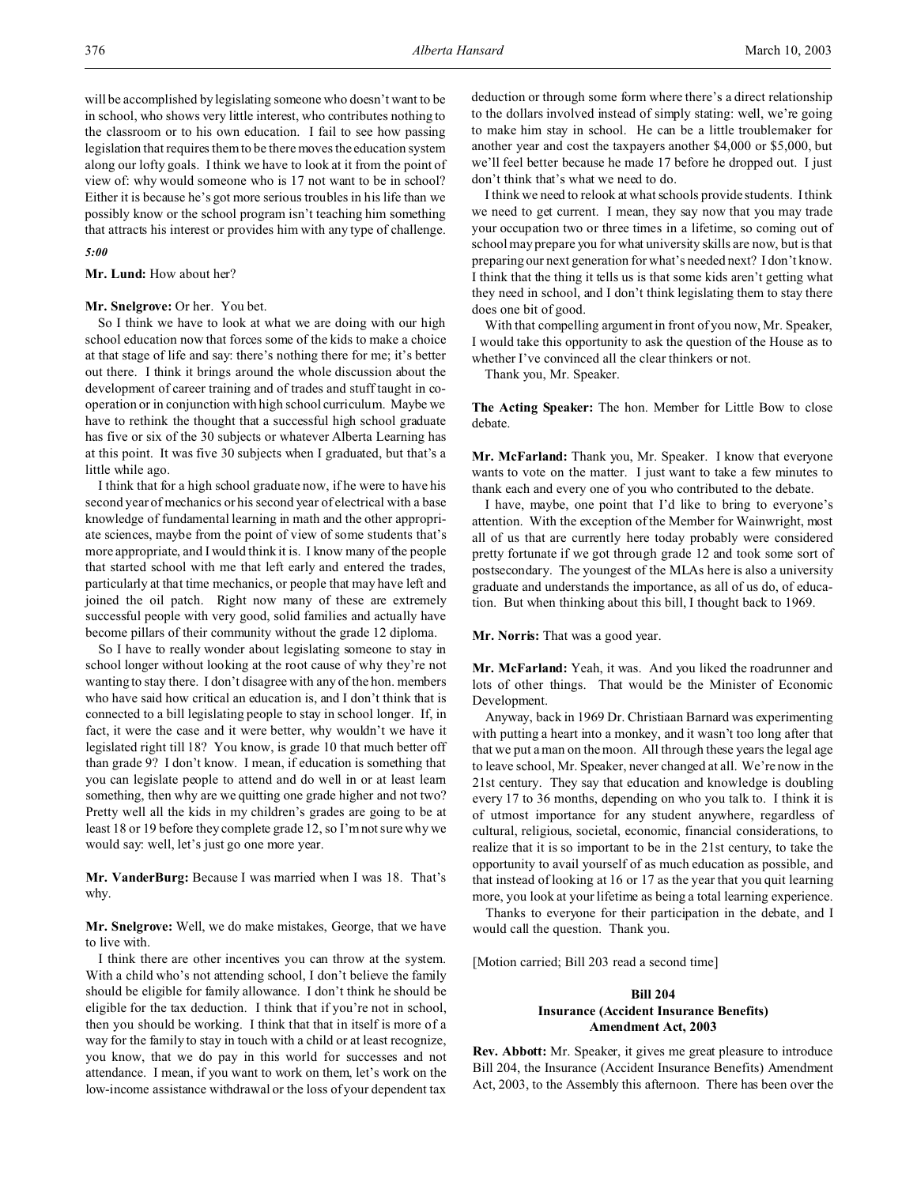will be accomplished by legislating someone who doesn't want to be in school, who shows very little interest, who contributes nothing to the classroom or to his own education. I fail to see how passing legislation that requires them to be there moves the education system along our lofty goals. I think we have to look at it from the point of view of: why would someone who is 17 not want to be in school? Either it is because he's got more serious troubles in his life than we possibly know or the school program isn't teaching him something that attracts his interest or provides him with any type of challenge.

*5:00*

**Mr. Lund:** How about her?

**Mr. Snelgrove:** Or her. You bet.

So I think we have to look at what we are doing with our high school education now that forces some of the kids to make a choice at that stage of life and say: there's nothing there for me; it's better out there. I think it brings around the whole discussion about the development of career training and of trades and stuff taught in co-operation or in conjunction with high school curriculum. Maybe we have to rethink the thought that a successful high school graduate has five or six of the 30 subjects or whatever Alberta Learning has at this point. It was five 30 subjects when I graduated, but that's a little while ago.

I think that for a high school graduate now, if he were to have his second year of mechanics or his second year of electrical with a base knowledge of fundamental learning in math and the other appropriate sciences, maybe from the point of view of some students that's more appropriate, and I would think it is. I know many of the people that started school with me that left early and entered the trades, particularly at that time mechanics, or people that may have left and joined the oil patch. Right now many of these are extremely successful people with very good, solid families and actually have become pillars of their community without the grade 12 diploma.

So I have to really wonder about legislating someone to stay in school longer without looking at the root cause of why they're not wanting to stay there. I don't disagree with any of the hon. members who have said how critical an education is, and I don't think that is connected to a bill legislating people to stay in school longer. If, in fact, it were the case and it were better, why wouldn't we have it legislated right till 18? You know, is grade 10 that much better off than grade 9? I don't know. I mean, if education is something that you can legislate people to attend and do well in or at least learn something, then why are we quitting one grade higher and not two? Pretty well all the kids in my children's grades are going to be at least 18 or 19 before they complete grade 12, so I'm not sure why we would say: well, let's just go one more year.

**Mr. VanderBurg:** Because I was married when I was 18. That's why.

**Mr. Snelgrove:** Well, we do make mistakes, George, that we have to live with.

I think there are other incentives you can throw at the system. With a child who's not attending school, I don't believe the family should be eligible for family allowance. I don't think he should be eligible for the tax deduction. I think that if you're not in school, then you should be working. I think that that in itself is more of a way for the family to stay in touch with a child or at least recognize, you know, that we do pay in this world for successes and not attendance. I mean, if you want to work on them, let's work on the low-income assistance withdrawal or the loss of your dependent tax deduction or through some form where there's a direct relationship to the dollars involved instead of simply stating: well, we're going to make him stay in school. He can be a little troublemaker for another year and cost the taxpayers another $4,000 or $5,000, but we'll feel better because he made 17 before he dropped out. I just don't think that's what we need to do.

I think we need to relook at what schools provide students. I think we need to get current. I mean, they say now that you may trade your occupation two or three times in a lifetime, so coming out of school may prepare you for what university skills are now, but is that preparing our next generation for what's needed next? I don't know. I think that the thing it tells us is that some kids aren't getting what they need in school, and I don't think legislating them to stay there does one bit of good.

With that compelling argument in front of you now, Mr. Speaker, I would take this opportunity to ask the question of the House as to whether I've convinced all the clear thinkers or not.

Thank you, Mr. Speaker.

**The Acting Speaker:** The hon. Member for Little Bow to close debate.

**Mr. McFarland:** Thank you, Mr. Speaker. I know that everyone wants to vote on the matter. I just want to take a few minutes to thank each and every one of you who contributed to the debate.

I have, maybe, one point that I'd like to bring to everyone's attention. With the exception of the Member for Wainwright, most all of us that are currently here today probably were considered pretty fortunate if we got through grade 12 and took some sort of postsecondary. The youngest of the MLAs here is also a university graduate and understands the importance, as all of us do, of education. But when thinking about this bill, I thought back to 1969.

**Mr. Norris:** That was a good year.

**Mr. McFarland:** Yeah, it was. And you liked the roadrunner and lots of other things. That would be the Minister of Economic Development.

Anyway, back in 1969 Dr. Christiaan Barnard was experimenting with putting a heart into a monkey, and it wasn't too long after that that we put a man on the moon. All through these years the legal age to leave school, Mr. Speaker, never changed at all. We're now in the 21st century. They say that education and knowledge is doubling every 17 to 36 months, depending on who you talk to. I think it is of utmost importance for any student anywhere, regardless of cultural, religious, societal, economic, financial considerations, to realize that it is so important to be in the 21st century, to take the opportunity to avail yourself of as much education as possible, and that instead of looking at 16 or 17 as the year that you quit learning more, you look at your lifetime as being a total learning experience.

Thanks to everyone for their participation in the debate, and I would call the question. Thank you.

[Motion carried; Bill 203 read a second time]

### Bill 204
### Insurance (Accident Insurance Benefits) Amendment Act, 2003

**Rev. Abbott:** Mr. Speaker, it gives me great pleasure to introduce Bill 204, the Insurance (Accident Insurance Benefits) Amendment Act, 2003, to the Assembly this afternoon. There has been over the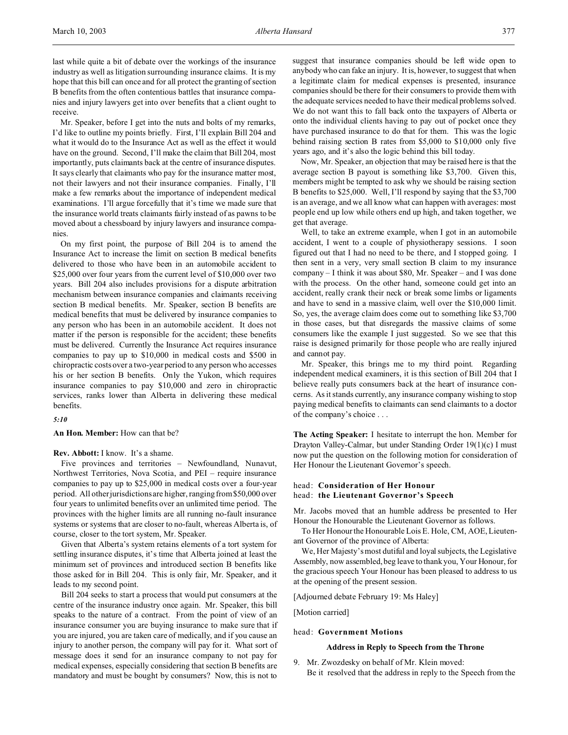last while quite a bit of debate over the workings of the insurance industry as well as litigation surrounding insurance claims. It is my hope that this bill can once and for all protect the granting of section B benefits from the often contentious battles that insurance companies and injury lawyers get into over benefits that a client ought to receive.

Mr. Speaker, before I get into the nuts and bolts of my remarks, I'd like to outline my points briefly. First, I'll explain Bill 204 and what it would do to the Insurance Act as well as the effect it would have on the ground. Second, I'll make the claim that Bill 204, most importantly, puts claimants back at the centre of insurance disputes. It says clearly that claimants who pay for the insurance matter most, not their lawyers and not their insurance companies. Finally, I'll make a few remarks about the importance of independent medical examinations. I'll argue forcefully that it's time we made sure that the insurance world treats claimants fairly instead of as pawns to be moved about a chessboard by injury lawyers and insurance companies.

On my first point, the purpose of Bill 204 is to amend the Insurance Act to increase the limit on section B medical benefits delivered to those who have been in an automobile accident to $25,000 over four years from the current level of $10,000 over two years. Bill 204 also includes provisions for a dispute arbitration mechanism between insurance companies and claimants receiving section B medical benefits. Mr. Speaker, section B benefits are medical benefits that must be delivered by insurance companies to any person who has been in an automobile accident. It does not matter if the person is responsible for the accident; these benefits must be delivered. Currently the Insurance Act requires insurance companies to pay up to $10,000 in medical costs and $500 in chiropractic costs over a two-year period to any person who accesses his or her section B benefits. Only the Yukon, which requires insurance companies to pay $10,000 and zero in chiropractic services, ranks lower than Alberta in delivering these medical benefits.

*5:10*

**An Hon. Member:** How can that be?

**Rev. Abbott:** I know. It's a shame.

Five provinces and territories – Newfoundland, Nunavut, Northwest Territories, Nova Scotia, and PEI – require insurance companies to pay up to $25,000 in medical costs over a four-year period. All other jurisdictions are higher, ranging from $50,000 over four years to unlimited benefits over an unlimited time period. The provinces with the higher limits are all running no-fault insurance systems or systems that are closer to no-fault, whereas Alberta is, of course, closer to the tort system, Mr. Speaker.

Given that Alberta's system retains elements of a tort system for settling insurance disputes, it's time that Alberta joined at least the minimum set of provinces and introduced section B benefits like those asked for in Bill 204. This is only fair, Mr. Speaker, and it leads to my second point.

Bill 204 seeks to start a process that would put consumers at the centre of the insurance industry once again. Mr. Speaker, this bill speaks to the nature of a contract. From the point of view of an insurance consumer you are buying insurance to make sure that if you are injured, you are taken care of medically, and if you cause an injury to another person, the company will pay for it. What sort of message does it send for an insurance company to not pay for medical expenses, especially considering that section B benefits are mandatory and must be bought by consumers? Now, this is not to suggest that insurance companies should be left wide open to anybody who can fake an injury. It is, however, to suggest that when a legitimate claim for medical expenses is presented, insurance companies should be there for their consumers to provide them with the adequate services needed to have their medical problems solved. We do not want this to fall back onto the taxpayers of Alberta or onto the individual clients having to pay out of pocket once they have purchased insurance to do that for them. This was the logic behind raising section B rates from $5,000 to $10,000 only five years ago, and it's also the logic behind this bill today.

Now, Mr. Speaker, an objection that may be raised here is that the average section B payout is something like $3,700. Given this, members might be tempted to ask why we should be raising section B benefits to $25,000. Well, I'll respond by saying that the $3,700 is an average, and we all know what can happen with averages: most people end up low while others end up high, and taken together, we get that average.

Well, to take an extreme example, when I got in an automobile accident, I went to a couple of physiotherapy sessions. I soon figured out that I had no need to be there, and I stopped going. I then sent in a very, very small section B claim to my insurance company – I think it was about $80, Mr. Speaker – and I was done with the process. On the other hand, someone could get into an accident, really crank their neck or break some limbs or ligaments and have to send in a massive claim, well over the $10,000 limit. So, yes, the average claim does come out to something like $3,700 in those cases, but that disregards the massive claims of some consumers like the example I just suggested. So we see that this raise is designed primarily for those people who are really injured and cannot pay.

Mr. Speaker, this brings me to my third point. Regarding independent medical examiners, it is this section of Bill 204 that I believe really puts consumers back at the heart of insurance concerns. As it stands currently, any insurance company wishing to stop paying medical benefits to claimants can send claimants to a doctor of the company's choice . . .

**The Acting Speaker:** I hesitate to interrupt the hon. Member for Drayton Valley-Calmar, but under Standing Order 19(1)(c) I must now put the question on the following motion for consideration of Her Honour the Lieutenant Governor's speech.

head: **Consideration of Her Honour**
head: **the Lieutenant Governor's Speech**

Mr. Jacobs moved that an humble address be presented to Her Honour the Honourable the Lieutenant Governor as follows.

To Her Honour the Honourable Lois E. Hole, CM, AOE, Lieutenant Governor of the province of Alberta:

We, Her Majesty's most dutiful and loyal subjects, the Legislative Assembly, now assembled, beg leave to thank you, Your Honour, for the gracious speech Your Honour has been pleased to address to us at the opening of the present session.

[Adjourned debate February 19: Ms Haley]

[Motion carried]

head: **Government Motions**

**Address in Reply to Speech from the Throne**

9. Mr. Zwozdesky on behalf of Mr. Klein moved:
Be it resolved that the address in reply to the Speech from the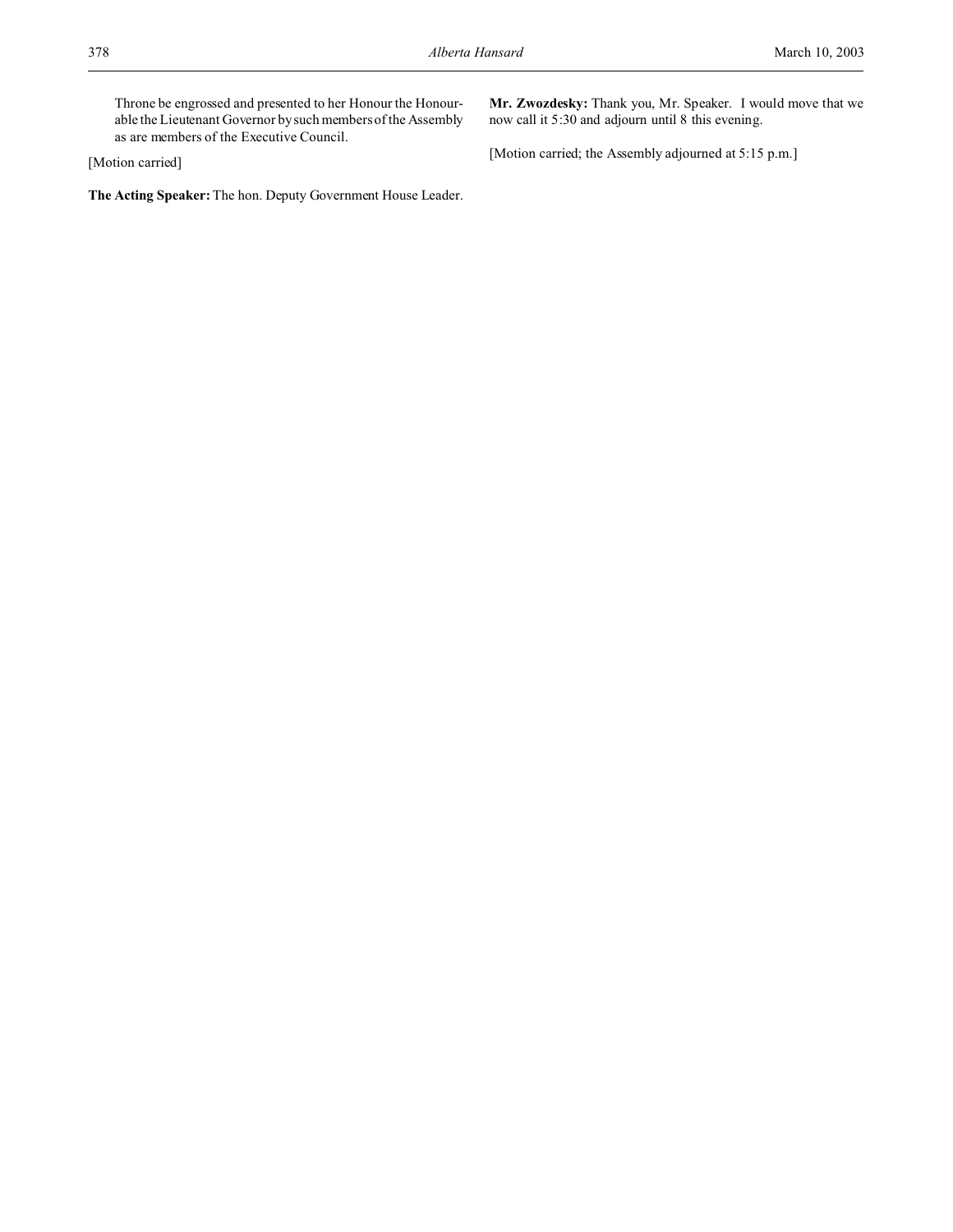Throne be engrossed and presented to her Honour the Honourable the Lieutenant Governor by such members of the Assembly as are members of the Executive Council.

[Motion carried]

**The Acting Speaker:** The hon. Deputy Government House Leader.

**Mr. Zwozdesky:** Thank you, Mr. Speaker. I would move that we now call it 5:30 and adjourn until 8 this evening.

[Motion carried; the Assembly adjourned at 5:15 p.m.]